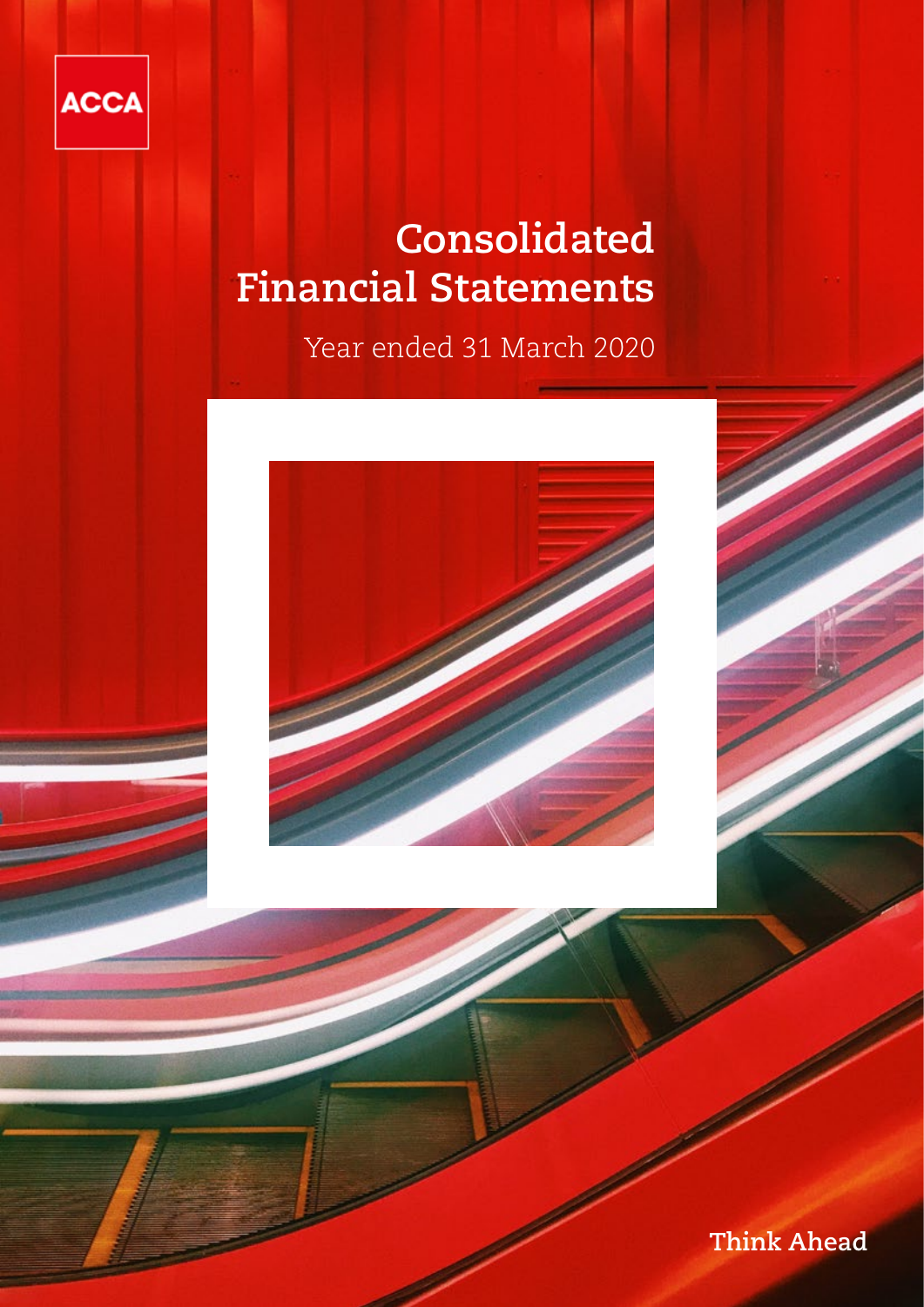ACCA

# Consolidated Financial Statements

Year ended 31 March 2020

Think Ahead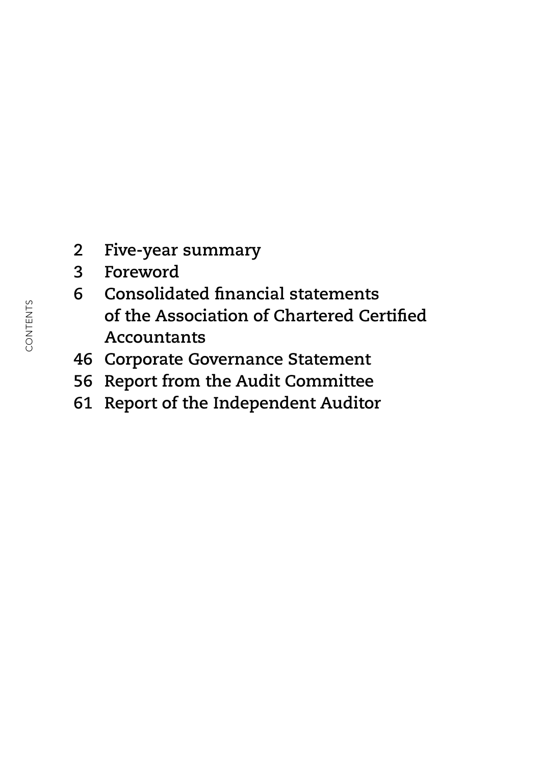# CONTENTS

2 Five-year summary

3 Foreword

6 Consolidated financial statements of the Association of Chartered Certified Accountants

46 Corporate Governance Statement

56 Report from the Audit Committee

61 Report of the Independent Auditor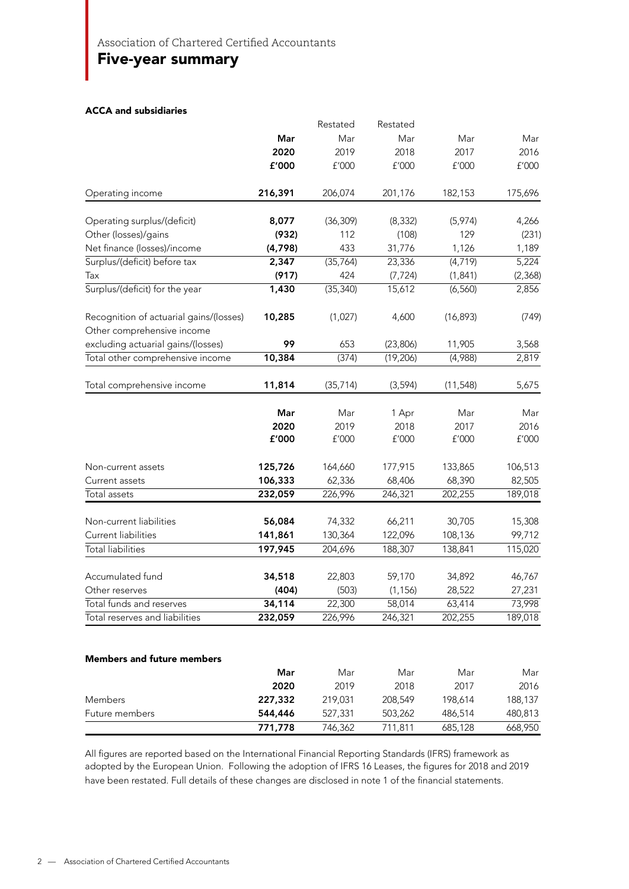Association of Chartered Certified Accountants

# Five-year summary

### ACCA and subsidiaries

| | Mar 2020 £'000 | Restated Mar 2019 £'000 | Restated Mar 2018 £'000 | Mar 2017 £'000 | Mar 2016 £'000 |
|---|---|---|---|---|---|
| Operating income | **216,391** | 206,074 | 201,176 | 182,153 | 175,696 |
| Operating surplus/(deficit) | **8,077** | (36,309) | (8,332) | (5,974) | 4,266 |
| Other (losses)/gains | **(932)** | 112 | (108) | 129 | (231) |
| Net finance (losses)/income | **(4,798)** | 433 | 31,776 | 1,126 | 1,189 |
| Surplus/(deficit) before tax | **2,347** | (35,764) | 23,336 | (4,719) | 5,224 |
| Tax | **(917)** | 424 | (7,724) | (1,841) | (2,368) |
| Surplus/(deficit) for the year | **1,430** | (35,340) | 15,612 | (6,560) | 2,856 |
| Recognition of actuarial gains/(losses) | **10,285** | (1,027) | 4,600 | (16,893) | (749) |
| Other comprehensive income excluding actuarial gains/(losses) | **99** | 653 | (23,806) | 11,905 | 3,568 |
| Total other comprehensive income | **10,384** | (374) | (19,206) | (4,988) | 2,819 |
| Total comprehensive income | **11,814** | (35,714) | (3,594) | (11,548) | 5,675 |

| | Mar 2020 £'000 | Mar 2019 £'000 | 1 Apr 2018 £'000 | Mar 2017 £'000 | Mar 2016 £'000 |
|---|---|---|---|---|---|
| Non-current assets | **125,726** | 164,660 | 177,915 | 133,865 | 106,513 |
| Current assets | **106,333** | 62,336 | 68,406 | 68,390 | 82,505 |
| Total assets | **232,059** | 226,996 | 246,321 | 202,255 | 189,018 |
| Non-current liabilities | **56,084** | 74,332 | 66,211 | 30,705 | 15,308 |
| Current liabilities | **141,861** | 130,364 | 122,096 | 108,136 | 99,712 |
| Total liabilities | **197,945** | 204,696 | 188,307 | 138,841 | 115,020 |
| Accumulated fund | **34,518** | 22,803 | 59,170 | 34,892 | 46,767 |
| Other reserves | **(404)** | (503) | (1,156) | 28,522 | 27,231 |
| Total funds and reserves | **34,114** | 22,300 | 58,014 | 63,414 | 73,998 |
| Total reserves and liabilities | **232,059** | 226,996 | 246,321 | 202,255 | 189,018 |

### Members and future members

| | Mar 2020 | Mar 2019 | Mar 2018 | Mar 2017 | Mar 2016 |
|---|---|---|---|---|---|
| Members | **227,332** | 219,031 | 208,549 | 198,614 | 188,137 |
| Future members | **544,446** | 527,331 | 503,262 | 486,514 | 480,813 |
| | **771,778** | 746,362 | 711,811 | 685,128 | 668,950 |

All figures are reported based on the International Financial Reporting Standards (IFRS) framework as adopted by the European Union. Following the adoption of IFRS 16 Leases, the figures for 2018 and 2019 have been restated. Full details of these changes are disclosed in note 1 of the financial statements.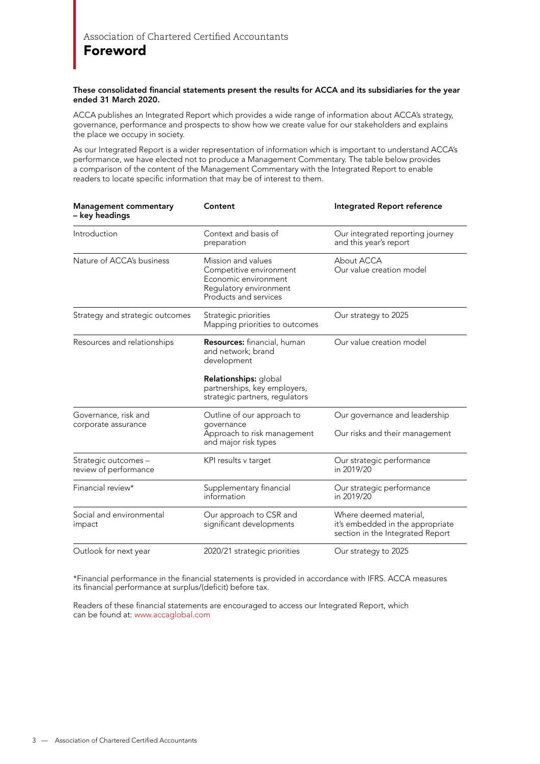Association of Chartered Certified Accountants

# Foreword

**These consolidated financial statements present the results for ACCA and its subsidiaries for the year ended 31 March 2020.**

ACCA publishes an Integrated Report which provides a wide range of information about ACCA's strategy, governance, performance and prospects to show how we create value for our stakeholders and explains the place we occupy in society.

As our Integrated Report is a wider representation of information which is important to understand ACCA's performance, we have elected not to produce a Management Commentary. The table below provides a comparison of the content of the Management Commentary with the Integrated Report to enable readers to locate specific information that may be of interest to them.

| Management commentary – key headings | Content | Integrated Report reference |
|---|---|---|
| Introduction | Context and basis of preparation | Our integrated reporting journey and this year's report |
| Nature of ACCA's business | Mission and values<br>Competitive environment<br>Economic environment<br>Regulatory environment<br>Products and services | About ACCA<br>Our value creation model |
| Strategy and strategic outcomes | Strategic priorities<br>Mapping priorities to outcomes | Our strategy to 2025 |
| Resources and relationships | **Resources:** financial, human and network; brand development<br><br>**Relationships:** global partnerships, key employers, strategic partners, regulators | Our value creation model |
| Governance, risk and corporate assurance | Outline of our approach to governance<br>Approach to risk management and major risk types | Our governance and leadership<br>Our risks and their management |
| Strategic outcomes – review of performance | KPI results v target | Our strategic performance in 2019/20 |
| Financial review* | Supplementary financial information | Our strategic performance in 2019/20 |
| Social and environmental impact | Our approach to CSR and significant developments | Where deemed material, it's embedded in the appropriate section in the Integrated Report |
| Outlook for next year | 2020/21 strategic priorities | Our strategy to 2025 |

*Financial performance in the financial statements is provided in accordance with IFRS. ACCA measures its financial performance at surplus/(deficit) before tax.

Readers of these financial statements are encouraged to access our Integrated Report, which can be found at: www.accaglobal.com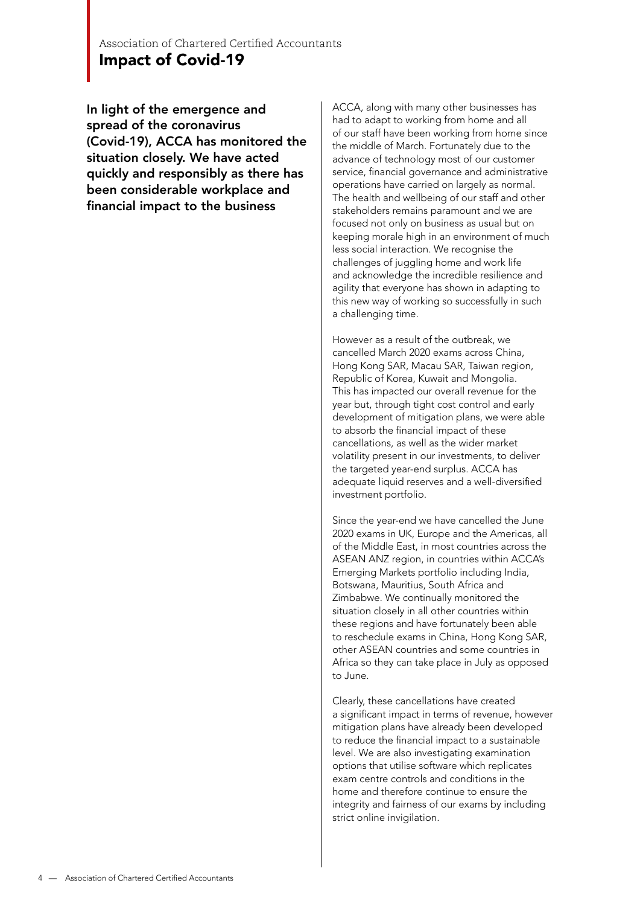Association of Chartered Certified Accountants

# Impact of Covid-19

**In light of the emergence and spread of the coronavirus (Covid-19), ACCA has monitored the situation closely. We have acted quickly and responsibly as there has been considerable workplace and financial impact to the business**

ACCA, along with many other businesses has had to adapt to working from home and all of our staff have been working from home since the middle of March. Fortunately due to the advance of technology most of our customer service, financial governance and administrative operations have carried on largely as normal. The health and wellbeing of our staff and other stakeholders remains paramount and we are focused not only on business as usual but on keeping morale high in an environment of much less social interaction. We recognise the challenges of juggling home and work life and acknowledge the incredible resilience and agility that everyone has shown in adapting to this new way of working so successfully in such a challenging time.

However as a result of the outbreak, we cancelled March 2020 exams across China, Hong Kong SAR, Macau SAR, Taiwan region, Republic of Korea, Kuwait and Mongolia. This has impacted our overall revenue for the year but, through tight cost control and early development of mitigation plans, we were able to absorb the financial impact of these cancellations, as well as the wider market volatility present in our investments, to deliver the targeted year-end surplus. ACCA has adequate liquid reserves and a well-diversified investment portfolio.

Since the year-end we have cancelled the June 2020 exams in UK, Europe and the Americas, all of the Middle East, in most countries across the ASEAN ANZ region, in countries within ACCA's Emerging Markets portfolio including India, Botswana, Mauritius, South Africa and Zimbabwe. We continually monitored the situation closely in all other countries within these regions and have fortunately been able to reschedule exams in China, Hong Kong SAR, other ASEAN countries and some countries in Africa so they can take place in July as opposed to June.

Clearly, these cancellations have created a significant impact in terms of revenue, however mitigation plans have already been developed to reduce the financial impact to a sustainable level. We are also investigating examination options that utilise software which replicates exam centre controls and conditions in the home and therefore continue to ensure the integrity and fairness of our exams by including strict online invigilation.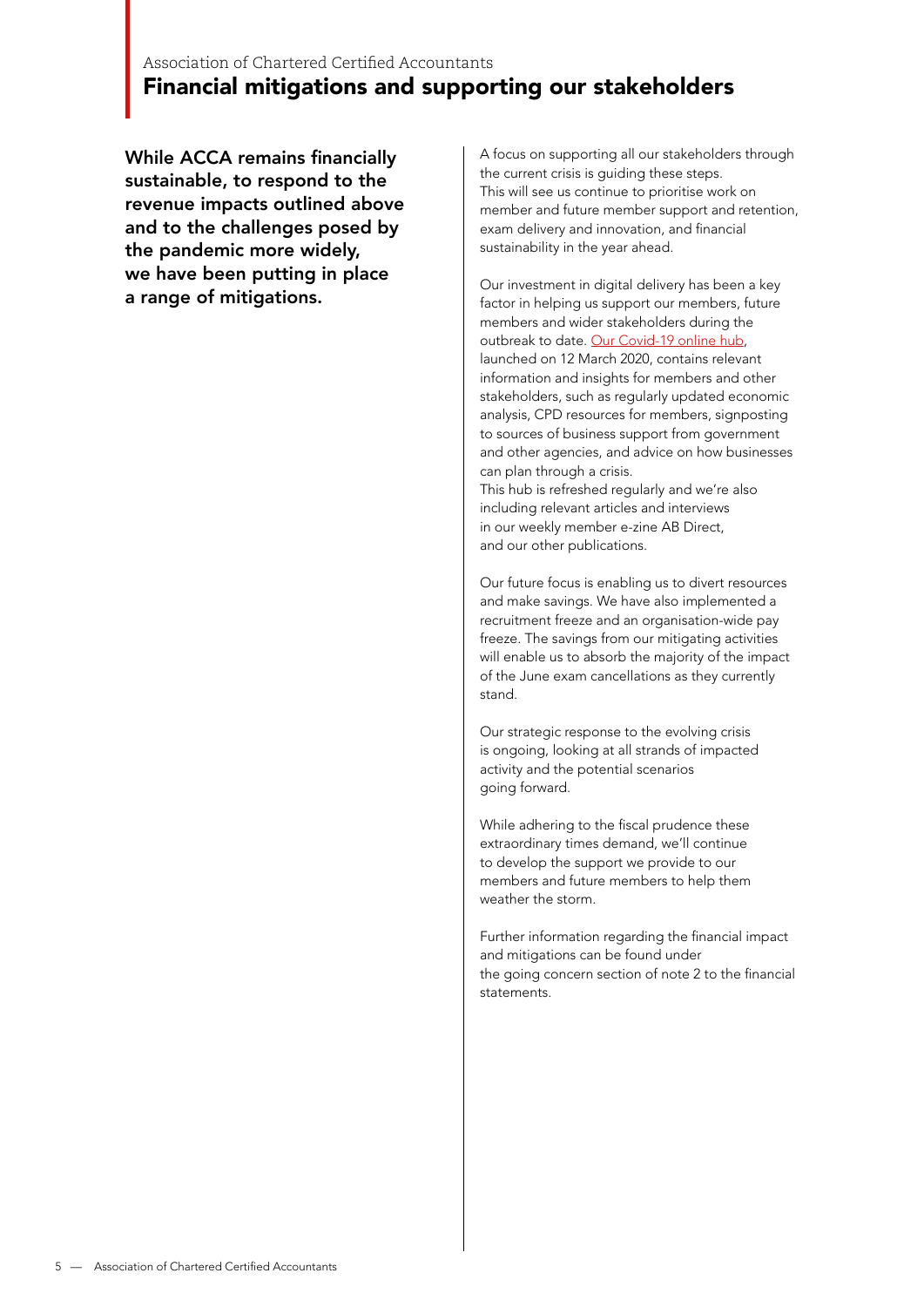## Financial mitigations and supporting our stakeholders

**While ACCA remains financially sustainable, to respond to the revenue impacts outlined above and to the challenges posed by the pandemic more widely, we have been putting in place a range of mitigations.**

A focus on supporting all our stakeholders through the current crisis is guiding these steps. This will see us continue to prioritise work on member and future member support and retention, exam delivery and innovation, and financial sustainability in the year ahead.

Our investment in digital delivery has been a key factor in helping us support our members, future members and wider stakeholders during the outbreak to date. Our Covid-19 online hub, launched on 12 March 2020, contains relevant information and insights for members and other stakeholders, such as regularly updated economic analysis, CPD resources for members, signposting to sources of business support from government and other agencies, and advice on how businesses can plan through a crisis. This hub is refreshed regularly and we're also including relevant articles and interviews in our weekly member e-zine AB Direct, and our other publications.

Our future focus is enabling us to divert resources and make savings. We have also implemented a recruitment freeze and an organisation-wide pay freeze. The savings from our mitigating activities will enable us to absorb the majority of the impact of the June exam cancellations as they currently stand.

Our strategic response to the evolving crisis is ongoing, looking at all strands of impacted activity and the potential scenarios going forward.

While adhering to the fiscal prudence these extraordinary times demand, we'll continue to develop the support we provide to our members and future members to help them weather the storm.

Further information regarding the financial impact and mitigations can be found under the going concern section of note 2 to the financial statements.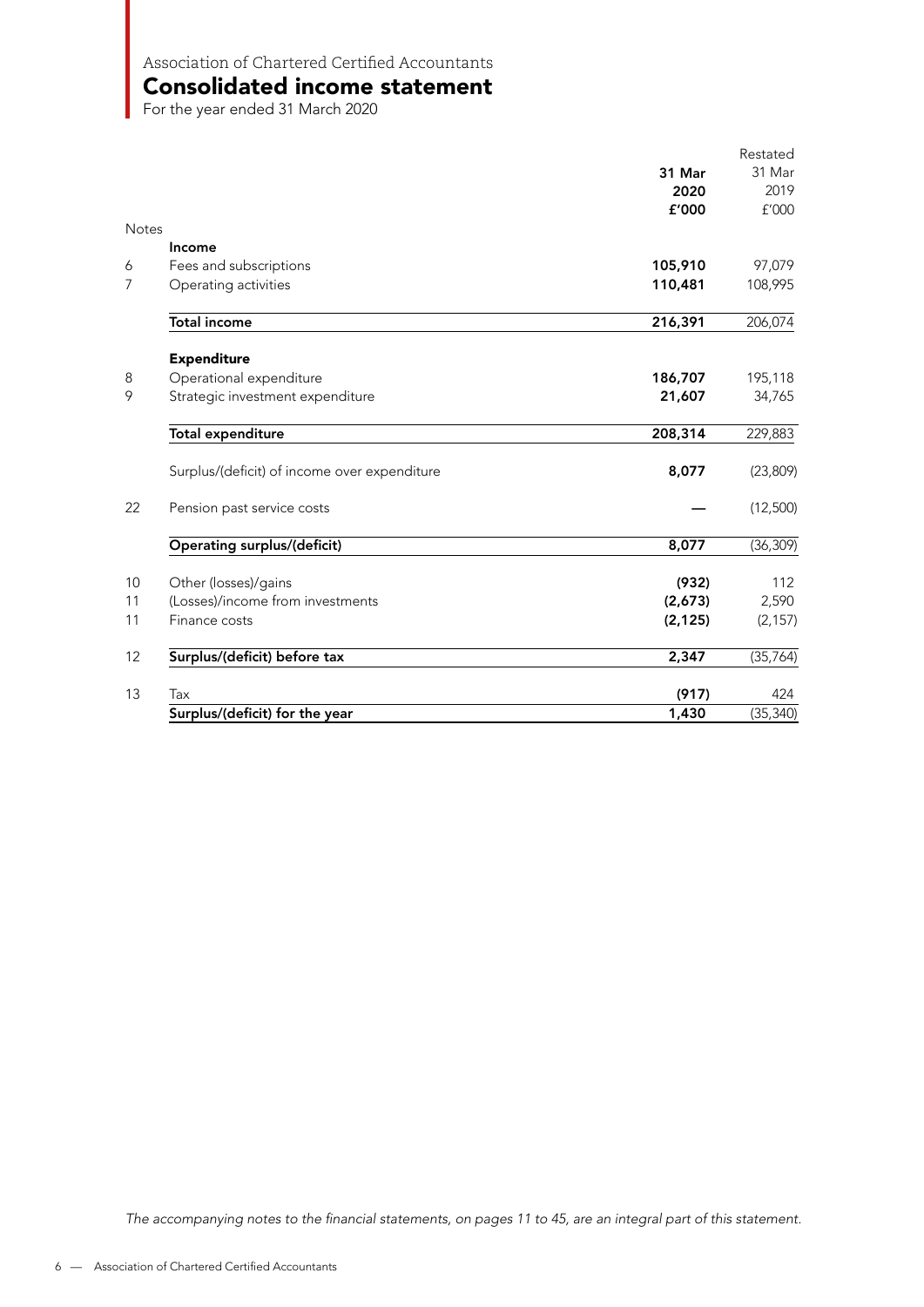Association of Chartered Certified Accountants

# Consolidated income statement

For the year ended 31 March 2020

| Notes | | 31 Mar 2020 £'000 | Restated 31 Mar 2019 £'000 |
|---|---|---|---|
| | **Income** | | |
| 6 | Fees and subscriptions | **105,910** | 97,079 |
| 7 | Operating activities | **110,481** | 108,995 |
| | **Total income** | **216,391** | 206,074 |
| | **Expenditure** | | |
| 8 | Operational expenditure | **186,707** | 195,118 |
| 9 | Strategic investment expenditure | **21,607** | 34,765 |
| | **Total expenditure** | **208,314** | 229,883 |
| | Surplus/(deficit) of income over expenditure | **8,077** | (23,809) |
| 22 | Pension past service costs | **—** | (12,500) |
| | **Operating surplus/(deficit)** | **8,077** | (36,309) |
| 10 | Other (losses)/gains | **(932)** | 112 |
| 11 | (Losses)/income from investments | **(2,673)** | 2,590 |
| 11 | Finance costs | **(2,125)** | (2,157) |
| 12 | **Surplus/(deficit) before tax** | **2,347** | (35,764) |
| 13 | Tax | **(917)** | 424 |
| | **Surplus/(deficit) for the year** | **1,430** | (35,340) |

*The accompanying notes to the financial statements, on pages 11 to 45, are an integral part of this statement.*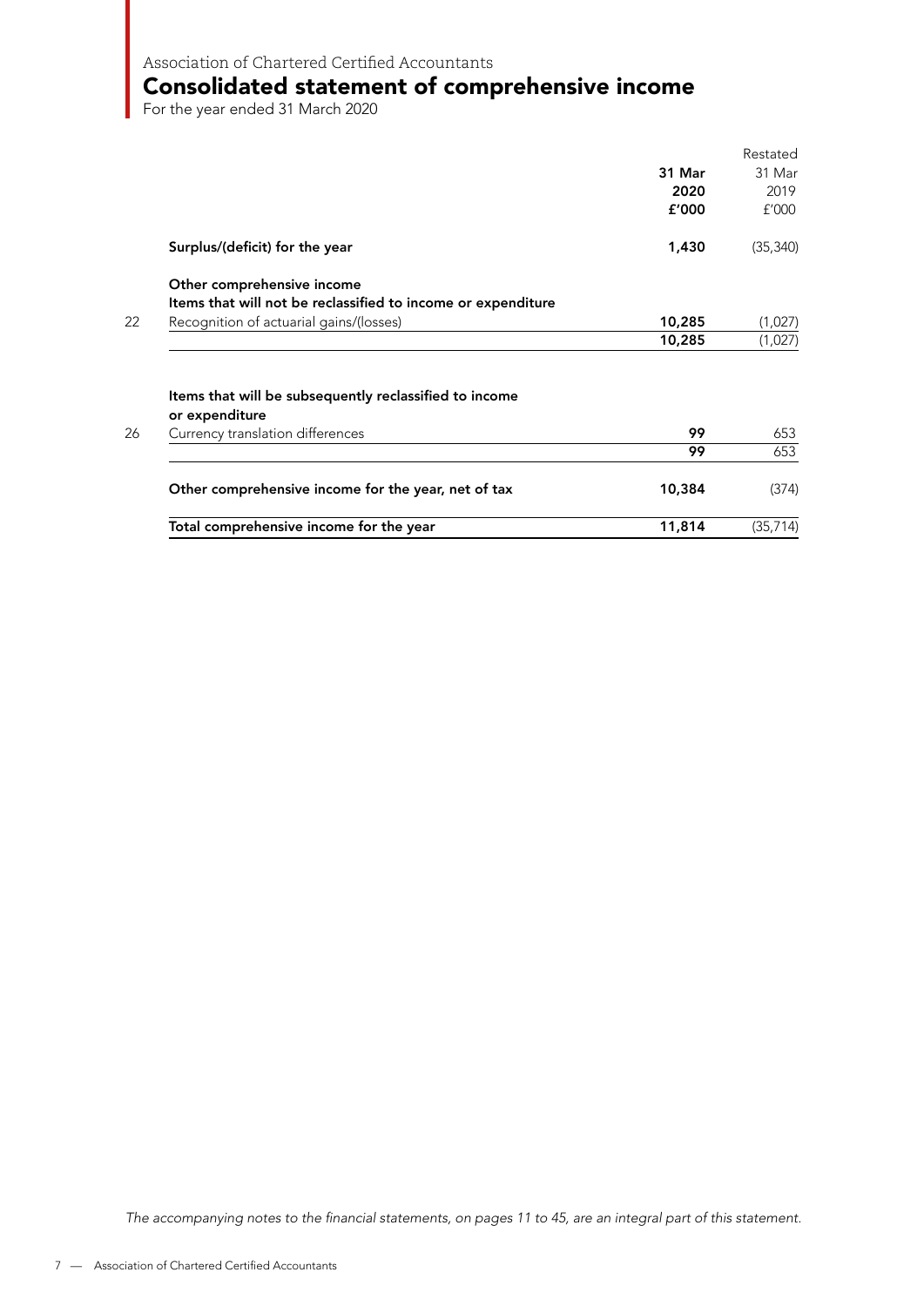Association of Chartered Certified Accountants

# Consolidated statement of comprehensive income

For the year ended 31 March 2020

| Note | | 31 Mar 2020 £'000 | Restated 31 Mar 2019 £'000 |
|---|---|---|---|
| | **Surplus/(deficit) for the year** | **1,430** | (35,340) |
| | **Other comprehensive income** | | |
| | **Items that will not be reclassified to income or expenditure** | | |
| 22 | Recognition of actuarial gains/(losses) | **10,285** | (1,027) |
| | | **10,285** | (1,027) |
| | **Items that will be subsequently reclassified to income or expenditure** | | |
| 26 | Currency translation differences | **99** | 653 |
| | | **99** | 653 |
| | **Other comprehensive income for the year, net of tax** | **10,384** | (374) |
| | **Total comprehensive income for the year** | **11,814** | (35,714) |

*The accompanying notes to the financial statements, on pages 11 to 45, are an integral part of this statement.*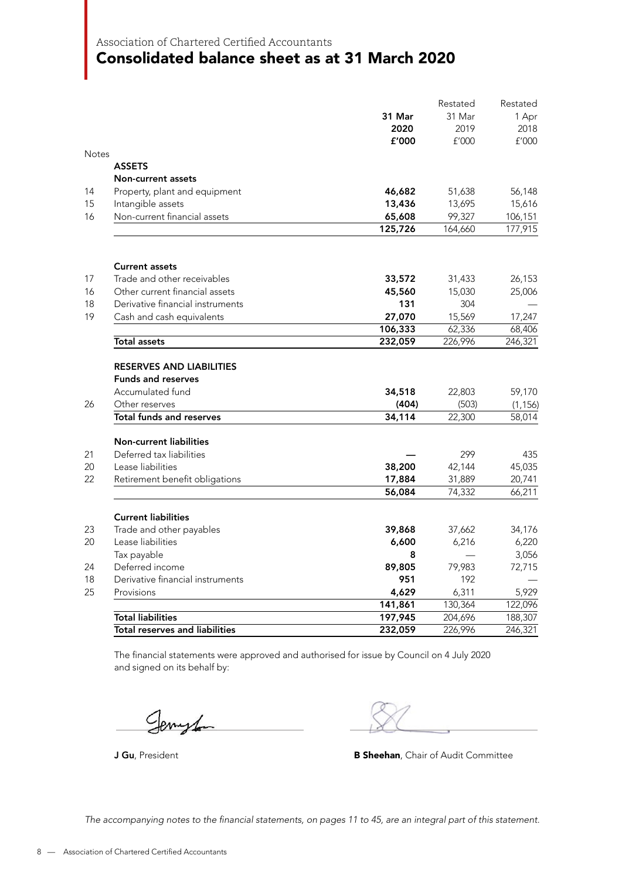Association of Chartered Certified Accountants

# Consolidated balance sheet as at 31 March 2020

| Notes | | 31 Mar 2020 £'000 | Restated 31 Mar 2019 £'000 | Restated 1 Apr 2018 £'000 |
|---|---|---|---|---|
| | **ASSETS** | | | |
| | **Non-current assets** | | | |
| 14 | Property, plant and equipment | **46,682** | 51,638 | 56,148 |
| 15 | Intangible assets | **13,436** | 13,695 | 15,616 |
| 16 | Non-current financial assets | **65,608** | 99,327 | 106,151 |
| | | **125,726** | 164,660 | 177,915 |
| | **Current assets** | | | |
| 17 | Trade and other receivables | **33,572** | 31,433 | 26,153 |
| 16 | Other current financial assets | **45,560** | 15,030 | 25,006 |
| 18 | Derivative financial instruments | **131** | 304 | — |
| 19 | Cash and cash equivalents | **27,070** | 15,569 | 17,247 |
| | | **106,333** | 62,336 | 68,406 |
| | **Total assets** | **232,059** | 226,996 | 246,321 |
| | **RESERVES AND LIABILITIES** | | | |
| | **Funds and reserves** | | | |
| | Accumulated fund | **34,518** | 22,803 | 59,170 |
| 26 | Other reserves | **(404)** | (503) | (1,156) |
| | **Total funds and reserves** | **34,114** | 22,300 | 58,014 |
| | **Non-current liabilities** | | | |
| 21 | Deferred tax liabilities | **—** | 299 | 435 |
| 20 | Lease liabilities | **38,200** | 42,144 | 45,035 |
| 22 | Retirement benefit obligations | **17,884** | 31,889 | 20,741 |
| | | **56,084** | 74,332 | 66,211 |
| | **Current liabilities** | | | |
| 23 | Trade and other payables | **39,868** | 37,662 | 34,176 |
| 20 | Lease liabilities | **6,600** | 6,216 | 6,220 |
| | Tax payable | **8** | — | 3,056 |
| 24 | Deferred income | **89,805** | 79,983 | 72,715 |
| 18 | Derivative financial instruments | **951** | 192 | — |
| 25 | Provisions | **4,629** | 6,311 | 5,929 |
| | | **141,861** | 130,364 | 122,096 |
| | **Total liabilities** | **197,945** | 204,696 | 188,307 |
| | **Total reserves and liabilities** | **232,059** | 226,996 | 246,321 |

The financial statements were approved and authorised for issue by Council on 4 July 2020 and signed on its behalf by:

**J Gu**, President

**B Sheehan**, Chair of Audit Committee

*The accompanying notes to the financial statements, on pages 11 to 45, are an integral part of this statement.*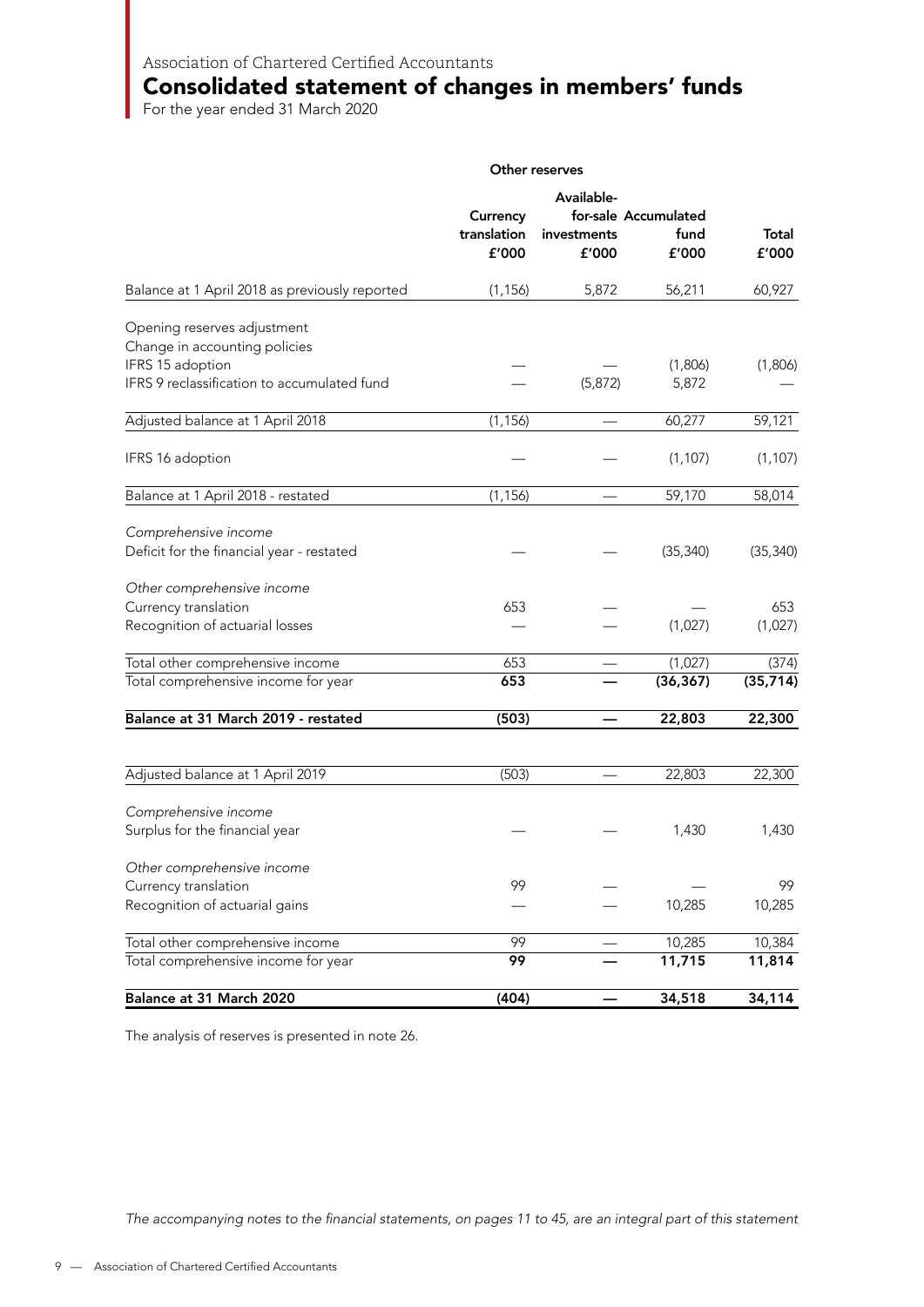Association of Chartered Certified Accountants

# Consolidated statement of changes in members' funds

For the year ended 31 March 2020

| | Other reserves | | | |
|---|---|---|---|---|
| | Currency translation £'000 | Available-for-sale investments £'000 | Accumulated fund £'000 | Total £'000 |
| Balance at 1 April 2018 as previously reported | (1,156) | 5,872 | 56,211 | 60,927 |
| Opening reserves adjustment | | | | |
| Change in accounting policies | | | | |
| IFRS 15 adoption | — | — | (1,806) | (1,806) |
| IFRS 9 reclassification to accumulated fund | — | (5,872) | 5,872 | — |
| Adjusted balance at 1 April 2018 | (1,156) | — | 60,277 | 59,121 |
| IFRS 16 adoption | — | — | (1,107) | (1,107) |
| Balance at 1 April 2018 - restated | (1,156) | — | 59,170 | 58,014 |
| *Comprehensive income* | | | | |
| Deficit for the financial year - restated | — | — | (35,340) | (35,340) |
| *Other comprehensive income* | | | | |
| Currency translation | 653 | — | — | 653 |
| Recognition of actuarial losses | — | — | (1,027) | (1,027) |
| Total other comprehensive income | 653 | — | (1,027) | (374) |
| Total comprehensive income for year | **653** | **—** | **(36,367)** | **(35,714)** |
| **Balance at 31 March 2019 - restated** | **(503)** | **—** | **22,803** | **22,300** |
| Adjusted balance at 1 April 2019 | (503) | — | 22,803 | 22,300 |
| *Comprehensive income* | | | | |
| Surplus for the financial year | — | — | 1,430 | 1,430 |
| *Other comprehensive income* | | | | |
| Currency translation | 99 | — | — | 99 |
| Recognition of actuarial gains | — | — | 10,285 | 10,285 |
| Total other comprehensive income | 99 | — | 10,285 | 10,384 |
| Total comprehensive income for year | **99** | **—** | **11,715** | **11,814** |
| **Balance at 31 March 2020** | **(404)** | **—** | **34,518** | **34,114** |

The analysis of reserves is presented in note 26.

*The accompanying notes to the financial statements, on pages 11 to 45, are an integral part of this statement*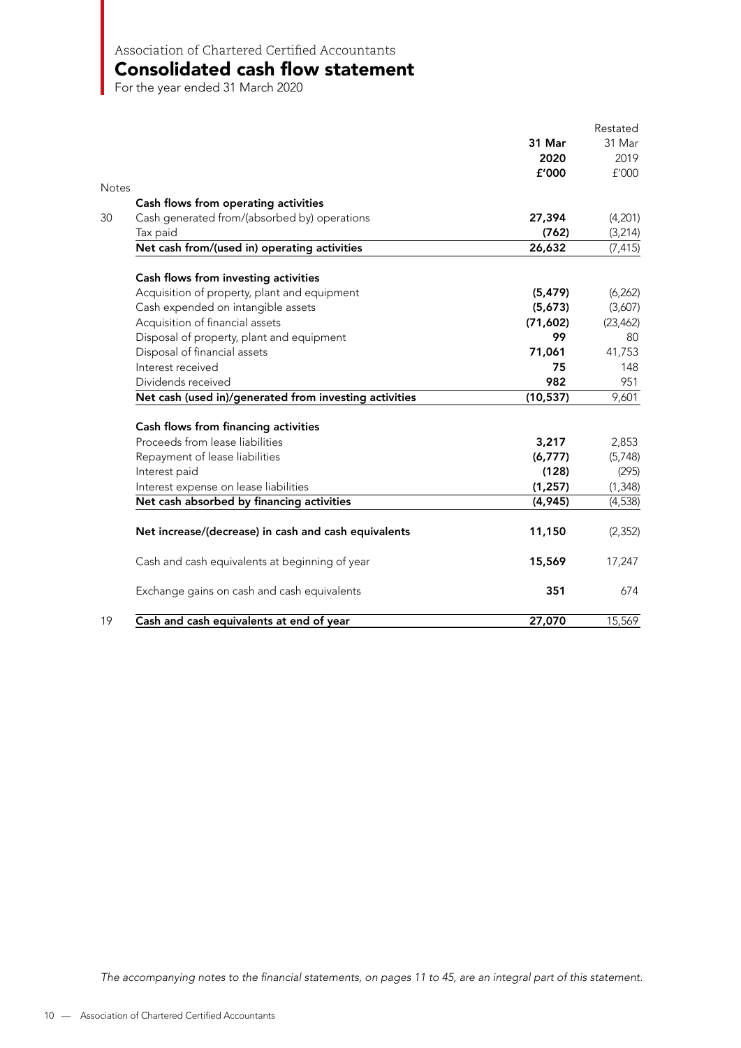Association of Chartered Certified Accountants

# Consolidated cash flow statement

For the year ended 31 March 2020

| Notes | | **31 Mar 2020 £'000** | Restated 31 Mar 2019 £'000 |
|---|---|---|---|
| | **Cash flows from operating activities** | | |
| 30 | Cash generated from/(absorbed by) operations | **27,394** | (4,201) |
| | Tax paid | **(762)** | (3,214) |
| | **Net cash from/(used in) operating activities** | **26,632** | (7,415) |
| | **Cash flows from investing activities** | | |
| | Acquisition of property, plant and equipment | **(5,479)** | (6,262) |
| | Cash expended on intangible assets | **(5,673)** | (3,607) |
| | Acquisition of financial assets | **(71,602)** | (23,462) |
| | Disposal of property, plant and equipment | **99** | 80 |
| | Disposal of financial assets | **71,061** | 41,753 |
| | Interest received | **75** | 148 |
| | Dividends received | **982** | 951 |
| | **Net cash (used in)/generated from investing activities** | **(10,537)** | 9,601 |
| | **Cash flows from financing activities** | | |
| | Proceeds from lease liabilities | **3,217** | 2,853 |
| | Repayment of lease liabilities | **(6,777)** | (5,748) |
| | Interest paid | **(128)** | (295) |
| | Interest expense on lease liabilities | **(1,257)** | (1,348) |
| | **Net cash absorbed by financing activities** | **(4,945)** | (4,538) |
| | **Net increase/(decrease) in cash and cash equivalents** | **11,150** | (2,352) |
| | Cash and cash equivalents at beginning of year | **15,569** | 17,247 |
| | Exchange gains on cash and cash equivalents | **351** | 674 |
| 19 | **Cash and cash equivalents at end of year** | **27,070** | 15,569 |

*The accompanying notes to the financial statements, on pages 11 to 45, are an integral part of this statement.*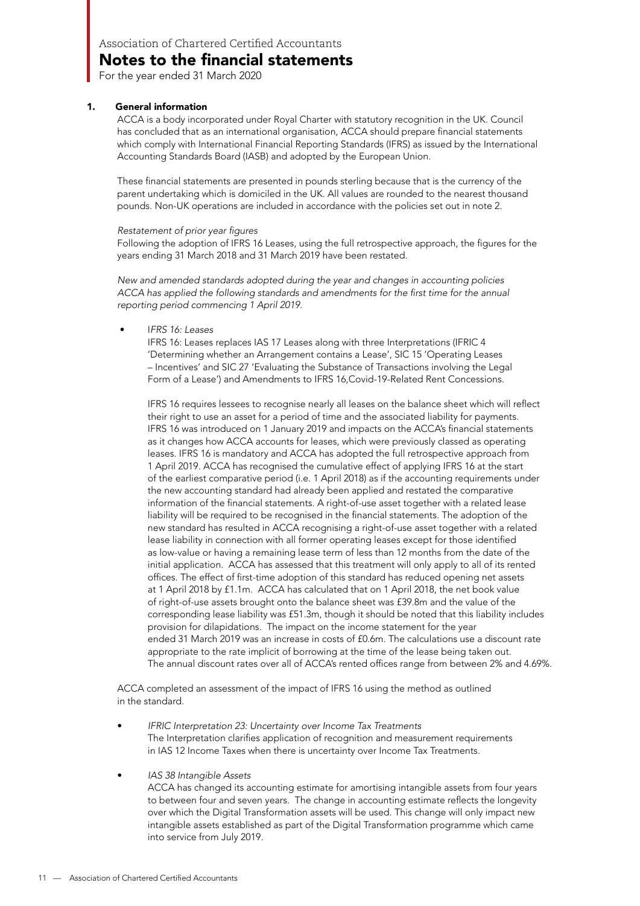Association of Chartered Certified Accountants

# Notes to the financial statements

For the year ended 31 March 2020

## 1. General information

ACCA is a body incorporated under Royal Charter with statutory recognition in the UK. Council has concluded that as an international organisation, ACCA should prepare financial statements which comply with International Financial Reporting Standards (IFRS) as issued by the International Accounting Standards Board (IASB) and adopted by the European Union.

These financial statements are presented in pounds sterling because that is the currency of the parent undertaking which is domiciled in the UK. All values are rounded to the nearest thousand pounds. Non-UK operations are included in accordance with the policies set out in note 2.

*Restatement of prior year figures*

Following the adoption of IFRS 16 Leases, using the full retrospective approach, the figures for the years ending 31 March 2018 and 31 March 2019 have been restated.

*New and amended standards adopted during the year and changes in accounting policies*
*ACCA has applied the following standards and amendments for the first time for the annual reporting period commencing 1 April 2019.*

- *IFRS 16: Leases*

  IFRS 16: Leases replaces IAS 17 Leases along with three Interpretations (IFRIC 4 'Determining whether an Arrangement contains a Lease', SIC 15 'Operating Leases – Incentives' and SIC 27 'Evaluating the Substance of Transactions involving the Legal Form of a Lease') and Amendments to IFRS 16,Covid-19-Related Rent Concessions.

  IFRS 16 requires lessees to recognise nearly all leases on the balance sheet which will reflect their right to use an asset for a period of time and the associated liability for payments. IFRS 16 was introduced on 1 January 2019 and impacts on the ACCA's financial statements as it changes how ACCA accounts for leases, which were previously classed as operating leases. IFRS 16 is mandatory and ACCA has adopted the full retrospective approach from 1 April 2019. ACCA has recognised the cumulative effect of applying IFRS 16 at the start of the earliest comparative period (i.e. 1 April 2018) as if the accounting requirements under the new accounting standard had already been applied and restated the comparative information of the financial statements. A right-of-use asset together with a related lease liability will be required to be recognised in the financial statements. The adoption of the new standard has resulted in ACCA recognising a right-of-use asset together with a related lease liability in connection with all former operating leases except for those identified as low-value or having a remaining lease term of less than 12 months from the date of the initial application. ACCA has assessed that this treatment will only apply to all of its rented offices. The effect of first-time adoption of this standard has reduced opening net assets at 1 April 2018 by £1.1m. ACCA has calculated that on 1 April 2018, the net book value of right-of-use assets brought onto the balance sheet was £39.8m and the value of the corresponding lease liability was £51.3m, though it should be noted that this liability includes provision for dilapidations. The impact on the income statement for the year ended 31 March 2019 was an increase in costs of £0.6m. The calculations use a discount rate appropriate to the rate implicit of borrowing at the time of the lease being taken out. The annual discount rates over all of ACCA's rented offices range from between 2% and 4.69%.

ACCA completed an assessment of the impact of IFRS 16 using the method as outlined in the standard.

- *IFRIC Interpretation 23: Uncertainty over Income Tax Treatments*
  The Interpretation clarifies application of recognition and measurement requirements in IAS 12 Income Taxes when there is uncertainty over Income Tax Treatments.

- *IAS 38 Intangible Assets*
  ACCA has changed its accounting estimate for amortising intangible assets from four years to between four and seven years. The change in accounting estimate reflects the longevity over which the Digital Transformation assets will be used. This change will only impact new intangible assets established as part of the Digital Transformation programme which came into service from July 2019.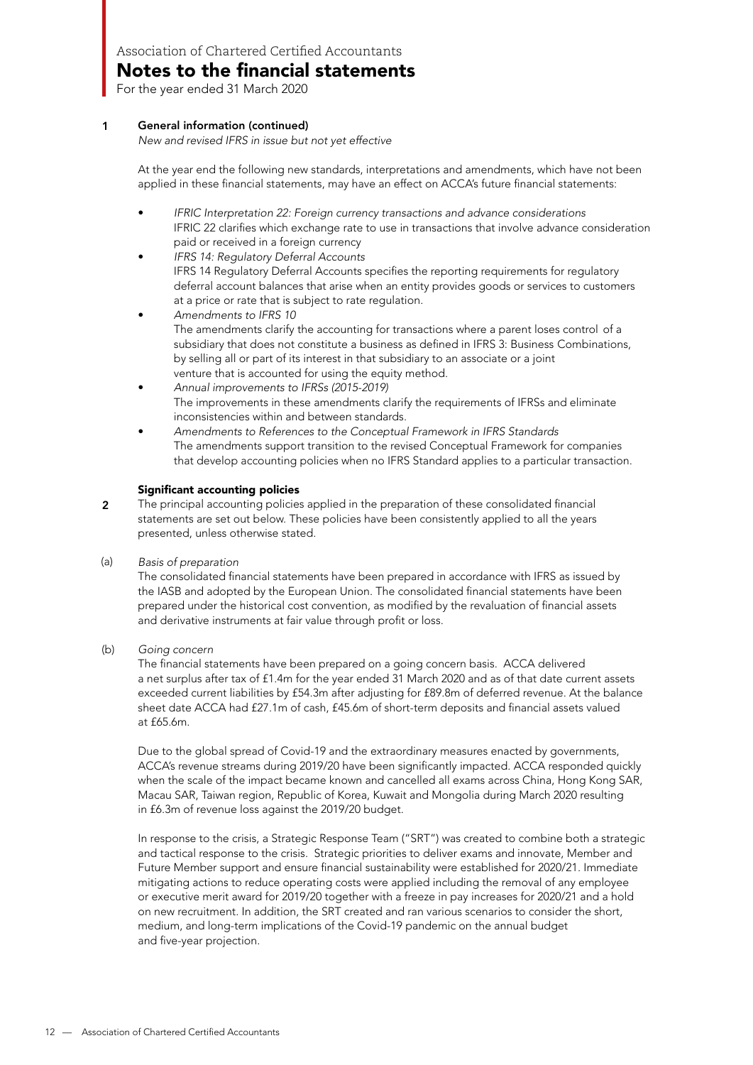# Notes to the financial statements

For the year ended 31 March 2020

## 1 General information (continued)

*New and revised IFRS in issue but not yet effective*

At the year end the following new standards, interpretations and amendments, which have not been applied in these financial statements, may have an effect on ACCA's future financial statements:

- *IFRIC Interpretation 22: Foreign currency transactions and advance considerations*
  IFRIC 22 clarifies which exchange rate to use in transactions that involve advance consideration paid or received in a foreign currency
- *IFRS 14: Regulatory Deferral Accounts*
  IFRS 14 Regulatory Deferral Accounts specifies the reporting requirements for regulatory deferral account balances that arise when an entity provides goods or services to customers at a price or rate that is subject to rate regulation.
- *Amendments to IFRS 10*
  The amendments clarify the accounting for transactions where a parent loses control of a subsidiary that does not constitute a business as defined in IFRS 3: Business Combinations, by selling all or part of its interest in that subsidiary to an associate or a joint venture that is accounted for using the equity method.
- *Annual improvements to IFRSs (2015-2019)*
  The improvements in these amendments clarify the requirements of IFRSs and eliminate inconsistencies within and between standards.
- *Amendments to References to the Conceptual Framework in IFRS Standards*
  The amendments support transition to the revised Conceptual Framework for companies that develop accounting policies when no IFRS Standard applies to a particular transaction.

## 2 Significant accounting policies

The principal accounting policies applied in the preparation of these consolidated financial statements are set out below. These policies have been consistently applied to all the years presented, unless otherwise stated.

(a) *Basis of preparation*

The consolidated financial statements have been prepared in accordance with IFRS as issued by the IASB and adopted by the European Union. The consolidated financial statements have been prepared under the historical cost convention, as modified by the revaluation of financial assets and derivative instruments at fair value through profit or loss.

(b) *Going concern*

The financial statements have been prepared on a going concern basis. ACCA delivered a net surplus after tax of £1.4m for the year ended 31 March 2020 and as of that date current assets exceeded current liabilities by £54.3m after adjusting for £89.8m of deferred revenue. At the balance sheet date ACCA had £27.1m of cash, £45.6m of short-term deposits and financial assets valued at £65.6m.

Due to the global spread of Covid-19 and the extraordinary measures enacted by governments, ACCA's revenue streams during 2019/20 have been significantly impacted. ACCA responded quickly when the scale of the impact became known and cancelled all exams across China, Hong Kong SAR, Macau SAR, Taiwan region, Republic of Korea, Kuwait and Mongolia during March 2020 resulting in £6.3m of revenue loss against the 2019/20 budget.

In response to the crisis, a Strategic Response Team ("SRT") was created to combine both a strategic and tactical response to the crisis. Strategic priorities to deliver exams and innovate, Member and Future Member support and ensure financial sustainability were established for 2020/21. Immediate mitigating actions to reduce operating costs were applied including the removal of any employee or executive merit award for 2019/20 together with a freeze in pay increases for 2020/21 and a hold on new recruitment. In addition, the SRT created and ran various scenarios to consider the short, medium, and long-term implications of the Covid-19 pandemic on the annual budget and five-year projection.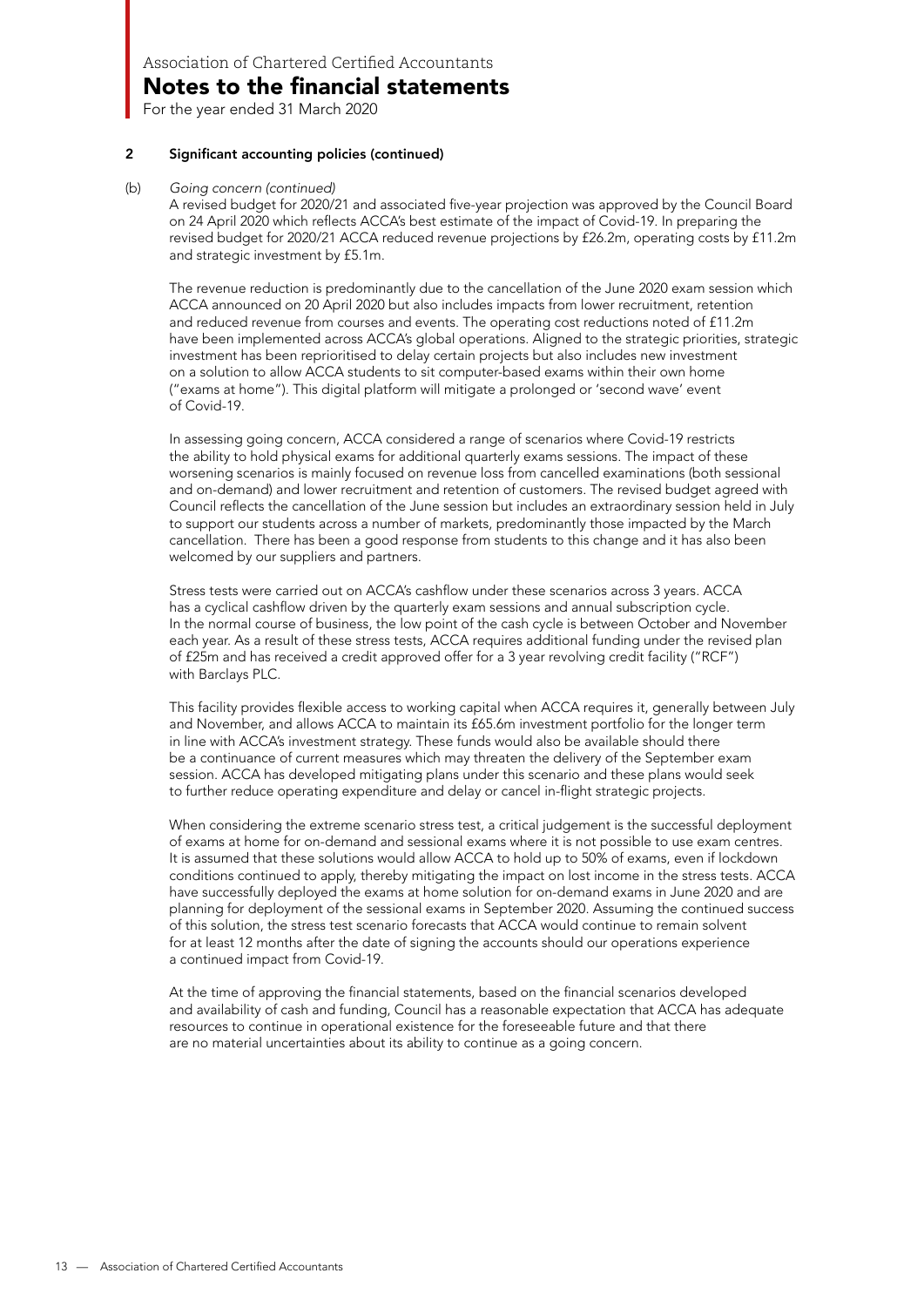## 2 Significant accounting policies (continued)

(b) *Going concern (continued)*

A revised budget for 2020/21 and associated five-year projection was approved by the Council Board on 24 April 2020 which reflects ACCA's best estimate of the impact of Covid-19. In preparing the revised budget for 2020/21 ACCA reduced revenue projections by £26.2m, operating costs by £11.2m and strategic investment by £5.1m.

The revenue reduction is predominantly due to the cancellation of the June 2020 exam session which ACCA announced on 20 April 2020 but also includes impacts from lower recruitment, retention and reduced revenue from courses and events. The operating cost reductions noted of £11.2m have been implemented across ACCA's global operations. Aligned to the strategic priorities, strategic investment has been reprioritised to delay certain projects but also includes new investment on a solution to allow ACCA students to sit computer-based exams within their own home ("exams at home"). This digital platform will mitigate a prolonged or 'second wave' event of Covid-19.

In assessing going concern, ACCA considered a range of scenarios where Covid-19 restricts the ability to hold physical exams for additional quarterly exams sessions. The impact of these worsening scenarios is mainly focused on revenue loss from cancelled examinations (both sessional and on-demand) and lower recruitment and retention of customers. The revised budget agreed with Council reflects the cancellation of the June session but includes an extraordinary session held in July to support our students across a number of markets, predominantly those impacted by the March cancellation. There has been a good response from students to this change and it has also been welcomed by our suppliers and partners.

Stress tests were carried out on ACCA's cashflow under these scenarios across 3 years. ACCA has a cyclical cashflow driven by the quarterly exam sessions and annual subscription cycle. In the normal course of business, the low point of the cash cycle is between October and November each year. As a result of these stress tests, ACCA requires additional funding under the revised plan of £25m and has received a credit approved offer for a 3 year revolving credit facility ("RCF") with Barclays PLC.

This facility provides flexible access to working capital when ACCA requires it, generally between July and November, and allows ACCA to maintain its £65.6m investment portfolio for the longer term in line with ACCA's investment strategy. These funds would also be available should there be a continuance of current measures which may threaten the delivery of the September exam session. ACCA has developed mitigating plans under this scenario and these plans would seek to further reduce operating expenditure and delay or cancel in-flight strategic projects.

When considering the extreme scenario stress test, a critical judgement is the successful deployment of exams at home for on-demand and sessional exams where it is not possible to use exam centres. It is assumed that these solutions would allow ACCA to hold up to 50% of exams, even if lockdown conditions continued to apply, thereby mitigating the impact on lost income in the stress tests. ACCA have successfully deployed the exams at home solution for on-demand exams in June 2020 and are planning for deployment of the sessional exams in September 2020. Assuming the continued success of this solution, the stress test scenario forecasts that ACCA would continue to remain solvent for at least 12 months after the date of signing the accounts should our operations experience a continued impact from Covid-19.

At the time of approving the financial statements, based on the financial scenarios developed and availability of cash and funding, Council has a reasonable expectation that ACCA has adequate resources to continue in operational existence for the foreseeable future and that there are no material uncertainties about its ability to continue as a going concern.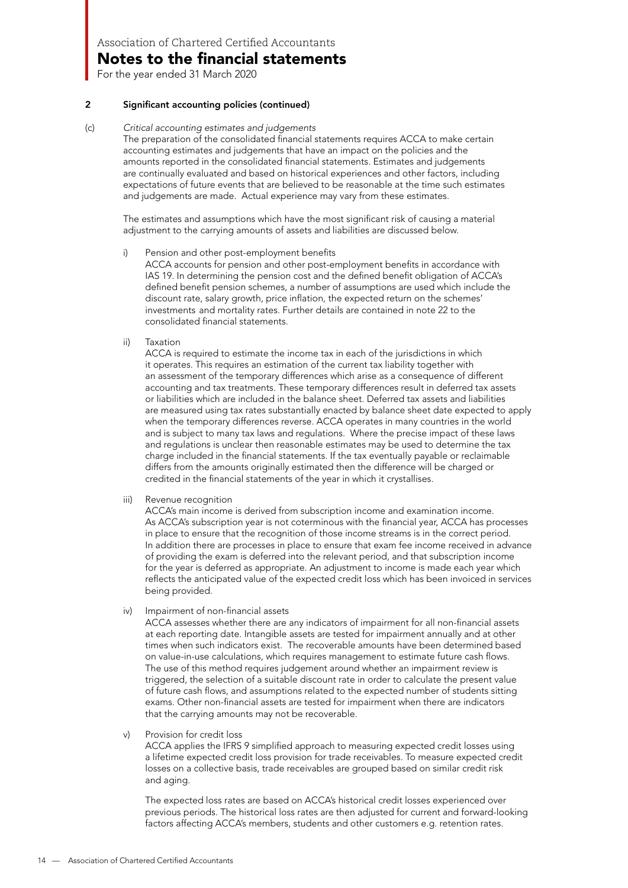## 2 Significant accounting policies (continued)

(c) *Critical accounting estimates and judgements*

The preparation of the consolidated financial statements requires ACCA to make certain accounting estimates and judgements that have an impact on the policies and the amounts reported in the consolidated financial statements. Estimates and judgements are continually evaluated and based on historical experiences and other factors, including expectations of future events that are believed to be reasonable at the time such estimates and judgements are made. Actual experience may vary from these estimates.

The estimates and assumptions which have the most significant risk of causing a material adjustment to the carrying amounts of assets and liabilities are discussed below.

i) Pension and other post-employment benefits

ACCA accounts for pension and other post-employment benefits in accordance with IAS 19. In determining the pension cost and the defined benefit obligation of ACCA's defined benefit pension schemes, a number of assumptions are used which include the discount rate, salary growth, price inflation, the expected return on the schemes' investments and mortality rates. Further details are contained in note 22 to the consolidated financial statements.

ii) Taxation

ACCA is required to estimate the income tax in each of the jurisdictions in which it operates. This requires an estimation of the current tax liability together with an assessment of the temporary differences which arise as a consequence of different accounting and tax treatments. These temporary differences result in deferred tax assets or liabilities which are included in the balance sheet. Deferred tax assets and liabilities are measured using tax rates substantially enacted by balance sheet date expected to apply when the temporary differences reverse. ACCA operates in many countries in the world and is subject to many tax laws and regulations. Where the precise impact of these laws and regulations is unclear then reasonable estimates may be used to determine the tax charge included in the financial statements. If the tax eventually payable or reclaimable differs from the amounts originally estimated then the difference will be charged or credited in the financial statements of the year in which it crystallises.

iii) Revenue recognition

ACCA's main income is derived from subscription income and examination income. As ACCA's subscription year is not coterminous with the financial year, ACCA has processes in place to ensure that the recognition of those income streams is in the correct period. In addition there are processes in place to ensure that exam fee income received in advance of providing the exam is deferred into the relevant period, and that subscription income for the year is deferred as appropriate. An adjustment to income is made each year which reflects the anticipated value of the expected credit loss which has been invoiced in services being provided.

iv) Impairment of non-financial assets

ACCA assesses whether there are any indicators of impairment for all non-financial assets at each reporting date. Intangible assets are tested for impairment annually and at other times when such indicators exist. The recoverable amounts have been determined based on value-in-use calculations, which requires management to estimate future cash flows. The use of this method requires judgement around whether an impairment review is triggered, the selection of a suitable discount rate in order to calculate the present value of future cash flows, and assumptions related to the expected number of students sitting exams. Other non-financial assets are tested for impairment when there are indicators that the carrying amounts may not be recoverable.

v) Provision for credit loss

ACCA applies the IFRS 9 simplified approach to measuring expected credit losses using a lifetime expected credit loss provision for trade receivables. To measure expected credit losses on a collective basis, trade receivables are grouped based on similar credit risk and aging.

The expected loss rates are based on ACCA's historical credit losses experienced over previous periods. The historical loss rates are then adjusted for current and forward-looking factors affecting ACCA's members, students and other customers e.g. retention rates.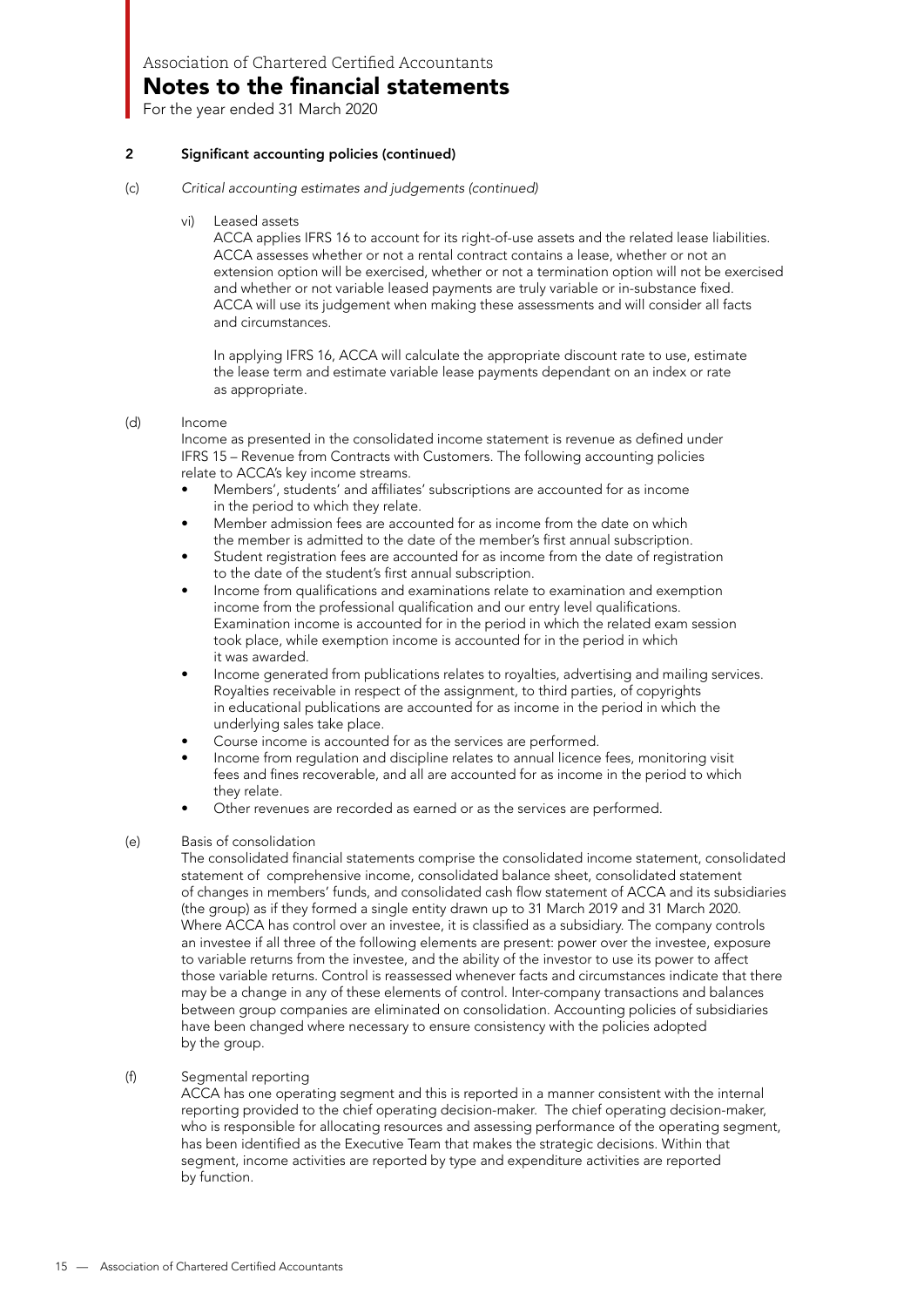## 2 Significant accounting policies (continued)

(c) *Critical accounting estimates and judgements (continued)*

vi) Leased assets

ACCA applies IFRS 16 to account for its right-of-use assets and the related lease liabilities. ACCA assesses whether or not a rental contract contains a lease, whether or not an extension option will be exercised, whether or not a termination option will not be exercised and whether or not variable leased payments are truly variable or in-substance fixed. ACCA will use its judgement when making these assessments and will consider all facts and circumstances.

In applying IFRS 16, ACCA will calculate the appropriate discount rate to use, estimate the lease term and estimate variable lease payments dependant on an index or rate as appropriate.

(d) Income

Income as presented in the consolidated income statement is revenue as defined under IFRS 15 – Revenue from Contracts with Customers. The following accounting policies relate to ACCA's key income streams.

- Members', students' and affiliates' subscriptions are accounted for as income in the period to which they relate.
- Member admission fees are accounted for as income from the date on which the member is admitted to the date of the member's first annual subscription.
- Student registration fees are accounted for as income from the date of registration to the date of the student's first annual subscription.
- Income from qualifications and examinations relate to examination and exemption income from the professional qualification and our entry level qualifications. Examination income is accounted for in the period in which the related exam session took place, while exemption income is accounted for in the period in which it was awarded.
- Income generated from publications relates to royalties, advertising and mailing services. Royalties receivable in respect of the assignment, to third parties, of copyrights in educational publications are accounted for as income in the period in which the underlying sales take place.
- Course income is accounted for as the services are performed.
- Income from regulation and discipline relates to annual licence fees, monitoring visit fees and fines recoverable, and all are accounted for as income in the period to which they relate.
- Other revenues are recorded as earned or as the services are performed.

(e) Basis of consolidation

The consolidated financial statements comprise the consolidated income statement, consolidated statement of comprehensive income, consolidated balance sheet, consolidated statement of changes in members' funds, and consolidated cash flow statement of ACCA and its subsidiaries (the group) as if they formed a single entity drawn up to 31 March 2019 and 31 March 2020. Where ACCA has control over an investee, it is classified as a subsidiary. The company controls an investee if all three of the following elements are present: power over the investee, exposure to variable returns from the investee, and the ability of the investor to use its power to affect those variable returns. Control is reassessed whenever facts and circumstances indicate that there may be a change in any of these elements of control. Inter-company transactions and balances between group companies are eliminated on consolidation. Accounting policies of subsidiaries have been changed where necessary to ensure consistency with the policies adopted by the group.

(f) Segmental reporting

ACCA has one operating segment and this is reported in a manner consistent with the internal reporting provided to the chief operating decision-maker. The chief operating decision-maker, who is responsible for allocating resources and assessing performance of the operating segment, has been identified as the Executive Team that makes the strategic decisions. Within that segment, income activities are reported by type and expenditure activities are reported by function.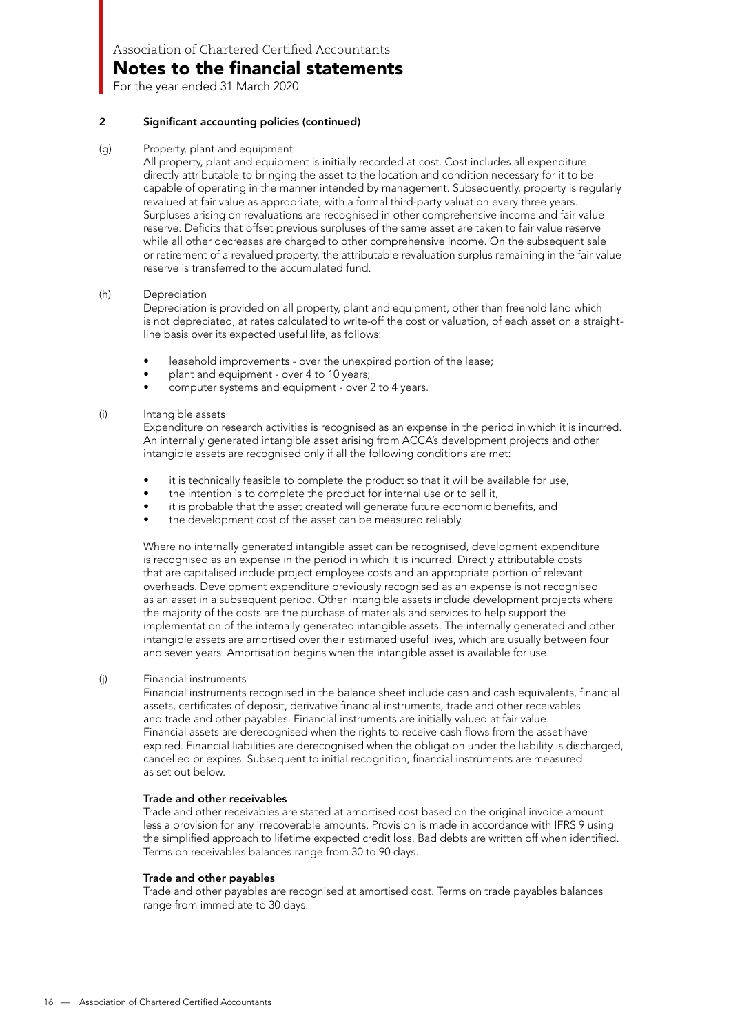# Association of Chartered Certified Accountants

## Notes to the financial statements

For the year ended 31 March 2020

### 2 Significant accounting policies (continued)

(g) Property, plant and equipment

All property, plant and equipment is initially recorded at cost. Cost includes all expenditure directly attributable to bringing the asset to the location and condition necessary for it to be capable of operating in the manner intended by management. Subsequently, property is regularly revalued at fair value as appropriate, with a formal third-party valuation every three years. Surpluses arising on revaluations are recognised in other comprehensive income and fair value reserve. Deficits that offset previous surpluses of the same asset are taken to fair value reserve while all other decreases are charged to other comprehensive income. On the subsequent sale or retirement of a revalued property, the attributable revaluation surplus remaining in the fair value reserve is transferred to the accumulated fund.

(h) Depreciation

Depreciation is provided on all property, plant and equipment, other than freehold land which is not depreciated, at rates calculated to write-off the cost or valuation, of each asset on a straight-line basis over its expected useful life, as follows:

- leasehold improvements - over the unexpired portion of the lease;
- plant and equipment - over 4 to 10 years;
- computer systems and equipment - over 2 to 4 years.

(i) Intangible assets

Expenditure on research activities is recognised as an expense in the period in which it is incurred. An internally generated intangible asset arising from ACCA's development projects and other intangible assets are recognised only if all the following conditions are met:

- it is technically feasible to complete the product so that it will be available for use,
- the intention is to complete the product for internal use or to sell it,
- it is probable that the asset created will generate future economic benefits, and
- the development cost of the asset can be measured reliably.

Where no internally generated intangible asset can be recognised, development expenditure is recognised as an expense in the period in which it is incurred. Directly attributable costs that are capitalised include project employee costs and an appropriate portion of relevant overheads. Development expenditure previously recognised as an expense is not recognised as an asset in a subsequent period. Other intangible assets include development projects where the majority of the costs are the purchase of materials and services to help support the implementation of the internally generated intangible assets. The internally generated and other intangible assets are amortised over their estimated useful lives, which are usually between four and seven years. Amortisation begins when the intangible asset is available for use.

(j) Financial instruments

Financial instruments recognised in the balance sheet include cash and cash equivalents, financial assets, certificates of deposit, derivative financial instruments, trade and other receivables and trade and other payables. Financial instruments are initially valued at fair value. Financial assets are derecognised when the rights to receive cash flows from the asset have expired. Financial liabilities are derecognised when the obligation under the liability is discharged, cancelled or expires. Subsequent to initial recognition, financial instruments are measured as set out below.

**Trade and other receivables**

Trade and other receivables are stated at amortised cost based on the original invoice amount less a provision for any irrecoverable amounts. Provision is made in accordance with IFRS 9 using the simplified approach to lifetime expected credit loss. Bad debts are written off when identified. Terms on receivables balances range from 30 to 90 days.

**Trade and other payables**

Trade and other payables are recognised at amortised cost. Terms on trade payables balances range from immediate to 30 days.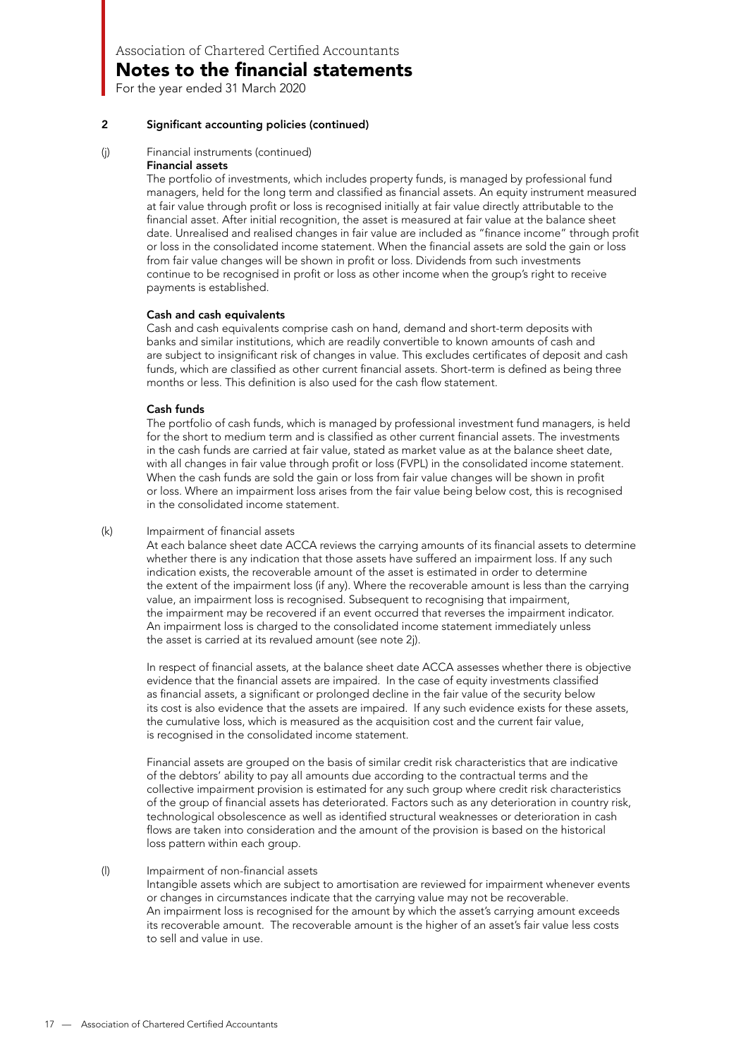## 2 Significant accounting policies (continued)

### (j) Financial instruments (continued)

**Financial assets**

The portfolio of investments, which includes property funds, is managed by professional fund managers, held for the long term and classified as financial assets. An equity instrument measured at fair value through profit or loss is recognised initially at fair value directly attributable to the financial asset. After initial recognition, the asset is measured at fair value at the balance sheet date. Unrealised and realised changes in fair value are included as "finance income" through profit or loss in the consolidated income statement. When the financial assets are sold the gain or loss from fair value changes will be shown in profit or loss. Dividends from such investments continue to be recognised in profit or loss as other income when the group's right to receive payments is established.

**Cash and cash equivalents**

Cash and cash equivalents comprise cash on hand, demand and short-term deposits with banks and similar institutions, which are readily convertible to known amounts of cash and are subject to insignificant risk of changes in value. This excludes certificates of deposit and cash funds, which are classified as other current financial assets. Short-term is defined as being three months or less. This definition is also used for the cash flow statement.

**Cash funds**

The portfolio of cash funds, which is managed by professional investment fund managers, is held for the short to medium term and is classified as other current financial assets. The investments in the cash funds are carried at fair value, stated as market value as at the balance sheet date, with all changes in fair value through profit or loss (FVPL) in the consolidated income statement. When the cash funds are sold the gain or loss from fair value changes will be shown in profit or loss. Where an impairment loss arises from the fair value being below cost, this is recognised in the consolidated income statement.

### (k) Impairment of financial assets

At each balance sheet date ACCA reviews the carrying amounts of its financial assets to determine whether there is any indication that those assets have suffered an impairment loss. If any such indication exists, the recoverable amount of the asset is estimated in order to determine the extent of the impairment loss (if any). Where the recoverable amount is less than the carrying value, an impairment loss is recognised. Subsequent to recognising that impairment, the impairment may be recovered if an event occurred that reverses the impairment indicator. An impairment loss is charged to the consolidated income statement immediately unless the asset is carried at its revalued amount (see note 2j).

In respect of financial assets, at the balance sheet date ACCA assesses whether there is objective evidence that the financial assets are impaired. In the case of equity investments classified as financial assets, a significant or prolonged decline in the fair value of the security below its cost is also evidence that the assets are impaired. If any such evidence exists for these assets, the cumulative loss, which is measured as the acquisition cost and the current fair value, is recognised in the consolidated income statement.

Financial assets are grouped on the basis of similar credit risk characteristics that are indicative of the debtors' ability to pay all amounts due according to the contractual terms and the collective impairment provision is estimated for any such group where credit risk characteristics of the group of financial assets has deteriorated. Factors such as any deterioration in country risk, technological obsolescence as well as identified structural weaknesses or deterioration in cash flows are taken into consideration and the amount of the provision is based on the historical loss pattern within each group.

### (l) Impairment of non-financial assets

Intangible assets which are subject to amortisation are reviewed for impairment whenever events or changes in circumstances indicate that the carrying value may not be recoverable. An impairment loss is recognised for the amount by which the asset's carrying amount exceeds its recoverable amount. The recoverable amount is the higher of an asset's fair value less costs to sell and value in use.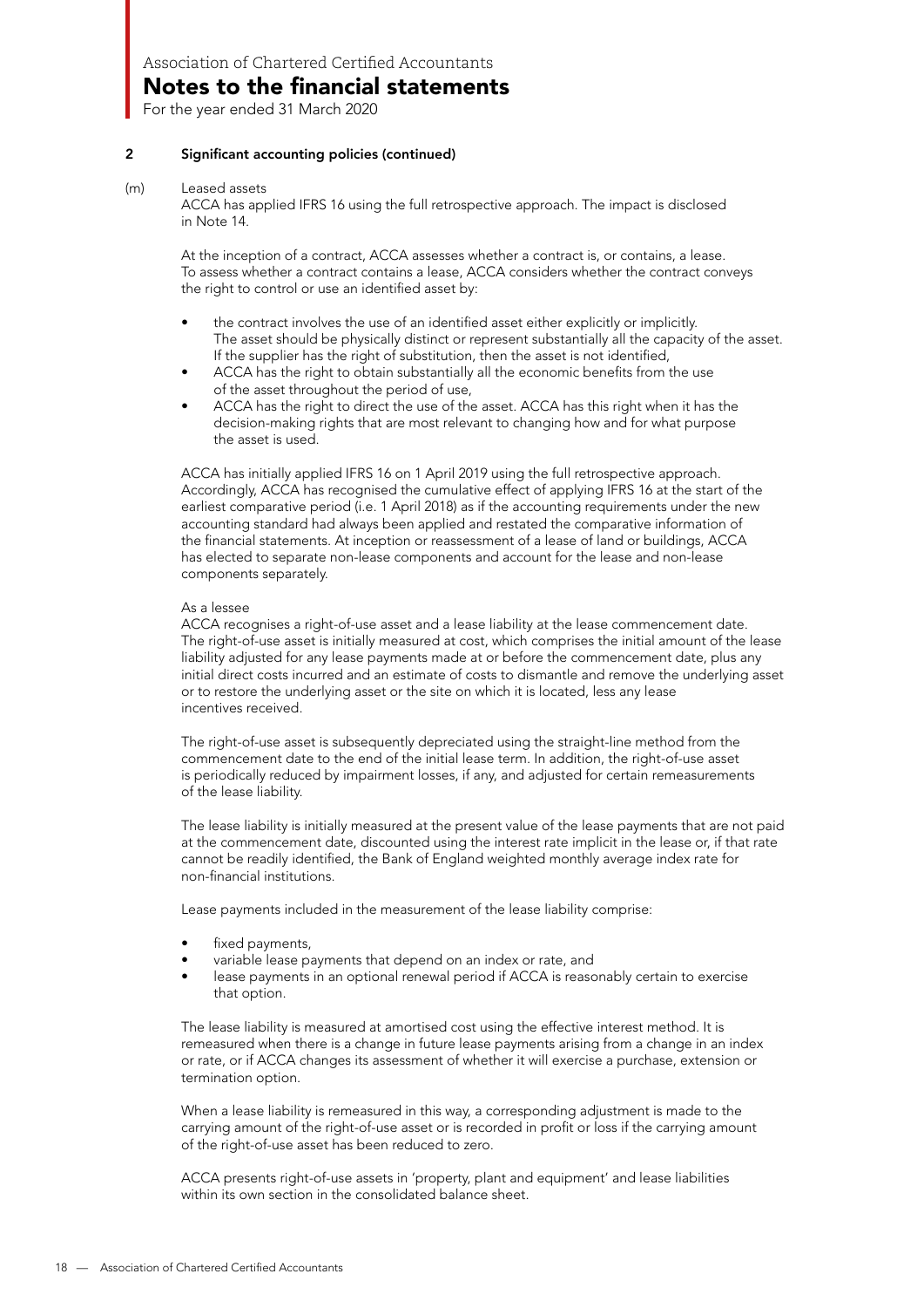## 2 Significant accounting policies (continued)

### (m) Leased assets

ACCA has applied IFRS 16 using the full retrospective approach. The impact is disclosed in Note 14.

At the inception of a contract, ACCA assesses whether a contract is, or contains, a lease. To assess whether a contract contains a lease, ACCA considers whether the contract conveys the right to control or use an identified asset by:

- the contract involves the use of an identified asset either explicitly or implicitly. The asset should be physically distinct or represent substantially all the capacity of the asset. If the supplier has the right of substitution, then the asset is not identified,
- ACCA has the right to obtain substantially all the economic benefits from the use of the asset throughout the period of use,
- ACCA has the right to direct the use of the asset. ACCA has this right when it has the decision-making rights that are most relevant to changing how and for what purpose the asset is used.

ACCA has initially applied IFRS 16 on 1 April 2019 using the full retrospective approach. Accordingly, ACCA has recognised the cumulative effect of applying IFRS 16 at the start of the earliest comparative period (i.e. 1 April 2018) as if the accounting requirements under the new accounting standard had always been applied and restated the comparative information of the financial statements. At inception or reassessment of a lease of land or buildings, ACCA has elected to separate non-lease components and account for the lease and non-lease components separately.

As a lessee

ACCA recognises a right-of-use asset and a lease liability at the lease commencement date. The right-of-use asset is initially measured at cost, which comprises the initial amount of the lease liability adjusted for any lease payments made at or before the commencement date, plus any initial direct costs incurred and an estimate of costs to dismantle and remove the underlying asset or to restore the underlying asset or the site on which it is located, less any lease incentives received.

The right-of-use asset is subsequently depreciated using the straight-line method from the commencement date to the end of the initial lease term. In addition, the right-of-use asset is periodically reduced by impairment losses, if any, and adjusted for certain remeasurements of the lease liability.

The lease liability is initially measured at the present value of the lease payments that are not paid at the commencement date, discounted using the interest rate implicit in the lease or, if that rate cannot be readily identified, the Bank of England weighted monthly average index rate for non-financial institutions.

Lease payments included in the measurement of the lease liability comprise:

- fixed payments,
- variable lease payments that depend on an index or rate, and
- lease payments in an optional renewal period if ACCA is reasonably certain to exercise that option.

The lease liability is measured at amortised cost using the effective interest method. It is remeasured when there is a change in future lease payments arising from a change in an index or rate, or if ACCA changes its assessment of whether it will exercise a purchase, extension or termination option.

When a lease liability is remeasured in this way, a corresponding adjustment is made to the carrying amount of the right-of-use asset or is recorded in profit or loss if the carrying amount of the right-of-use asset has been reduced to zero.

ACCA presents right-of-use assets in 'property, plant and equipment' and lease liabilities within its own section in the consolidated balance sheet.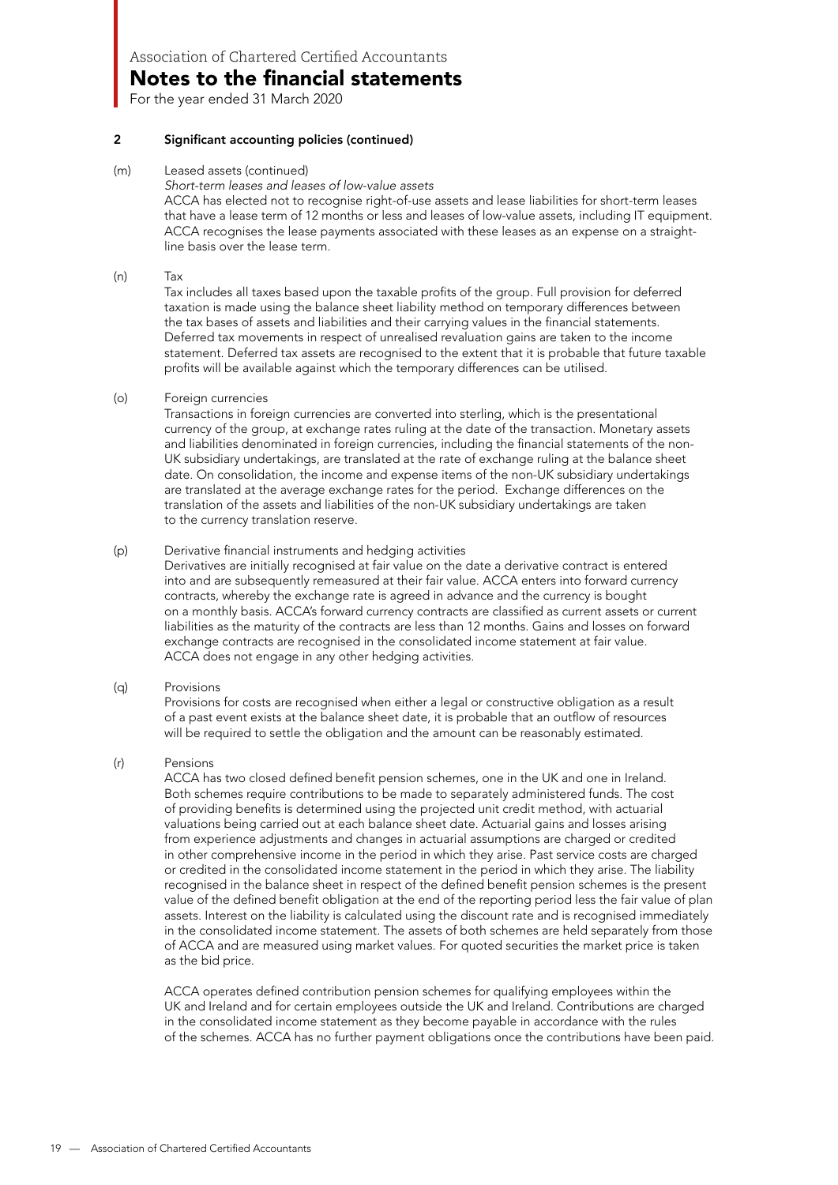Association of Chartered Certified Accountants

# Notes to the financial statements

For the year ended 31 March 2020

## 2 Significant accounting policies (continued)

(m) Leased assets (continued)

*Short-term leases and leases of low-value assets*

ACCA has elected not to recognise right-of-use assets and lease liabilities for short-term leases that have a lease term of 12 months or less and leases of low-value assets, including IT equipment. ACCA recognises the lease payments associated with these leases as an expense on a straight-line basis over the lease term.

(n) Tax

Tax includes all taxes based upon the taxable profits of the group. Full provision for deferred taxation is made using the balance sheet liability method on temporary differences between the tax bases of assets and liabilities and their carrying values in the financial statements. Deferred tax movements in respect of unrealised revaluation gains are taken to the income statement. Deferred tax assets are recognised to the extent that it is probable that future taxable profits will be available against which the temporary differences can be utilised.

(o) Foreign currencies

Transactions in foreign currencies are converted into sterling, which is the presentational currency of the group, at exchange rates ruling at the date of the transaction. Monetary assets and liabilities denominated in foreign currencies, including the financial statements of the non-UK subsidiary undertakings, are translated at the rate of exchange ruling at the balance sheet date. On consolidation, the income and expense items of the non-UK subsidiary undertakings are translated at the average exchange rates for the period. Exchange differences on the translation of the assets and liabilities of the non-UK subsidiary undertakings are taken to the currency translation reserve.

(p) Derivative financial instruments and hedging activities

Derivatives are initially recognised at fair value on the date a derivative contract is entered into and are subsequently remeasured at their fair value. ACCA enters into forward currency contracts, whereby the exchange rate is agreed in advance and the currency is bought on a monthly basis. ACCA's forward currency contracts are classified as current assets or current liabilities as the maturity of the contracts are less than 12 months. Gains and losses on forward exchange contracts are recognised in the consolidated income statement at fair value. ACCA does not engage in any other hedging activities.

(q) Provisions

Provisions for costs are recognised when either a legal or constructive obligation as a result of a past event exists at the balance sheet date, it is probable that an outflow of resources will be required to settle the obligation and the amount can be reasonably estimated.

(r) Pensions

ACCA has two closed defined benefit pension schemes, one in the UK and one in Ireland. Both schemes require contributions to be made to separately administered funds. The cost of providing benefits is determined using the projected unit credit method, with actuarial valuations being carried out at each balance sheet date. Actuarial gains and losses arising from experience adjustments and changes in actuarial assumptions are charged or credited in other comprehensive income in the period in which they arise. Past service costs are charged or credited in the consolidated income statement in the period in which they arise. The liability recognised in the balance sheet in respect of the defined benefit pension schemes is the present value of the defined benefit obligation at the end of the reporting period less the fair value of plan assets. Interest on the liability is calculated using the discount rate and is recognised immediately in the consolidated income statement. The assets of both schemes are held separately from those of ACCA and are measured using market values. For quoted securities the market price is taken as the bid price.

ACCA operates defined contribution pension schemes for qualifying employees within the UK and Ireland and for certain employees outside the UK and Ireland. Contributions are charged in the consolidated income statement as they become payable in accordance with the rules of the schemes. ACCA has no further payment obligations once the contributions have been paid.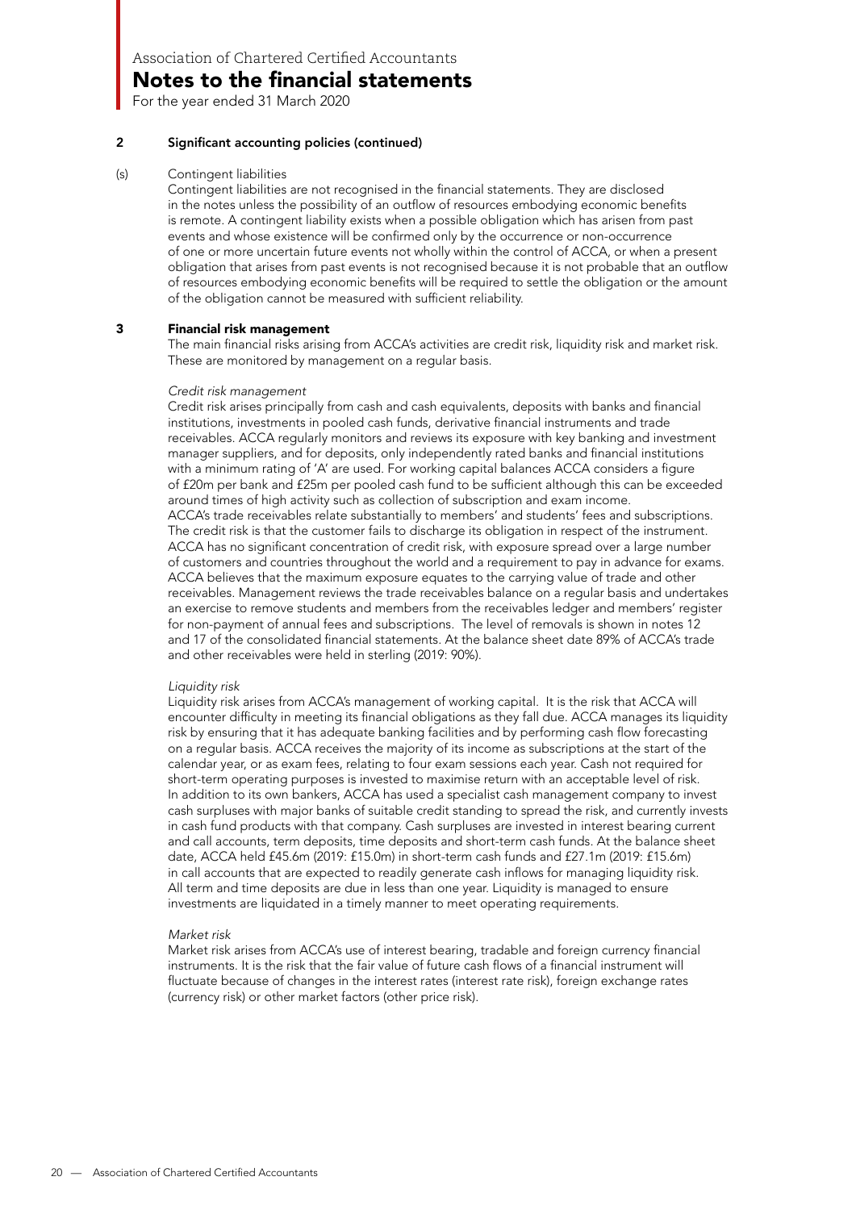## 2 Significant accounting policies (continued)

(s) Contingent liabilities

Contingent liabilities are not recognised in the financial statements. They are disclosed in the notes unless the possibility of an outflow of resources embodying economic benefits is remote. A contingent liability exists when a possible obligation which has arisen from past events and whose existence will be confirmed only by the occurrence or non-occurrence of one or more uncertain future events not wholly within the control of ACCA, or when a present obligation that arises from past events is not recognised because it is not probable that an outflow of resources embodying economic benefits will be required to settle the obligation or the amount of the obligation cannot be measured with sufficient reliability.

## 3 Financial risk management

The main financial risks arising from ACCA's activities are credit risk, liquidity risk and market risk. These are monitored by management on a regular basis.

*Credit risk management*

Credit risk arises principally from cash and cash equivalents, deposits with banks and financial institutions, investments in pooled cash funds, derivative financial instruments and trade receivables. ACCA regularly monitors and reviews its exposure with key banking and investment manager suppliers, and for deposits, only independently rated banks and financial institutions with a minimum rating of 'A' are used. For working capital balances ACCA considers a figure of £20m per bank and £25m per pooled cash fund to be sufficient although this can be exceeded around times of high activity such as collection of subscription and exam income.

ACCA's trade receivables relate substantially to members' and students' fees and subscriptions. The credit risk is that the customer fails to discharge its obligation in respect of the instrument. ACCA has no significant concentration of credit risk, with exposure spread over a large number of customers and countries throughout the world and a requirement to pay in advance for exams. ACCA believes that the maximum exposure equates to the carrying value of trade and other receivables. Management reviews the trade receivables balance on a regular basis and undertakes an exercise to remove students and members from the receivables ledger and members' register for non-payment of annual fees and subscriptions. The level of removals is shown in notes 12 and 17 of the consolidated financial statements. At the balance sheet date 89% of ACCA's trade and other receivables were held in sterling (2019: 90%).

*Liquidity risk*

Liquidity risk arises from ACCA's management of working capital. It is the risk that ACCA will encounter difficulty in meeting its financial obligations as they fall due. ACCA manages its liquidity risk by ensuring that it has adequate banking facilities and by performing cash flow forecasting on a regular basis. ACCA receives the majority of its income as subscriptions at the start of the calendar year, or as exam fees, relating to four exam sessions each year. Cash not required for short-term operating purposes is invested to maximise return with an acceptable level of risk. In addition to its own bankers, ACCA has used a specialist cash management company to invest cash surpluses with major banks of suitable credit standing to spread the risk, and currently invests in cash fund products with that company. Cash surpluses are invested in interest bearing current and call accounts, term deposits, time deposits and short-term cash funds. At the balance sheet date, ACCA held £45.6m (2019: £15.0m) in short-term cash funds and £27.1m (2019: £15.6m) in call accounts that are expected to readily generate cash inflows for managing liquidity risk. All term and time deposits are due in less than one year. Liquidity is managed to ensure investments are liquidated in a timely manner to meet operating requirements.

*Market risk*

Market risk arises from ACCA's use of interest bearing, tradable and foreign currency financial instruments. It is the risk that the fair value of future cash flows of a financial instrument will fluctuate because of changes in the interest rates (interest rate risk), foreign exchange rates (currency risk) or other market factors (other price risk).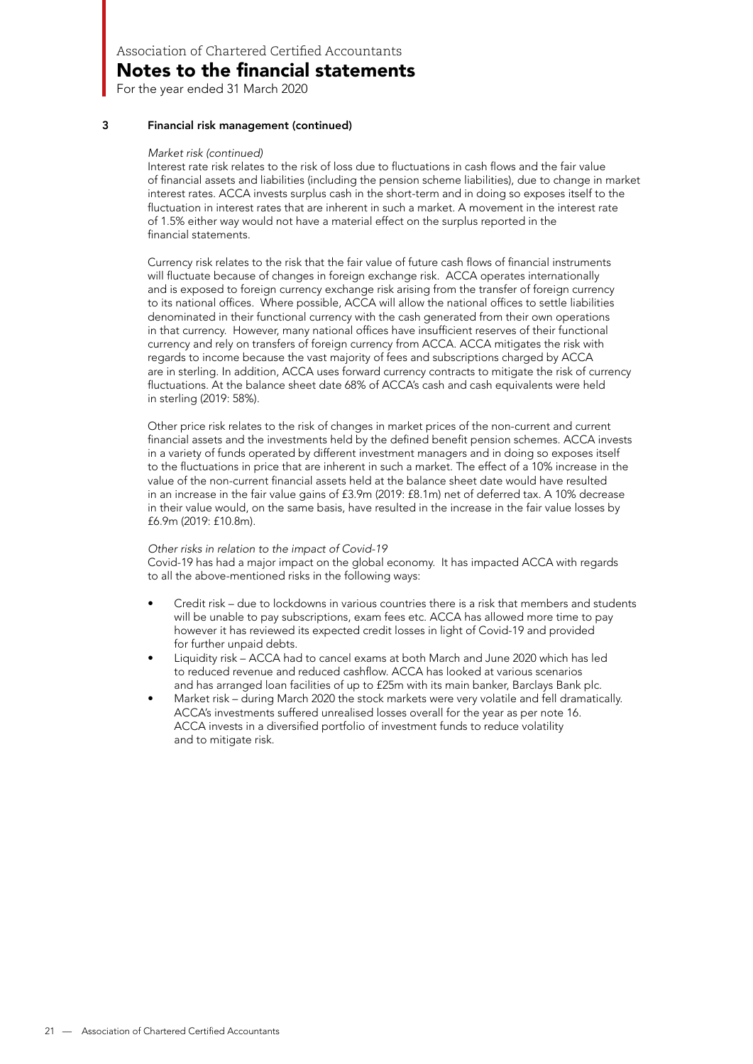## 3 Financial risk management (continued)

*Market risk (continued)*

Interest rate risk relates to the risk of loss due to fluctuations in cash flows and the fair value of financial assets and liabilities (including the pension scheme liabilities), due to change in market interest rates. ACCA invests surplus cash in the short-term and in doing so exposes itself to the fluctuation in interest rates that are inherent in such a market. A movement in the interest rate of 1.5% either way would not have a material effect on the surplus reported in the financial statements.

Currency risk relates to the risk that the fair value of future cash flows of financial instruments will fluctuate because of changes in foreign exchange risk. ACCA operates internationally and is exposed to foreign currency exchange risk arising from the transfer of foreign currency to its national offices. Where possible, ACCA will allow the national offices to settle liabilities denominated in their functional currency with the cash generated from their own operations in that currency. However, many national offices have insufficient reserves of their functional currency and rely on transfers of foreign currency from ACCA. ACCA mitigates the risk with regards to income because the vast majority of fees and subscriptions charged by ACCA are in sterling. In addition, ACCA uses forward currency contracts to mitigate the risk of currency fluctuations. At the balance sheet date 68% of ACCA's cash and cash equivalents were held in sterling (2019: 58%).

Other price risk relates to the risk of changes in market prices of the non-current and current financial assets and the investments held by the defined benefit pension schemes. ACCA invests in a variety of funds operated by different investment managers and in doing so exposes itself to the fluctuations in price that are inherent in such a market. The effect of a 10% increase in the value of the non-current financial assets held at the balance sheet date would have resulted in an increase in the fair value gains of £3.9m (2019: £8.1m) net of deferred tax. A 10% decrease in their value would, on the same basis, have resulted in the increase in the fair value losses by £6.9m (2019: £10.8m).

*Other risks in relation to the impact of Covid-19*

Covid-19 has had a major impact on the global economy. It has impacted ACCA with regards to all the above-mentioned risks in the following ways:

- Credit risk – due to lockdowns in various countries there is a risk that members and students will be unable to pay subscriptions, exam fees etc. ACCA has allowed more time to pay however it has reviewed its expected credit losses in light of Covid-19 and provided for further unpaid debts.
- Liquidity risk – ACCA had to cancel exams at both March and June 2020 which has led to reduced revenue and reduced cashflow. ACCA has looked at various scenarios and has arranged loan facilities of up to £25m with its main banker, Barclays Bank plc.
- Market risk – during March 2020 the stock markets were very volatile and fell dramatically. ACCA's investments suffered unrealised losses overall for the year as per note 16. ACCA invests in a diversified portfolio of investment funds to reduce volatility and to mitigate risk.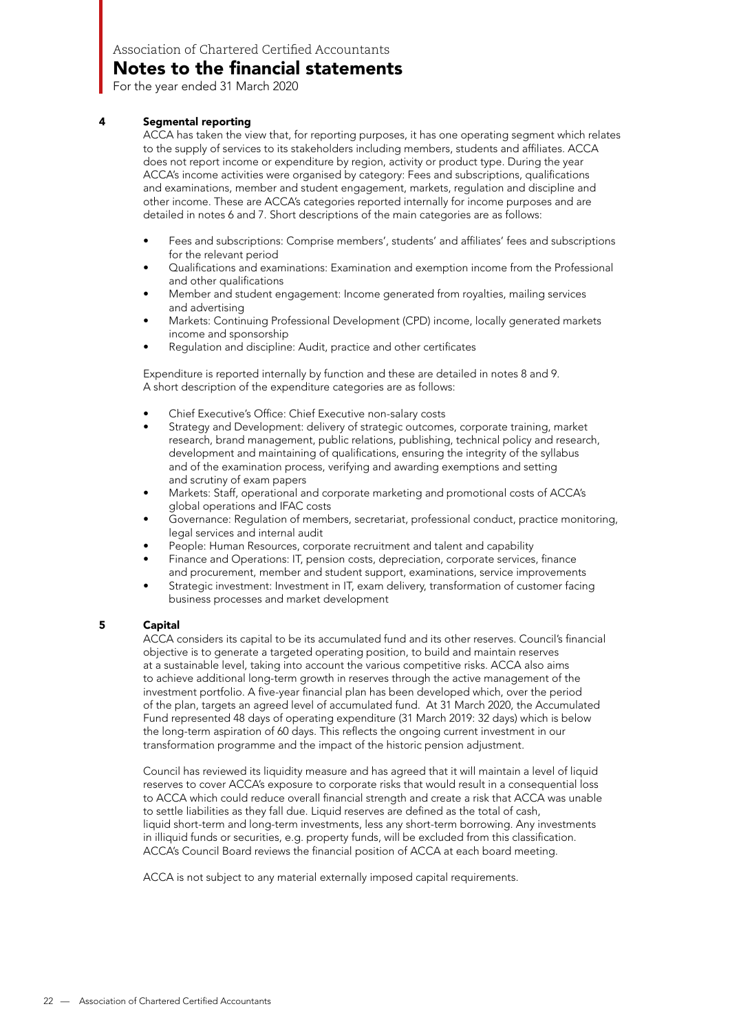Association of Chartered Certified Accountants

# Notes to the financial statements

For the year ended 31 March 2020

## 4 Segmental reporting

ACCA has taken the view that, for reporting purposes, it has one operating segment which relates to the supply of services to its stakeholders including members, students and affiliates. ACCA does not report income or expenditure by region, activity or product type. During the year ACCA's income activities were organised by category: Fees and subscriptions, qualifications and examinations, member and student engagement, markets, regulation and discipline and other income. These are ACCA's categories reported internally for income purposes and are detailed in notes 6 and 7. Short descriptions of the main categories are as follows:

- Fees and subscriptions: Comprise members', students' and affiliates' fees and subscriptions for the relevant period
- Qualifications and examinations: Examination and exemption income from the Professional and other qualifications
- Member and student engagement: Income generated from royalties, mailing services and advertising
- Markets: Continuing Professional Development (CPD) income, locally generated markets income and sponsorship
- Regulation and discipline: Audit, practice and other certificates

Expenditure is reported internally by function and these are detailed in notes 8 and 9. A short description of the expenditure categories are as follows:

- Chief Executive's Office: Chief Executive non-salary costs
- Strategy and Development: delivery of strategic outcomes, corporate training, market research, brand management, public relations, publishing, technical policy and research, development and maintaining of qualifications, ensuring the integrity of the syllabus and of the examination process, verifying and awarding exemptions and setting and scrutiny of exam papers
- Markets: Staff, operational and corporate marketing and promotional costs of ACCA's global operations and IFAC costs
- Governance: Regulation of members, secretariat, professional conduct, practice monitoring, legal services and internal audit
- People: Human Resources, corporate recruitment and talent and capability
- Finance and Operations: IT, pension costs, depreciation, corporate services, finance and procurement, member and student support, examinations, service improvements
- Strategic investment: Investment in IT, exam delivery, transformation of customer facing business processes and market development

## 5 Capital

ACCA considers its capital to be its accumulated fund and its other reserves. Council's financial objective is to generate a targeted operating position, to build and maintain reserves at a sustainable level, taking into account the various competitive risks. ACCA also aims to achieve additional long-term growth in reserves through the active management of the investment portfolio. A five-year financial plan has been developed which, over the period of the plan, targets an agreed level of accumulated fund. At 31 March 2020, the Accumulated Fund represented 48 days of operating expenditure (31 March 2019: 32 days) which is below the long-term aspiration of 60 days. This reflects the ongoing current investment in our transformation programme and the impact of the historic pension adjustment.

Council has reviewed its liquidity measure and has agreed that it will maintain a level of liquid reserves to cover ACCA's exposure to corporate risks that would result in a consequential loss to ACCA which could reduce overall financial strength and create a risk that ACCA was unable to settle liabilities as they fall due. Liquid reserves are defined as the total of cash, liquid short-term and long-term investments, less any short-term borrowing. Any investments in illiquid funds or securities, e.g. property funds, will be excluded from this classification. ACCA's Council Board reviews the financial position of ACCA at each board meeting.

ACCA is not subject to any material externally imposed capital requirements.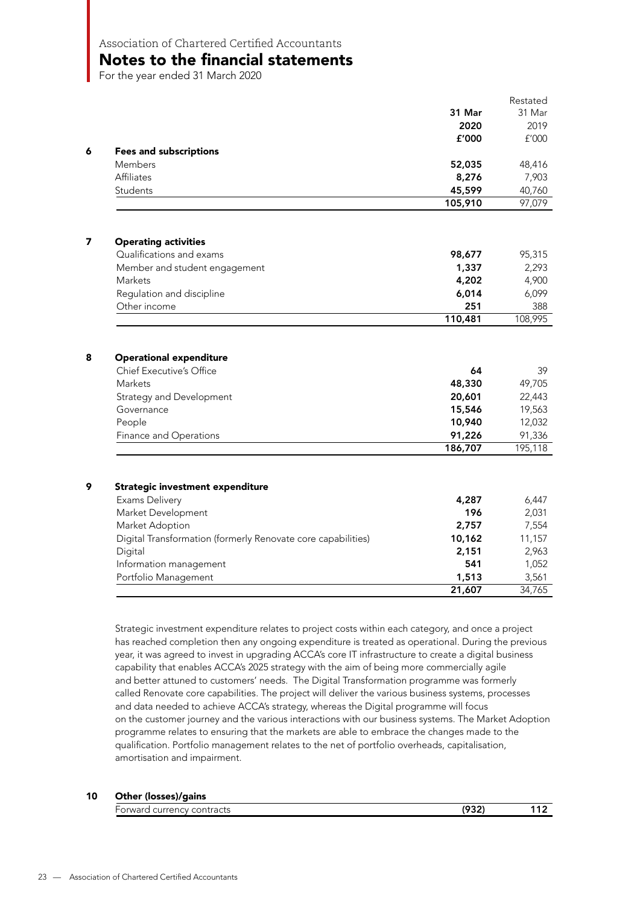Association of Chartered Certified Accountants

# Notes to the financial statements

For the year ended 31 March 2020

| | | 31 Mar 2020 £'000 | Restated 31 Mar 2019 £'000 |
|---|---|---|---|
| **6** | **Fees and subscriptions** | | |
| | Members | **52,035** | 48,416 |
| | Affiliates | **8,276** | 7,903 |
| | Students | **45,599** | 40,760 |
| | | **105,910** | 97,079 |
| **7** | **Operating activities** | | |
| | Qualifications and exams | **98,677** | 95,315 |
| | Member and student engagement | **1,337** | 2,293 |
| | Markets | **4,202** | 4,900 |
| | Regulation and discipline | **6,014** | 6,099 |
| | Other income | **251** | 388 |
| | | **110,481** | 108,995 |
| **8** | **Operational expenditure** | | |
| | Chief Executive's Office | **64** | 39 |
| | Markets | **48,330** | 49,705 |
| | Strategy and Development | **20,601** | 22,443 |
| | Governance | **15,546** | 19,563 |
| | People | **10,940** | 12,032 |
| | Finance and Operations | **91,226** | 91,336 |
| | | **186,707** | 195,118 |
| **9** | **Strategic investment expenditure** | | |
| | Exams Delivery | **4,287** | 6,447 |
| | Market Development | **196** | 2,031 |
| | Market Adoption | **2,757** | 7,554 |
| | Digital Transformation (formerly Renovate core capabilities) | **10,162** | 11,157 |
| | Digital | **2,151** | 2,963 |
| | Information management | **541** | 1,052 |
| | Portfolio Management | **1,513** | 3,561 |
| | | **21,607** | 34,765 |

Strategic investment expenditure relates to project costs within each category, and once a project has reached completion then any ongoing expenditure is treated as operational. During the previous year, it was agreed to invest in upgrading ACCA's core IT infrastructure to create a digital business capability that enables ACCA's 2025 strategy with the aim of being more commercially agile and better attuned to customers' needs. The Digital Transformation programme was formerly called Renovate core capabilities. The project will deliver the various business systems, processes and data needed to achieve ACCA's strategy, whereas the Digital programme will focus on the customer journey and the various interactions with our business systems. The Market Adoption programme relates to ensuring that the markets are able to embrace the changes made to the qualification. Portfolio management relates to the net of portfolio overheads, capitalisation, amortisation and impairment.

| | | 31 Mar 2020 £'000 | Restated 31 Mar 2019 £'000 |
|---|---|---|---|
| **10** | **Other (losses)/gains** | | |
| | Forward currency contracts | **(932)** | **112** |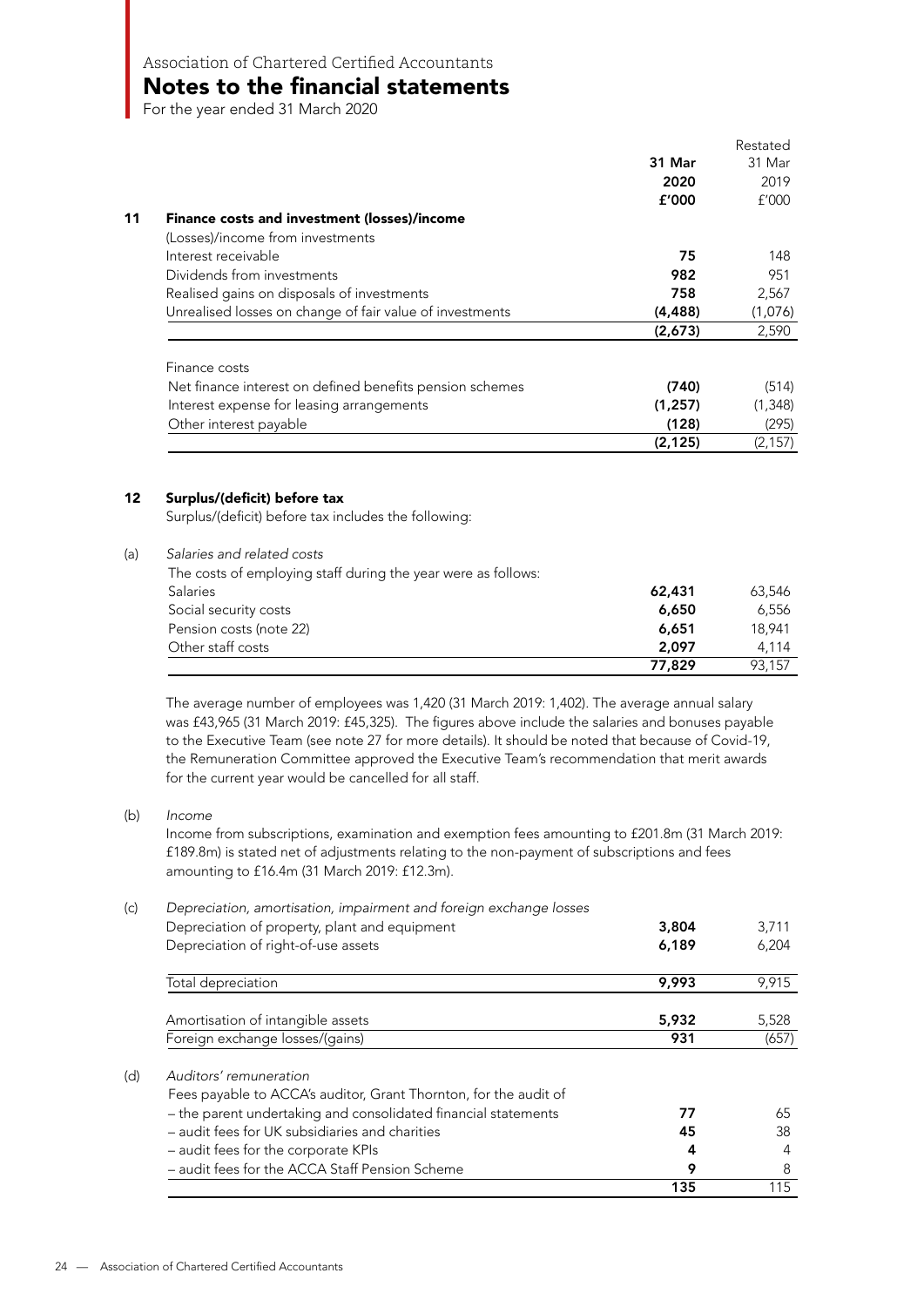Association of Chartered Certified Accountants

# Notes to the financial statements

For the year ended 31 March 2020

| | | 31 Mar 2020 £'000 | Restated 31 Mar 2019 £'000 |
|---|---|---|---|
| **11** | **Finance costs and investment (losses)/income** | | |
| | (Losses)/income from investments | | |
| | Interest receivable | **75** | 148 |
| | Dividends from investments | **982** | 951 |
| | Realised gains on disposals of investments | **758** | 2,567 |
| | Unrealised losses on change of fair value of investments | **(4,488)** | (1,076) |
| | | **(2,673)** | 2,590 |
| | Finance costs | | |
| | Net finance interest on defined benefits pension schemes | **(740)** | (514) |
| | Interest expense for leasing arrangements | **(1,257)** | (1,348) |
| | Other interest payable | **(128)** | (295) |
| | | **(2,125)** | (2,157) |

## 12 Surplus/(deficit) before tax

Surplus/(deficit) before tax includes the following:

(a) *Salaries and related costs*

| The costs of employing staff during the year were as follows: | 31 Mar 2020 £'000 | Restated 31 Mar 2019 £'000 |
|---|---|---|
| Salaries | **62,431** | 63,546 |
| Social security costs | **6,650** | 6,556 |
| Pension costs (note 22) | **6,651** | 18,941 |
| Other staff costs | **2,097** | 4,114 |
| | **77,829** | 93,157 |

The average number of employees was 1,420 (31 March 2019: 1,402). The average annual salary was £43,965 (31 March 2019: £45,325). The figures above include the salaries and bonuses payable to the Executive Team (see note 27 for more details). It should be noted that because of Covid-19, the Remuneration Committee approved the Executive Team's recommendation that merit awards for the current year would be cancelled for all staff.

(b) *Income*

Income from subscriptions, examination and exemption fees amounting to £201.8m (31 March 2019: £189.8m) is stated net of adjustments relating to the non-payment of subscriptions and fees amounting to £16.4m (31 March 2019: £12.3m).

(c) *Depreciation, amortisation, impairment and foreign exchange losses*

| | 31 Mar 2020 £'000 | Restated 31 Mar 2019 £'000 |
|---|---|---|
| Depreciation of property, plant and equipment | **3,804** | 3,711 |
| Depreciation of right-of-use assets | **6,189** | 6,204 |
| Total depreciation | **9,993** | 9,915 |
| Amortisation of intangible assets | **5,932** | 5,528 |
| Foreign exchange losses/(gains) | **931** | (657) |

(d) *Auditors' remuneration*

| Fees payable to ACCA's auditor, Grant Thornton, for the audit of | 31 Mar 2020 £'000 | Restated 31 Mar 2019 £'000 |
|---|---|---|
| – the parent undertaking and consolidated financial statements | **77** | 65 |
| – audit fees for UK subsidiaries and charities | **45** | 38 |
| – audit fees for the corporate KPIs | **4** | 4 |
| – audit fees for the ACCA Staff Pension Scheme | **9** | 8 |
| | **135** | 115 |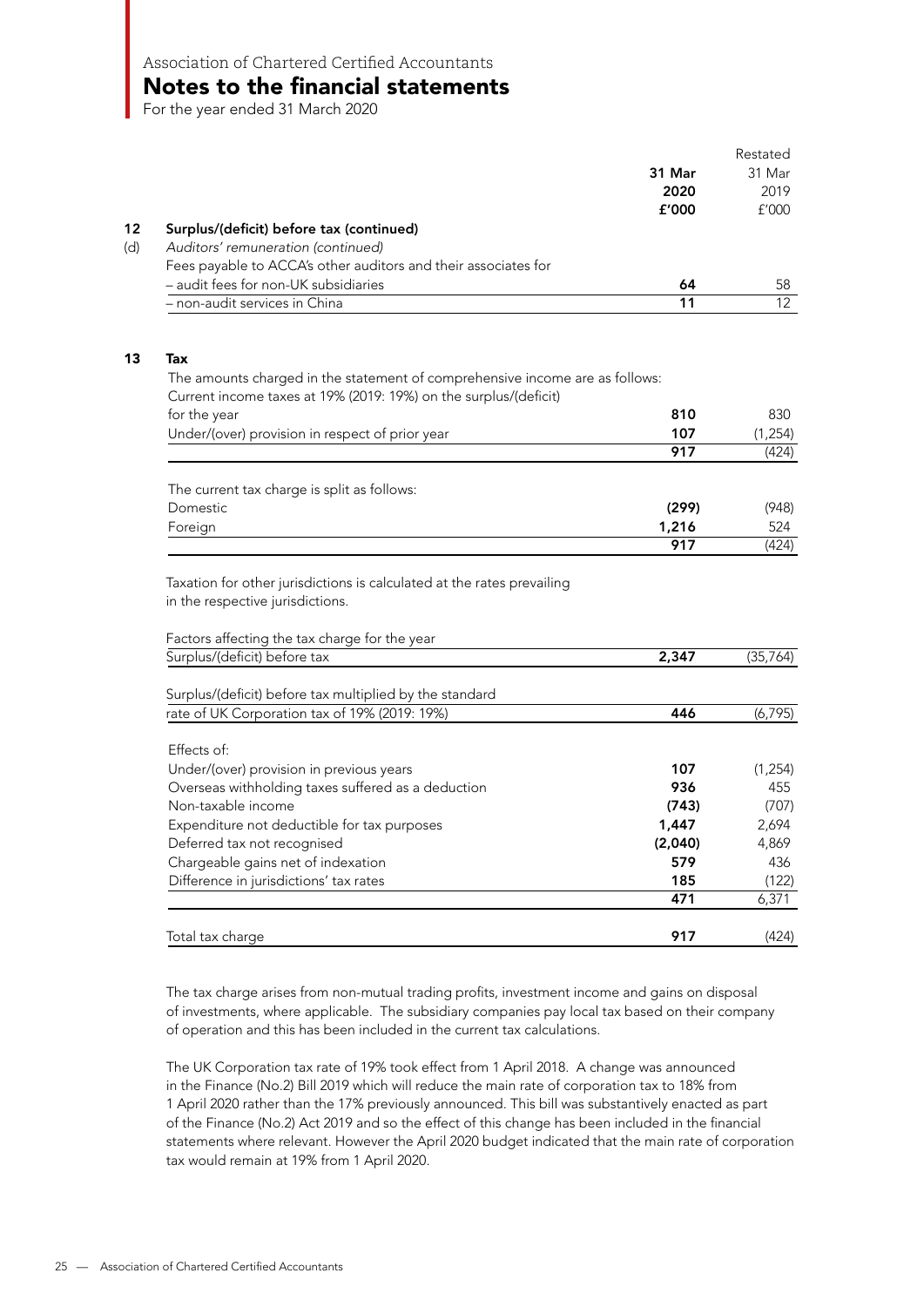# Notes to the financial statements

For the year ended 31 March 2020

| | | 31 Mar 2020 £'000 | Restated 31 Mar 2019 £'000 |
|---|---|---|---|
| **12** | **Surplus/(deficit) before tax (continued)** | | |
| (d) | *Auditors' remuneration (continued)* | | |
| | Fees payable to ACCA's other auditors and their associates for | | |
| | – audit fees for non-UK subsidiaries | **64** | 58 |
| | – non-audit services in China | **11** | 12 |

## 13 Tax

| | 31 Mar 2020 £'000 | Restated 31 Mar 2019 £'000 |
|---|---|---|
| The amounts charged in the statement of comprehensive income are as follows: | | |
| Current income taxes at 19% (2019: 19%) on the surplus/(deficit) for the year | **810** | 830 |
| Under/(over) provision in respect of prior year | **107** | (1,254) |
| | **917** | (424) |
| | | |
| The current tax charge is split as follows: | | |
| Domestic | **(299)** | (948) |
| Foreign | **1,216** | 524 |
| | **917** | (424) |

Taxation for other jurisdictions is calculated at the rates prevailing in the respective jurisdictions.

| Factors affecting the tax charge for the year | 31 Mar 2020 £'000 | Restated 31 Mar 2019 £'000 |
|---|---|---|
| Surplus/(deficit) before tax | **2,347** | (35,764) |
| | | |
| Surplus/(deficit) before tax multiplied by the standard rate of UK Corporation tax of 19% (2019: 19%) | **446** | (6,795) |
| | | |
| Effects of: | | |
| Under/(over) provision in previous years | **107** | (1,254) |
| Overseas withholding taxes suffered as a deduction | **936** | 455 |
| Non-taxable income | **(743)** | (707) |
| Expenditure not deductible for tax purposes | **1,447** | 2,694 |
| Deferred tax not recognised | **(2,040)** | 4,869 |
| Chargeable gains net of indexation | **579** | 436 |
| Difference in jurisdictions' tax rates | **185** | (122) |
| | **471** | 6,371 |
| | | |
| Total tax charge | **917** | (424) |

The tax charge arises from non-mutual trading profits, investment income and gains on disposal of investments, where applicable. The subsidiary companies pay local tax based on their company of operation and this has been included in the current tax calculations.

The UK Corporation tax rate of 19% took effect from 1 April 2018. A change was announced in the Finance (No.2) Bill 2019 which will reduce the main rate of corporation tax to 18% from 1 April 2020 rather than the 17% previously announced. This bill was substantively enacted as part of the Finance (No.2) Act 2019 and so the effect of this change has been included in the financial statements where relevant. However the April 2020 budget indicated that the main rate of corporation tax would remain at 19% from 1 April 2020.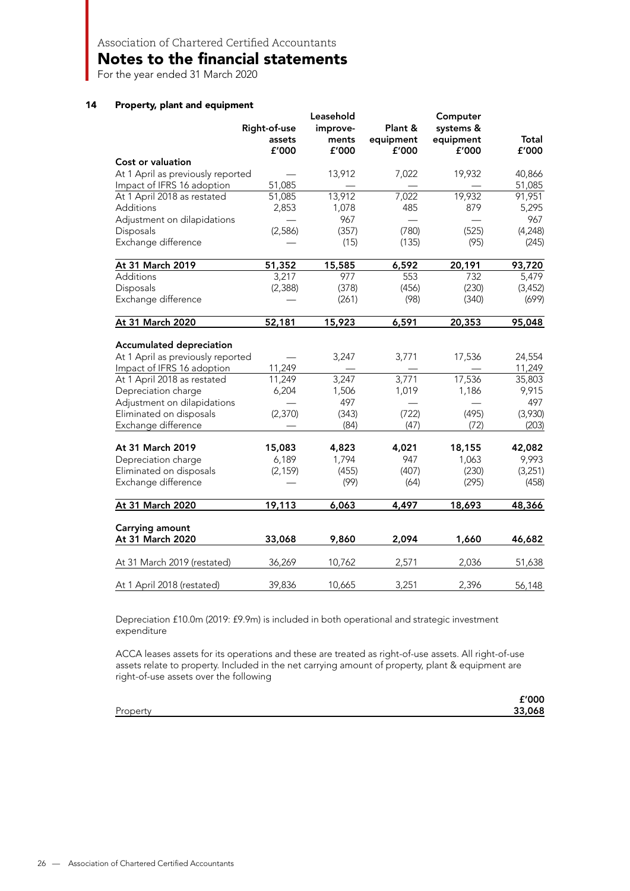Association of Chartered Certified Accountants

# Notes to the financial statements

For the year ended 31 March 2020

## 14 Property, plant and equipment

| | Right-of-use assets £'000 | Leasehold improve-ments £'000 | Plant & equipment £'000 | Computer systems & equipment £'000 | Total £'000 |
|---|---|---|---|---|---|
| **Cost or valuation** | | | | | |
| At 1 April as previously reported | — | 13,912 | 7,022 | 19,932 | 40,866 |
| Impact of IFRS 16 adoption | 51,085 | — | — | — | 51,085 |
| At 1 April 2018 as restated | 51,085 | 13,912 | 7,022 | 19,932 | 91,951 |
| Additions | 2,853 | 1,078 | 485 | 879 | 5,295 |
| Adjustment on dilapidations | — | 967 | — | — | 967 |
| Disposals | (2,586) | (357) | (780) | (525) | (4,248) |
| Exchange difference | — | (15) | (135) | (95) | (245) |
| **At 31 March 2019** | **51,352** | **15,585** | **6,592** | **20,191** | **93,720** |
| Additions | 3,217 | 977 | 553 | 732 | 5,479 |
| Disposals | (2,388) | (378) | (456) | (230) | (3,452) |
| Exchange difference | — | (261) | (98) | (340) | (699) |
| **At 31 March 2020** | **52,181** | **15,923** | **6,591** | **20,353** | **95,048** |
| **Accumulated depreciation** | | | | | |
| At 1 April as previously reported | — | 3,247 | 3,771 | 17,536 | 24,554 |
| Impact of IFRS 16 adoption | 11,249 | — | — | — | 11,249 |
| At 1 April 2018 as restated | 11,249 | 3,247 | 3,771 | 17,536 | 35,803 |
| Depreciation charge | 6,204 | 1,506 | 1,019 | 1,186 | 9,915 |
| Adjustment on dilapidations | — | 497 | — | — | 497 |
| Eliminated on disposals | (2,370) | (343) | (722) | (495) | (3,930) |
| Exchange difference | — | (84) | (47) | (72) | (203) |
| **At 31 March 2019** | **15,083** | **4,823** | **4,021** | **18,155** | **42,082** |
| Depreciation charge | 6,189 | 1,794 | 947 | 1,063 | 9,993 |
| Eliminated on disposals | (2,159) | (455) | (407) | (230) | (3,251) |
| Exchange difference | — | (99) | (64) | (295) | (458) |
| **At 31 March 2020** | **19,113** | **6,063** | **4,497** | **18,693** | **48,366** |
| **Carrying amount** | | | | | |
| **At 31 March 2020** | **33,068** | **9,860** | **2,094** | **1,660** | **46,682** |
| At 31 March 2019 (restated) | 36,269 | 10,762 | 2,571 | 2,036 | 51,638 |
| At 1 April 2018 (restated) | 39,836 | 10,665 | 3,251 | 2,396 | 56,148 |

Depreciation £10.0m (2019: £9.9m) is included in both operational and strategic investment expenditure

ACCA leases assets for its operations and these are treated as right-of-use assets. All right-of-use assets relate to property. Included in the net carrying amount of property, plant & equipment are right-of-use assets over the following

| | £'000 |
|---|---|
| Property | **33,068** |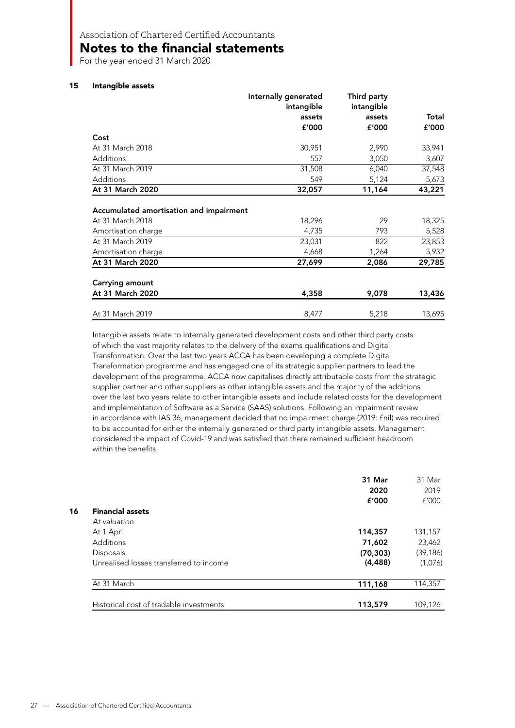# Association of Chartered Certified Accountants

## Notes to the financial statements

For the year ended 31 March 2020

### 15 Intangible assets

| | Internally generated intangible assets £'000 | Third party intangible assets £'000 | Total £'000 |
|---|---|---|---|
| **Cost** | | | |
| At 31 March 2018 | 30,951 | 2,990 | 33,941 |
| Additions | 557 | 3,050 | 3,607 |
| At 31 March 2019 | 31,508 | 6,040 | 37,548 |
| Additions | 549 | 5,124 | 5,673 |
| **At 31 March 2020** | **32,057** | **11,164** | **43,221** |
| **Accumulated amortisation and impairment** | | | |
| At 31 March 2018 | 18,296 | 29 | 18,325 |
| Amortisation charge | 4,735 | 793 | 5,528 |
| At 31 March 2019 | 23,031 | 822 | 23,853 |
| Amortisation charge | 4,668 | 1,264 | 5,932 |
| **At 31 March 2020** | **27,699** | **2,086** | **29,785** |
| **Carrying amount** | | | |
| **At 31 March 2020** | **4,358** | **9,078** | **13,436** |
| At 31 March 2019 | 8,477 | 5,218 | 13,695 |

Intangible assets relate to internally generated development costs and other third party costs of which the vast majority relates to the delivery of the exams qualifications and Digital Transformation. Over the last two years ACCA has been developing a complete Digital Transformation programme and has engaged one of its strategic supplier partners to lead the development of the programme. ACCA now capitalises directly attributable costs from the strategic supplier partner and other suppliers as other intangible assets and the majority of the additions over the last two years relate to other intangible assets and include related costs for the development and implementation of Software as a Service (SAAS) solutions. Following an impairment review in accordance with IAS 36, management decided that no impairment charge (2019: £nil) was required to be accounted for either the internally generated or third party intangible assets. Management considered the impact of Covid-19 and was satisfied that there remained sufficient headroom within the benefits.

### 16 Financial assets

| | 31 Mar 2020 £'000 | 31 Mar 2019 £'000 |
|---|---|---|
| *At valuation* | | |
| At 1 April | **114,357** | 131,157 |
| Additions | **71,602** | 23,462 |
| Disposals | **(70,303)** | (39,186) |
| Unrealised losses transferred to income | **(4,488)** | (1,076) |
| At 31 March | **111,168** | 114,357 |
| Historical cost of tradable investments | **113,579** | 109,126 |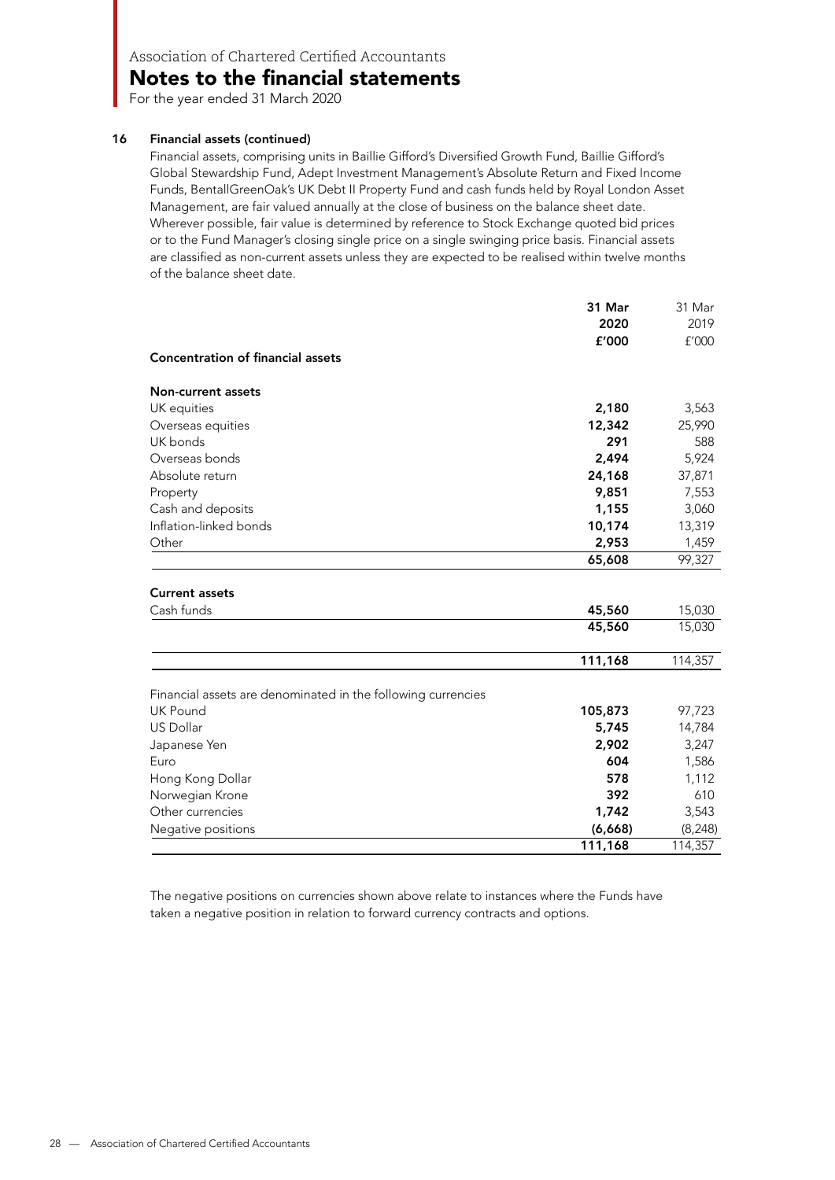### 16 Financial assets (continued)

Financial assets, comprising units in Baillie Gifford's Diversified Growth Fund, Baillie Gifford's Global Stewardship Fund, Adept Investment Management's Absolute Return and Fixed Income Funds, BentallGreenOak's UK Debt II Property Fund and cash funds held by Royal London Asset Management, are fair valued annually at the close of business on the balance sheet date. Wherever possible, fair value is determined by reference to Stock Exchange quoted bid prices or to the Fund Manager's closing single price on a single swinging price basis. Financial assets are classified as non-current assets unless they are expected to be realised within twelve months of the balance sheet date.

| | 31 Mar 2020 £'000 | 31 Mar 2019 £'000 |
|---|---|---|
| **Concentration of financial assets** | | |
| **Non-current assets** | | |
| UK equities | 2,180 | 3,563 |
| Overseas equities | 12,342 | 25,990 |
| UK bonds | 291 | 588 |
| Overseas bonds | 2,494 | 5,924 |
| Absolute return | 24,168 | 37,871 |
| Property | 9,851 | 7,553 |
| Cash and deposits | 1,155 | 3,060 |
| Inflation-linked bonds | 10,174 | 13,319 |
| Other | 2,953 | 1,459 |
| | 65,608 | 99,327 |
| **Current assets** | | |
| Cash funds | 45,560 | 15,030 |
| | 45,560 | 15,030 |
| | 111,168 | 114,357 |
| Financial assets are denominated in the following currencies | | |
| UK Pound | 105,873 | 97,723 |
| US Dollar | 5,745 | 14,784 |
| Japanese Yen | 2,902 | 3,247 |
| Euro | 604 | 1,586 |
| Hong Kong Dollar | 578 | 1,112 |
| Norwegian Krone | 392 | 610 |
| Other currencies | 1,742 | 3,543 |
| Negative positions | (6,668) | (8,248) |
| | 111,168 | 114,357 |

The negative positions on currencies shown above relate to instances where the Funds have taken a negative position in relation to forward currency contracts and options.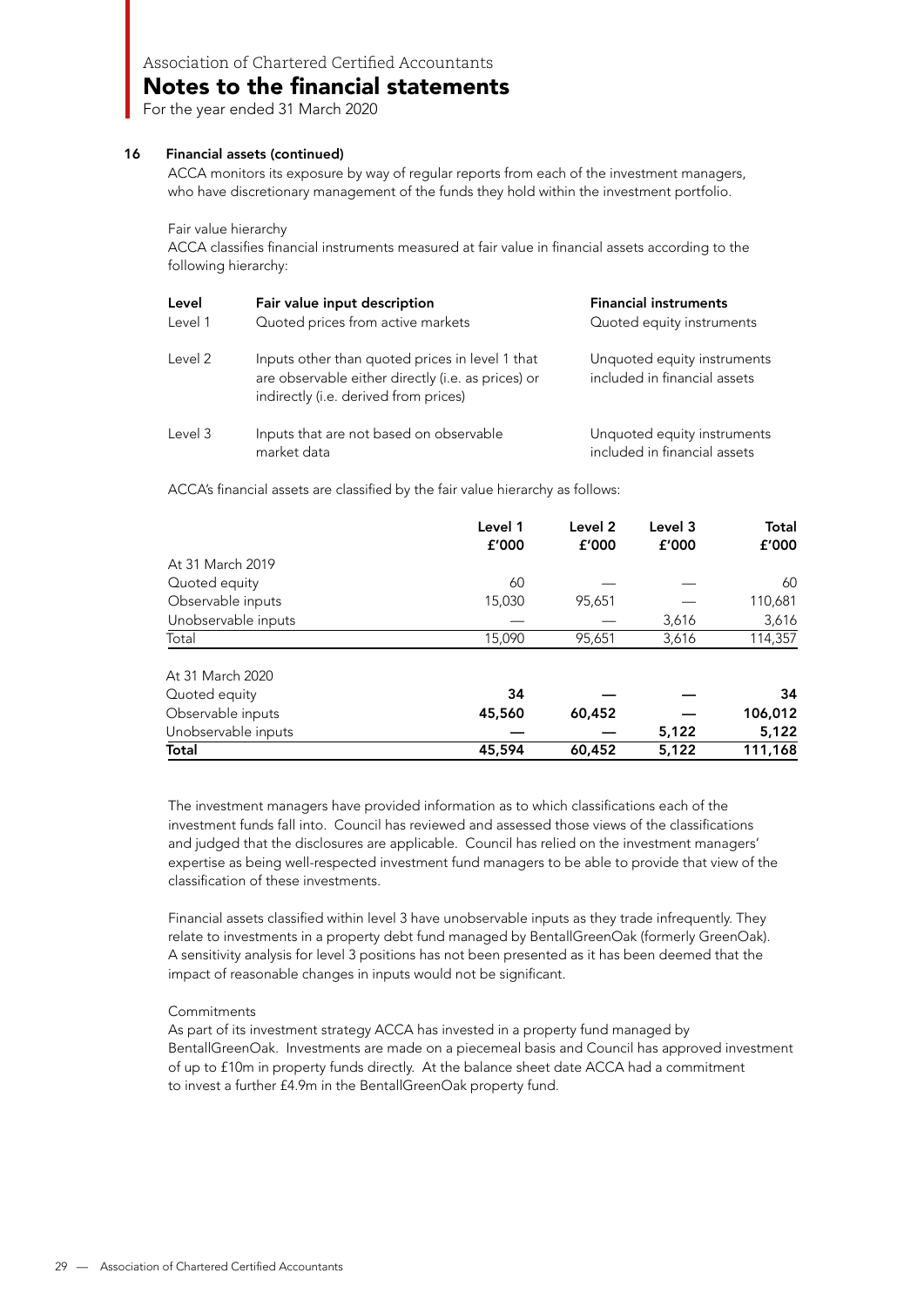Association of Chartered Certified Accountants

# Notes to the financial statements

For the year ended 31 March 2020

## 16 Financial assets (continued)

ACCA monitors its exposure by way of regular reports from each of the investment managers, who have discretionary management of the funds they hold within the investment portfolio.

Fair value hierarchy

ACCA classifies financial instruments measured at fair value in financial assets according to the following hierarchy:

| Level | Fair value input description | Financial instruments |
|---|---|---|
| Level 1 | Quoted prices from active markets | Quoted equity instruments |
| Level 2 | Inputs other than quoted prices in level 1 that are observable either directly (i.e. as prices) or indirectly (i.e. derived from prices) | Unquoted equity instruments included in financial assets |
| Level 3 | Inputs that are not based on observable market data | Unquoted equity instruments included in financial assets |

ACCA's financial assets are classified by the fair value hierarchy as follows:

| | Level 1 £'000 | Level 2 £'000 | Level 3 £'000 | Total £'000 |
|---|---|---|---|---|
| At 31 March 2019 | | | | |
| Quoted equity | 60 | — | — | 60 |
| Observable inputs | 15,030 | 95,651 | — | 110,681 |
| Unobservable inputs | — | — | 3,616 | 3,616 |
| Total | 15,090 | 95,651 | 3,616 | 114,357 |
| At 31 March 2020 | | | | |
| Quoted equity | **34** | **—** | **—** | **34** |
| Observable inputs | **45,560** | **60,452** | **—** | **106,012** |
| Unobservable inputs | **—** | **—** | **5,122** | **5,122** |
| **Total** | **45,594** | **60,452** | **5,122** | **111,168** |

The investment managers have provided information as to which classifications each of the investment funds fall into. Council has reviewed and assessed those views of the classifications and judged that the disclosures are applicable. Council has relied on the investment managers' expertise as being well-respected investment fund managers to be able to provide that view of the classification of these investments.

Financial assets classified within level 3 have unobservable inputs as they trade infrequently. They relate to investments in a property debt fund managed by BentallGreenOak (formerly GreenOak). A sensitivity analysis for level 3 positions has not been presented as it has been deemed that the impact of reasonable changes in inputs would not be significant.

Commitments

As part of its investment strategy ACCA has invested in a property fund managed by BentallGreenOak. Investments are made on a piecemeal basis and Council has approved investment of up to £10m in property funds directly. At the balance sheet date ACCA had a commitment to invest a further £4.9m in the BentallGreenOak property fund.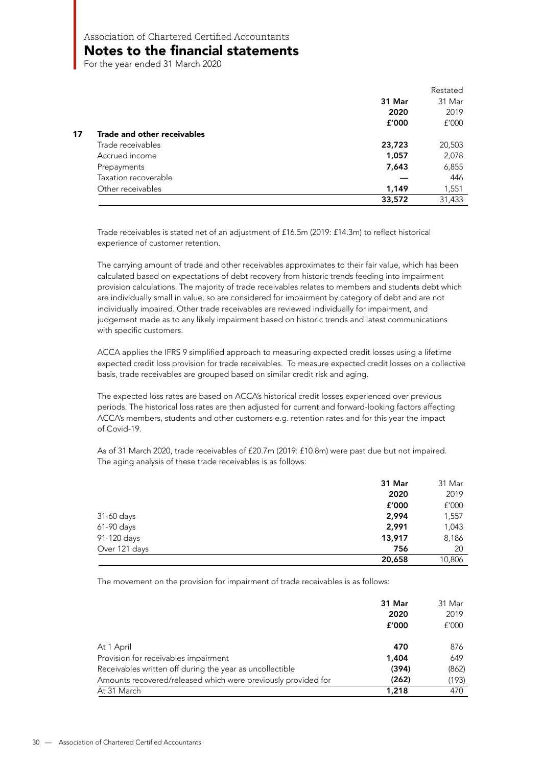Association of Chartered Certified Accountants

# Notes to the financial statements

For the year ended 31 March 2020

## 17 Trade and other receivables

| | 31 Mar 2020 £'000 | Restated 31 Mar 2019 £'000 |
|---|---|---|
| Trade receivables | **23,723** | 20,503 |
| Accrued income | **1,057** | 2,078 |
| Prepayments | **7,643** | 6,855 |
| Taxation recoverable | **—** | 446 |
| Other receivables | **1,149** | 1,551 |
| | **33,572** | 31,433 |

Trade receivables is stated net of an adjustment of £16.5m (2019: £14.3m) to reflect historical experience of customer retention.

The carrying amount of trade and other receivables approximates to their fair value, which has been calculated based on expectations of debt recovery from historic trends feeding into impairment provision calculations. The majority of trade receivables relates to members and students debt which are individually small in value, so are considered for impairment by category of debt and are not individually impaired. Other trade receivables are reviewed individually for impairment, and judgement made as to any likely impairment based on historic trends and latest communications with specific customers.

ACCA applies the IFRS 9 simplified approach to measuring expected credit losses using a lifetime expected credit loss provision for trade receivables. To measure expected credit losses on a collective basis, trade receivables are grouped based on similar credit risk and aging.

The expected loss rates are based on ACCA's historical credit losses experienced over previous periods. The historical loss rates are then adjusted for current and forward-looking factors affecting ACCA's members, students and other customers e.g. retention rates and for this year the impact of Covid-19.

As of 31 March 2020, trade receivables of £20.7m (2019: £10.8m) were past due but not impaired. The aging analysis of these trade receivables is as follows:

| | 31 Mar 2020 £'000 | 31 Mar 2019 £'000 |
|---|---|---|
| 31-60 days | **2,994** | 1,557 |
| 61-90 days | **2,991** | 1,043 |
| 91-120 days | **13,917** | 8,186 |
| Over 121 days | **756** | 20 |
| | **20,658** | 10,806 |

The movement on the provision for impairment of trade receivables is as follows:

| | 31 Mar 2020 £'000 | 31 Mar 2019 £'000 |
|---|---|---|
| At 1 April | **470** | 876 |
| Provision for receivables impairment | **1,404** | 649 |
| Receivables written off during the year as uncollectible | **(394)** | (862) |
| Amounts recovered/released which were previously provided for | **(262)** | (193) |
| At 31 March | **1,218** | 470 |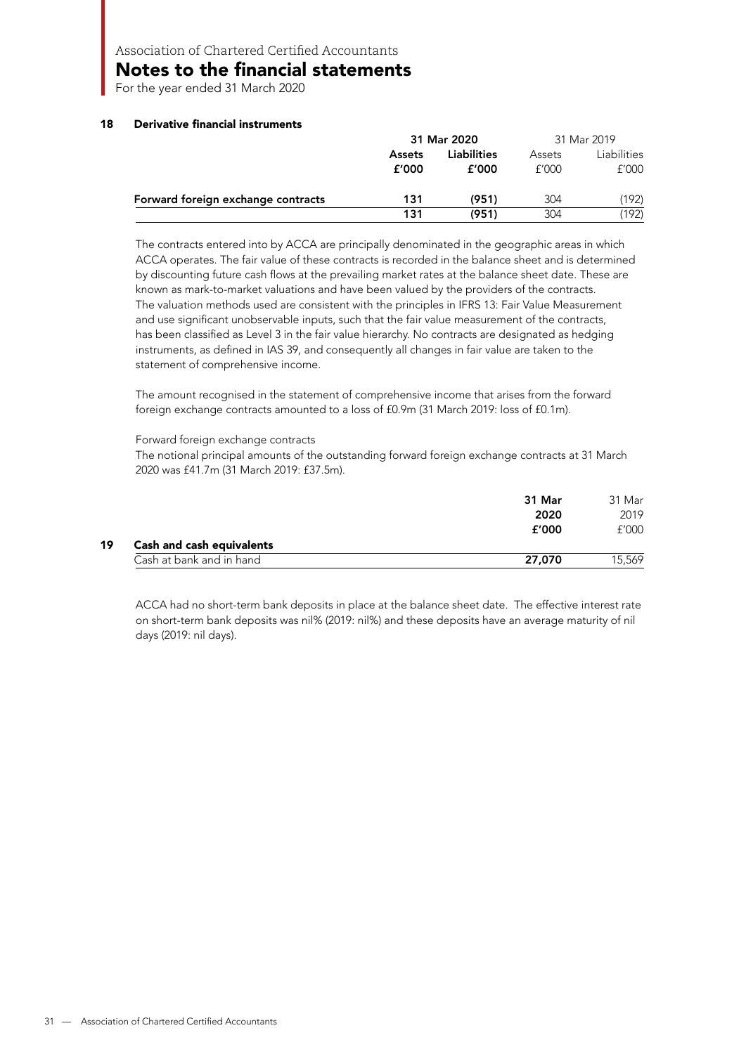Association of Chartered Certified Accountants

# Notes to the financial statements

For the year ended 31 March 2020

## 18 Derivative financial instruments

| | 31 Mar 2020 | | 31 Mar 2019 | |
|---|---|---|---|---|
| | **Assets** | **Liabilities** | Assets | Liabilities |
| | **£'000** | **£'000** | £'000 | £'000 |
| **Forward foreign exchange contracts** | **131** | **(951)** | 304 | (192) |
| | **131** | **(951)** | 304 | (192) |

The contracts entered into by ACCA are principally denominated in the geographic areas in which ACCA operates. The fair value of these contracts is recorded in the balance sheet and is determined by discounting future cash flows at the prevailing market rates at the balance sheet date. These are known as mark-to-market valuations and have been valued by the providers of the contracts. The valuation methods used are consistent with the principles in IFRS 13: Fair Value Measurement and use significant unobservable inputs, such that the fair value measurement of the contracts, has been classified as Level 3 in the fair value hierarchy. No contracts are designated as hedging instruments, as defined in IAS 39, and consequently all changes in fair value are taken to the statement of comprehensive income.

The amount recognised in the statement of comprehensive income that arises from the forward foreign exchange contracts amounted to a loss of £0.9m (31 March 2019: loss of £0.1m).

Forward foreign exchange contracts

The notional principal amounts of the outstanding forward foreign exchange contracts at 31 March 2020 was £41.7m (31 March 2019: £37.5m).

## 19 Cash and cash equivalents

| | **31 Mar 2020 £'000** | 31 Mar 2019 £'000 |
|---|---|---|
| Cash at bank and in hand | **27,070** | 15,569 |

ACCA had no short-term bank deposits in place at the balance sheet date. The effective interest rate on short-term bank deposits was nil% (2019: nil%) and these deposits have an average maturity of nil days (2019: nil days).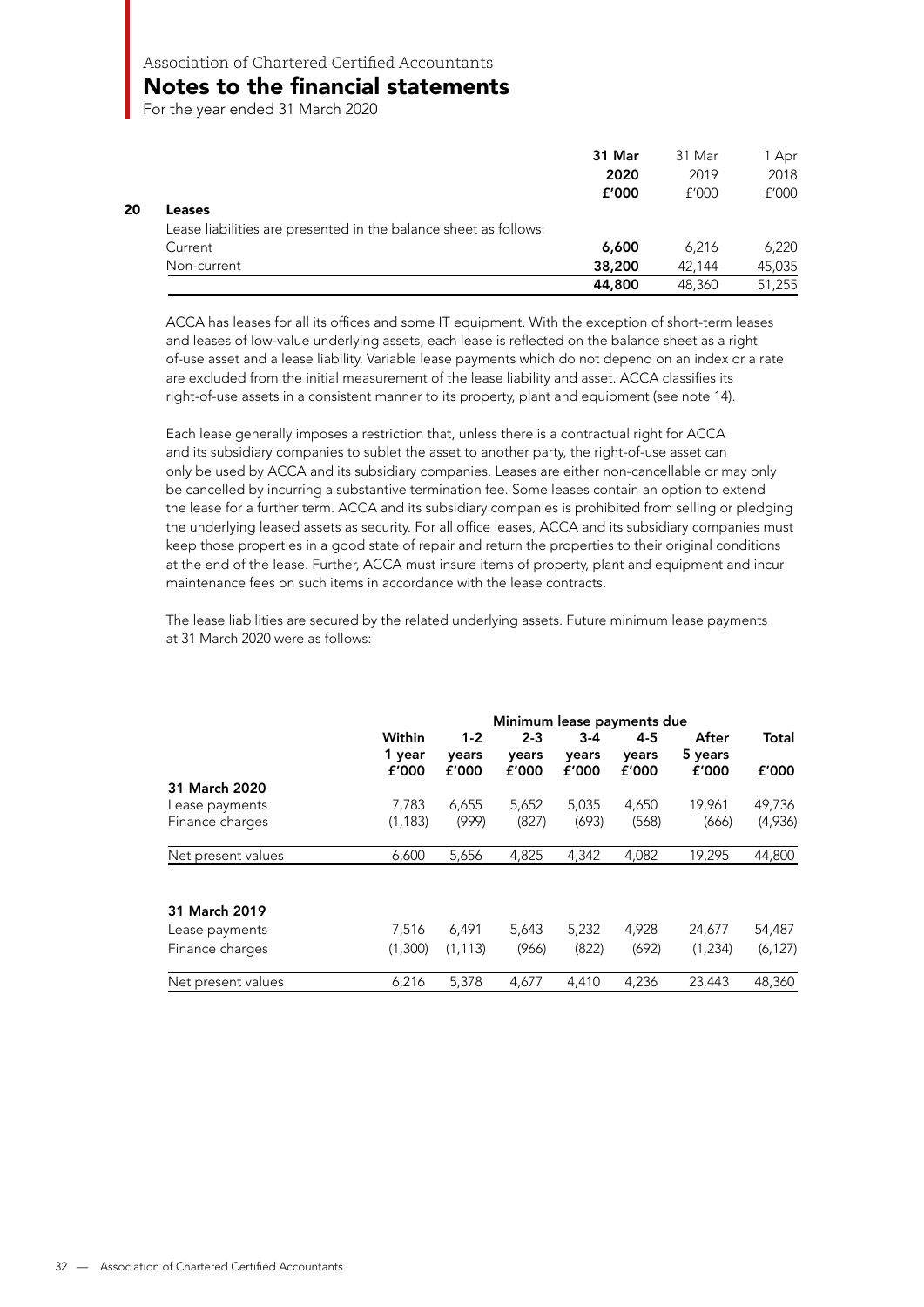Association of Chartered Certified Accountants

# Notes to the financial statements

For the year ended 31 March 2020

|  | **31 Mar 2020 £'000** | 31 Mar 2019 £'000 | 1 Apr 2018 £'000 |
|---|---|---|---|
| **20 Leases** | | | |
| Lease liabilities are presented in the balance sheet as follows: | | | |
| Current | **6,600** | 6,216 | 6,220 |
| Non-current | **38,200** | 42,144 | 45,035 |
|  | **44,800** | 48,360 | 51,255 |

ACCA has leases for all its offices and some IT equipment. With the exception of short-term leases and leases of low-value underlying assets, each lease is reflected on the balance sheet as a right of-use asset and a lease liability. Variable lease payments which do not depend on an index or a rate are excluded from the initial measurement of the lease liability and asset. ACCA classifies its right-of-use assets in a consistent manner to its property, plant and equipment (see note 14).

Each lease generally imposes a restriction that, unless there is a contractual right for ACCA and its subsidiary companies to sublet the asset to another party, the right-of-use asset can only be used by ACCA and its subsidiary companies. Leases are either non-cancellable or may only be cancelled by incurring a substantive termination fee. Some leases contain an option to extend the lease for a further term. ACCA and its subsidiary companies is prohibited from selling or pledging the underlying leased assets as security. For all office leases, ACCA and its subsidiary companies must keep those properties in a good state of repair and return the properties to their original conditions at the end of the lease. Further, ACCA must insure items of property, plant and equipment and incur maintenance fees on such items in accordance with the lease contracts.

The lease liabilities are secured by the related underlying assets. Future minimum lease payments at 31 March 2020 were as follows:

|  | Minimum lease payments due | | | | | | |
|---|---|---|---|---|---|---|---|
|  | **Within 1 year £'000** | **1-2 years £'000** | **2-3 years £'000** | **3-4 years £'000** | **4-5 years £'000** | **After 5 years £'000** | **Total £'000** |
| **31 March 2020** | | | | | | | |
| Lease payments | 7,783 | 6,655 | 5,652 | 5,035 | 4,650 | 19,961 | 49,736 |
| Finance charges | (1,183) | (999) | (827) | (693) | (568) | (666) | (4,936) |
| Net present values | 6,600 | 5,656 | 4,825 | 4,342 | 4,082 | 19,295 | 44,800 |
| **31 March 2019** | | | | | | | |
| Lease payments | 7,516 | 6,491 | 5,643 | 5,232 | 4,928 | 24,677 | 54,487 |
| Finance charges | (1,300) | (1,113) | (966) | (822) | (692) | (1,234) | (6,127) |
| Net present values | 6,216 | 5,378 | 4,677 | 4,410 | 4,236 | 23,443 | 48,360 |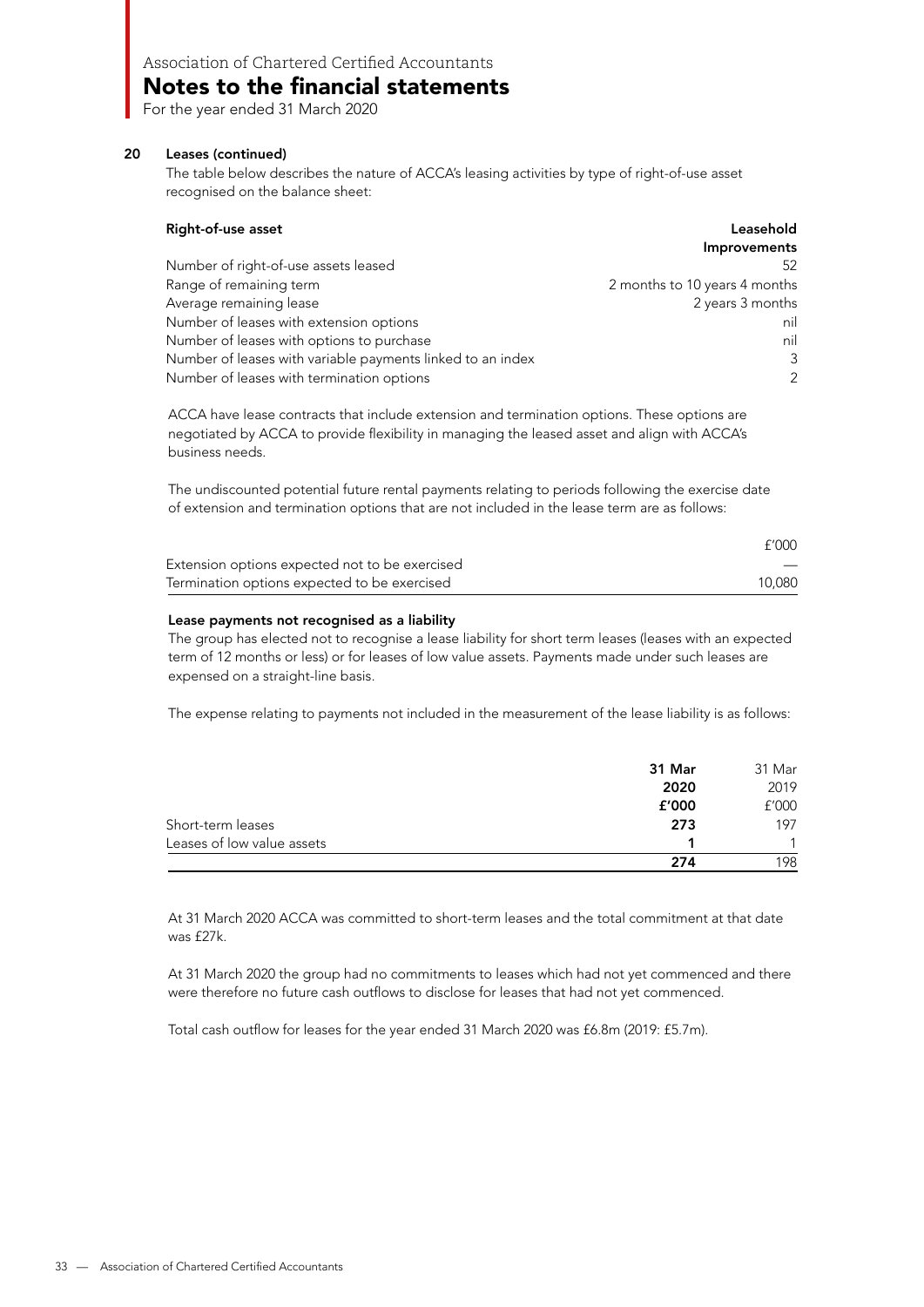Association of Chartered Certified Accountants

# Notes to the financial statements

For the year ended 31 March 2020

## 20 Leases (continued)

The table below describes the nature of ACCA's leasing activities by type of right-of-use asset recognised on the balance sheet:

| Right-of-use asset | Leasehold Improvements |
|---|---|
| Number of right-of-use assets leased | 52 |
| Range of remaining term | 2 months to 10 years 4 months |
| Average remaining lease | 2 years 3 months |
| Number of leases with extension options | nil |
| Number of leases with options to purchase | nil |
| Number of leases with variable payments linked to an index | 3 |
| Number of leases with termination options | 2 |

ACCA have lease contracts that include extension and termination options. These options are negotiated by ACCA to provide flexibility in managing the leased asset and align with ACCA's business needs.

The undiscounted potential future rental payments relating to periods following the exercise date of extension and termination options that are not included in the lease term are as follows:

| | £'000 |
|---|---|
| Extension options expected not to be exercised | — |
| Termination options expected to be exercised | 10,080 |

**Lease payments not recognised as a liability**

The group has elected not to recognise a lease liability for short term leases (leases with an expected term of 12 months or less) or for leases of low value assets. Payments made under such leases are expensed on a straight-line basis.

The expense relating to payments not included in the measurement of the lease liability is as follows:

| | **31 Mar 2020 £'000** | 31 Mar 2019 £'000 |
|---|---|---|
| Short-term leases | **273** | 197 |
| Leases of low value assets | **1** | 1 |
| | **274** | 198 |

At 31 March 2020 ACCA was committed to short-term leases and the total commitment at that date was £27k.

At 31 March 2020 the group had no commitments to leases which had not yet commenced and there were therefore no future cash outflows to disclose for leases that had not yet commenced.

Total cash outflow for leases for the year ended 31 March 2020 was £6.8m (2019: £5.7m).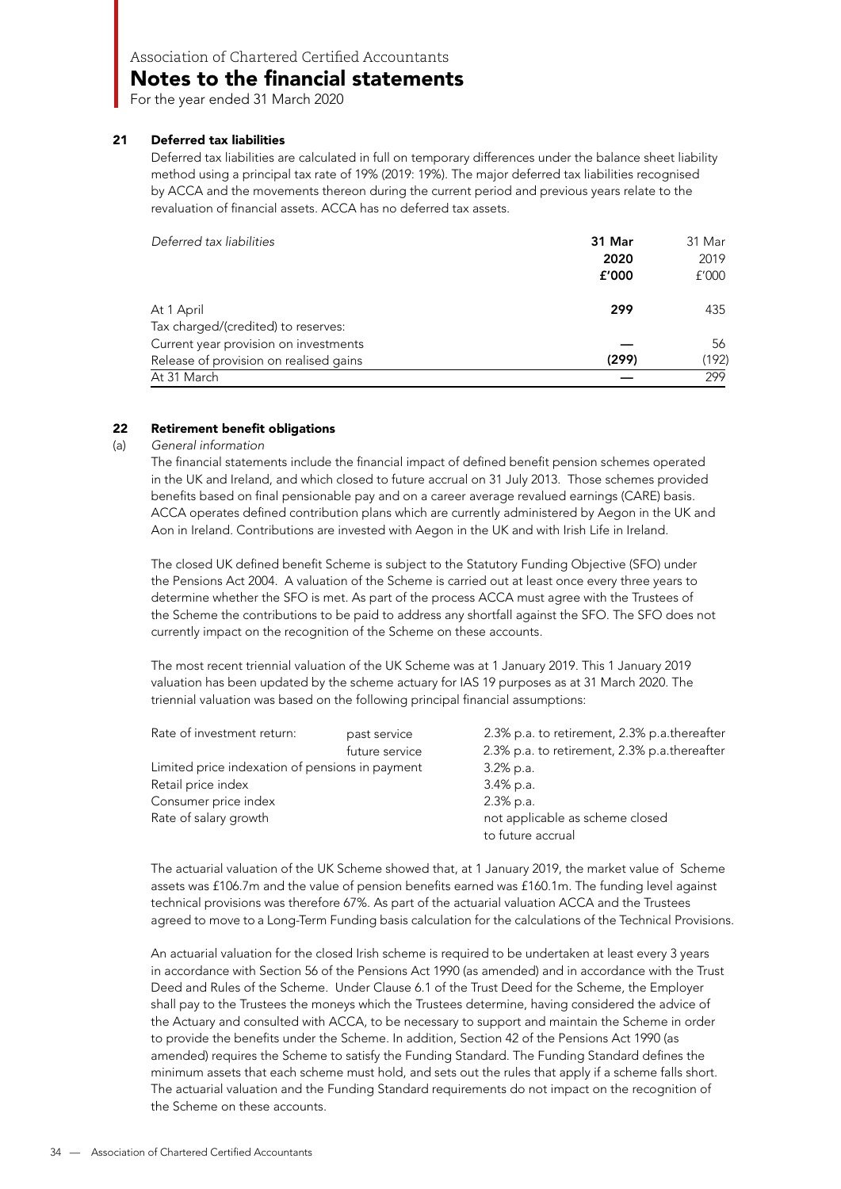Association of Chartered Certified Accountants

# Notes to the financial statements

For the year ended 31 March 2020

## 21 Deferred tax liabilities

Deferred tax liabilities are calculated in full on temporary differences under the balance sheet liability method using a principal tax rate of 19% (2019: 19%). The major deferred tax liabilities recognised by ACCA and the movements thereon during the current period and previous years relate to the revaluation of financial assets. ACCA has no deferred tax assets.

| *Deferred tax liabilities* | **31 Mar 2020 £'000** | 31 Mar 2019 £'000 |
|---|---|---|
| At 1 April | **299** | 435 |
| Tax charged/(credited) to reserves: | | |
| Current year provision on investments | **—** | 56 |
| Release of provision on realised gains | **(299)** | (192) |
| At 31 March | **—** | 299 |

## 22 Retirement benefit obligations

(a) *General information*

The financial statements include the financial impact of defined benefit pension schemes operated in the UK and Ireland, and which closed to future accrual on 31 July 2013. Those schemes provided benefits based on final pensionable pay and on a career average revalued earnings (CARE) basis. ACCA operates defined contribution plans which are currently administered by Aegon in the UK and Aon in Ireland. Contributions are invested with Aegon in the UK and with Irish Life in Ireland.

The closed UK defined benefit Scheme is subject to the Statutory Funding Objective (SFO) under the Pensions Act 2004. A valuation of the Scheme is carried out at least once every three years to determine whether the SFO is met. As part of the process ACCA must agree with the Trustees of the Scheme the contributions to be paid to address any shortfall against the SFO. The SFO does not currently impact on the recognition of the Scheme on these accounts.

The most recent triennial valuation of the UK Scheme was at 1 January 2019. This 1 January 2019 valuation has been updated by the scheme actuary for IAS 19 purposes as at 31 March 2020. The triennial valuation was based on the following principal financial assumptions:

| | | |
|---|---|---|
| Rate of investment return: | past service | 2.3% p.a. to retirement, 2.3% p.a.thereafter |
| | future service | 2.3% p.a. to retirement, 2.3% p.a.thereafter |
| Limited price indexation of pensions in payment | | 3.2% p.a. |
| Retail price index | | 3.4% p.a. |
| Consumer price index | | 2.3% p.a. |
| Rate of salary growth | | not applicable as scheme closed to future accrual |

The actuarial valuation of the UK Scheme showed that, at 1 January 2019, the market value of Scheme assets was £106.7m and the value of pension benefits earned was £160.1m. The funding level against technical provisions was therefore 67%. As part of the actuarial valuation ACCA and the Trustees agreed to move to a Long-Term Funding basis calculation for the calculations of the Technical Provisions.

An actuarial valuation for the closed Irish scheme is required to be undertaken at least every 3 years in accordance with Section 56 of the Pensions Act 1990 (as amended) and in accordance with the Trust Deed and Rules of the Scheme. Under Clause 6.1 of the Trust Deed for the Scheme, the Employer shall pay to the Trustees the moneys which the Trustees determine, having considered the advice of the Actuary and consulted with ACCA, to be necessary to support and maintain the Scheme in order to provide the benefits under the Scheme. In addition, Section 42 of the Pensions Act 1990 (as amended) requires the Scheme to satisfy the Funding Standard. The Funding Standard defines the minimum assets that each scheme must hold, and sets out the rules that apply if a scheme falls short. The actuarial valuation and the Funding Standard requirements do not impact on the recognition of the Scheme on these accounts.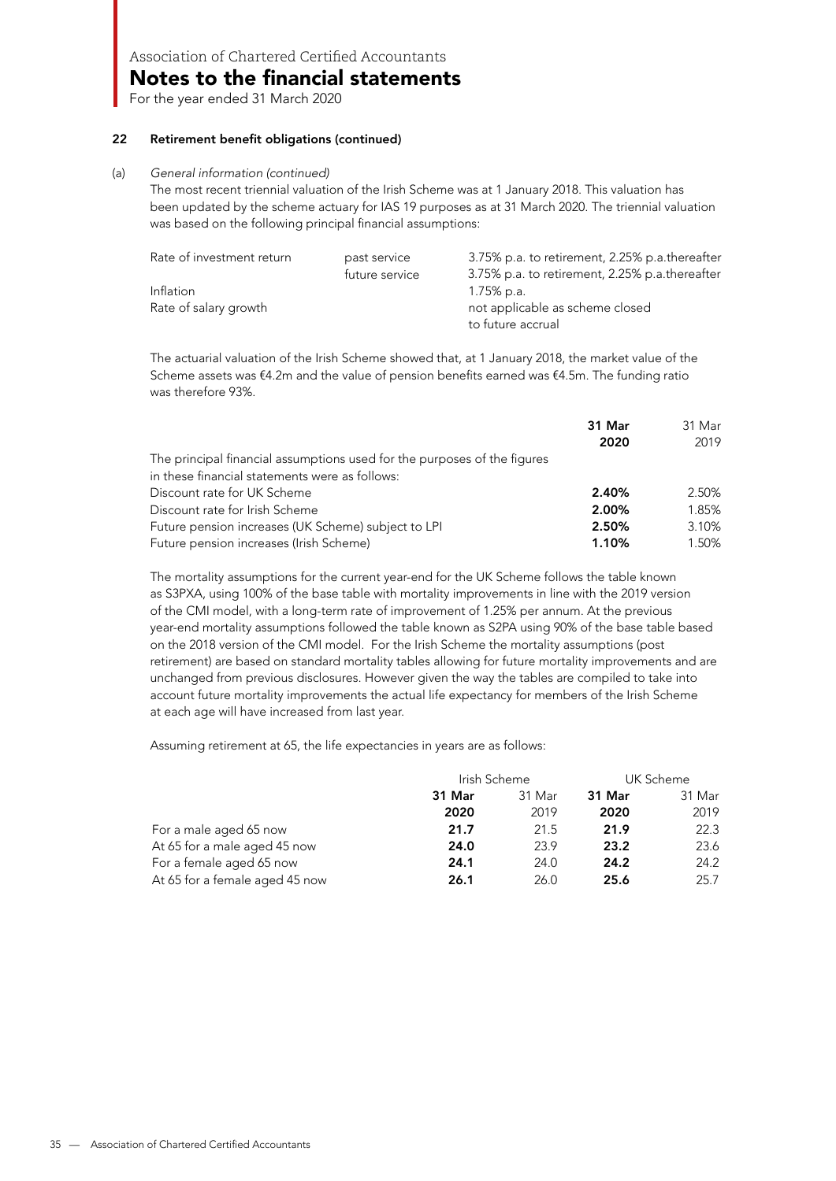## 22 Retirement benefit obligations (continued)

(a) *General information (continued)*

The most recent triennial valuation of the Irish Scheme was at 1 January 2018. This valuation has been updated by the scheme actuary for IAS 19 purposes as at 31 March 2020. The triennial valuation was based on the following principal financial assumptions:

| | | |
|---|---|---|
| Rate of investment return | past service | 3.75% p.a. to retirement, 2.25% p.a.thereafter |
| | future service | 3.75% p.a. to retirement, 2.25% p.a.thereafter |
| Inflation | | 1.75% p.a. |
| Rate of salary growth | | not applicable as scheme closed to future accrual |

The actuarial valuation of the Irish Scheme showed that, at 1 January 2018, the market value of the Scheme assets was €4.2m and the value of pension benefits earned was €4.5m. The funding ratio was therefore 93%.

| | **31 Mar 2020** | 31 Mar 2019 |
|---|---|---|
| The principal financial assumptions used for the purposes of the figures in these financial statements were as follows: | | |
| Discount rate for UK Scheme | **2.40%** | 2.50% |
| Discount rate for Irish Scheme | **2.00%** | 1.85% |
| Future pension increases (UK Scheme) subject to LPI | **2.50%** | 3.10% |
| Future pension increases (Irish Scheme) | **1.10%** | 1.50% |

The mortality assumptions for the current year-end for the UK Scheme follows the table known as S3PXA, using 100% of the base table with mortality improvements in line with the 2019 version of the CMI model, with a long-term rate of improvement of 1.25% per annum. At the previous year-end mortality assumptions followed the table known as S2PA using 90% of the base table based on the 2018 version of the CMI model. For the Irish Scheme the mortality assumptions (post retirement) are based on standard mortality tables allowing for future mortality improvements and are unchanged from previous disclosures. However given the way the tables are compiled to take into account future mortality improvements the actual life expectancy for members of the Irish Scheme at each age will have increased from last year.

Assuming retirement at 65, the life expectancies in years are as follows:

| | Irish Scheme | | UK Scheme | |
|---|---|---|---|---|
| | **31 Mar 2020** | 31 Mar 2019 | **31 Mar 2020** | 31 Mar 2019 |
| For a male aged 65 now | **21.7** | 21.5 | **21.9** | 22.3 |
| At 65 for a male aged 45 now | **24.0** | 23.9 | **23.2** | 23.6 |
| For a female aged 65 now | **24.1** | 24.0 | **24.2** | 24.2 |
| At 65 for a female aged 45 now | **26.1** | 26.0 | **25.6** | 25.7 |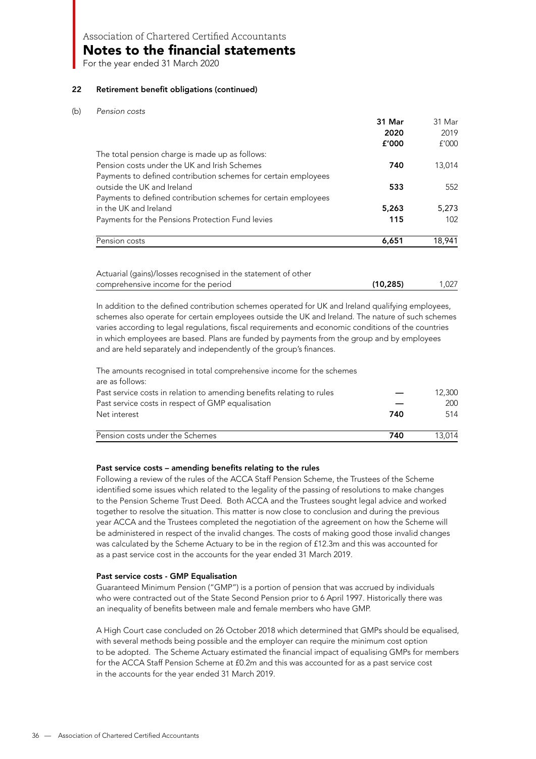## 22 Retirement benefit obligations (continued)

### (b) *Pension costs*

| | 31 Mar 2020 £'000 | 31 Mar 2019 £'000 |
|---|---|---|
| The total pension charge is made up as follows: | | |
| Pension costs under the UK and Irish Schemes | **740** | 13,014 |
| Payments to defined contribution schemes for certain employees outside the UK and Ireland | **533** | 552 |
| Payments to defined contribution schemes for certain employees in the UK and Ireland | **5,263** | 5,273 |
| Payments for the Pensions Protection Fund levies | **115** | 102 |
| Pension costs | **6,651** | 18,941 |
| | | |
| Actuarial (gains)/losses recognised in the statement of other comprehensive income for the period | **(10,285)** | 1,027 |

In addition to the defined contribution schemes operated for UK and Ireland qualifying employees, schemes also operate for certain employees outside the UK and Ireland. The nature of such schemes varies according to legal regulations, fiscal requirements and economic conditions of the countries in which employees are based. Plans are funded by payments from the group and by employees and are held separately and independently of the group's finances.

| The amounts recognised in total comprehensive income for the schemes are as follows: | | |
|---|---|---|
| Past service costs in relation to amending benefits relating to rules | **—** | 12,300 |
| Past service costs in respect of GMP equalisation | **—** | 200 |
| Net interest | **740** | 514 |
| Pension costs under the Schemes | **740** | 13,014 |

**Past service costs – amending benefits relating to the rules**

Following a review of the rules of the ACCA Staff Pension Scheme, the Trustees of the Scheme identified some issues which related to the legality of the passing of resolutions to make changes to the Pension Scheme Trust Deed. Both ACCA and the Trustees sought legal advice and worked together to resolve the situation. This matter is now close to conclusion and during the previous year ACCA and the Trustees completed the negotiation of the agreement on how the Scheme will be administered in respect of the invalid changes. The costs of making good those invalid changes was calculated by the Scheme Actuary to be in the region of £12.3m and this was accounted for as a past service cost in the accounts for the year ended 31 March 2019.

**Past service costs - GMP Equalisation**

Guaranteed Minimum Pension ("GMP") is a portion of pension that was accrued by individuals who were contracted out of the State Second Pension prior to 6 April 1997. Historically there was an inequality of benefits between male and female members who have GMP.

A High Court case concluded on 26 October 2018 which determined that GMPs should be equalised, with several methods being possible and the employer can require the minimum cost option to be adopted. The Scheme Actuary estimated the financial impact of equalising GMPs for members for the ACCA Staff Pension Scheme at £0.2m and this was accounted for as a past service cost in the accounts for the year ended 31 March 2019.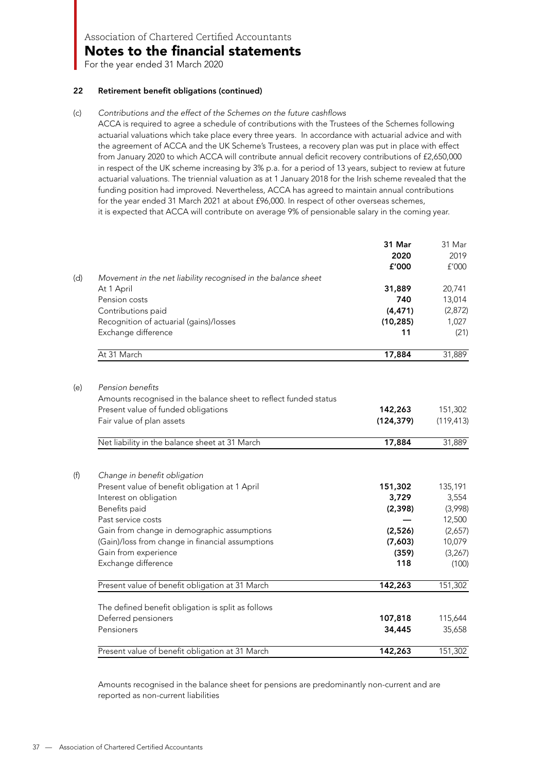Association of Chartered Certified Accountants

# Notes to the financial statements

For the year ended 31 March 2020

## 22 Retirement benefit obligations (continued)

(c) *Contributions and the effect of the Schemes on the future cashflows*

ACCA is required to agree a schedule of contributions with the Trustees of the Schemes following actuarial valuations which take place every three years. In accordance with actuarial advice and with the agreement of ACCA and the UK Scheme's Trustees, a recovery plan was put in place with effect from January 2020 to which ACCA will contribute annual deficit recovery contributions of £2,650,000 in respect of the UK scheme increasing by 3% p.a. for a period of 13 years, subject to review at future actuarial valuations. The triennial valuation as at 1 January 2018 for the Irish scheme revealed that the funding position had improved. Nevertheless, ACCA has agreed to maintain annual contributions for the year ended 31 March 2021 at about £96,000. In respect of other overseas schemes, it is expected that ACCA will contribute on average 9% of pensionable salary in the coming year.

| | | **31 Mar 2020 £'000** | 31 Mar 2019 £'000 |
|---|---|---|---|
| (d) | *Movement in the net liability recognised in the balance sheet* | | |
| | At 1 April | **31,889** | 20,741 |
| | Pension costs | **740** | 13,014 |
| | Contributions paid | **(4,471)** | (2,872) |
| | Recognition of actuarial (gains)/losses | **(10,285)** | 1,027 |
| | Exchange difference | **11** | (21) |
| | At 31 March | **17,884** | 31,889 |
| (e) | *Pension benefits* | | |
| | Amounts recognised in the balance sheet to reflect funded status | | |
| | Present value of funded obligations | **142,263** | 151,302 |
| | Fair value of plan assets | **(124,379)** | (119,413) |
| | Net liability in the balance sheet at 31 March | **17,884** | 31,889 |
| (f) | *Change in benefit obligation* | | |
| | Present value of benefit obligation at 1 April | **151,302** | 135,191 |
| | Interest on obligation | **3,729** | 3,554 |
| | Benefits paid | **(2,398)** | (3,998) |
| | Past service costs | **—** | 12,500 |
| | Gain from change in demographic assumptions | **(2,526)** | (2,657) |
| | (Gain)/loss from change in financial assumptions | **(7,603)** | 10,079 |
| | Gain from experience | **(359)** | (3,267) |
| | Exchange difference | **118** | (100) |
| | Present value of benefit obligation at 31 March | **142,263** | 151,302 |
| | The defined benefit obligation is split as follows | | |
| | Deferred pensioners | **107,818** | 115,644 |
| | Pensioners | **34,445** | 35,658 |
| | Present value of benefit obligation at 31 March | **142,263** | 151,302 |

Amounts recognised in the balance sheet for pensions are predominantly non-current and are reported as non-current liabilities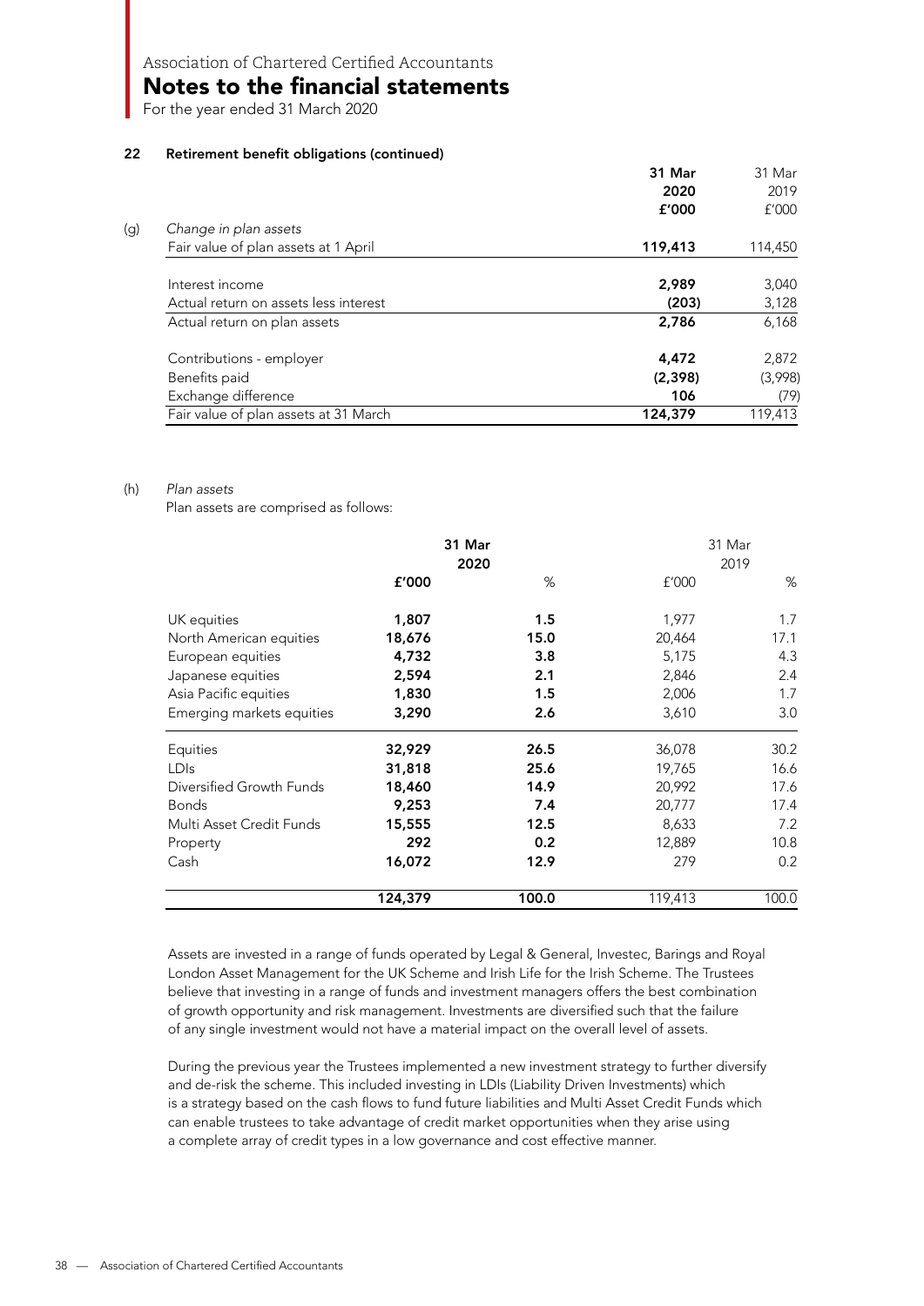# Association of Chartered Certified Accountants

## Notes to the financial statements

For the year ended 31 March 2020

### 22 Retirement benefit obligations (continued)

(g) *Change in plan assets*

| | 31 Mar 2020 £'000 | 31 Mar 2019 £'000 |
|---|---|---|
| Fair value of plan assets at 1 April | **119,413** | 114,450 |
| Interest income | **2,989** | 3,040 |
| Actual return on assets less interest | **(203)** | 3,128 |
| Actual return on plan assets | **2,786** | 6,168 |
| Contributions - employer | **4,472** | 2,872 |
| Benefits paid | **(2,398)** | (3,998) |
| Exchange difference | **106** | (79) |
| Fair value of plan assets at 31 March | **124,379** | 119,413 |

(h) *Plan assets*

Plan assets are comprised as follows:

| | 31 Mar 2020 | | 31 Mar 2019 | |
|---|---|---|---|---|
| | £'000 | % | £'000 | % |
| UK equities | **1,807** | **1.5** | 1,977 | 1.7 |
| North American equities | **18,676** | **15.0** | 20,464 | 17.1 |
| European equities | **4,732** | **3.8** | 5,175 | 4.3 |
| Japanese equities | **2,594** | **2.1** | 2,846 | 2.4 |
| Asia Pacific equities | **1,830** | **1.5** | 2,006 | 1.7 |
| Emerging markets equities | **3,290** | **2.6** | 3,610 | 3.0 |
| Equities | **32,929** | **26.5** | 36,078 | 30.2 |
| LDIs | **31,818** | **25.6** | 19,765 | 16.6 |
| Diversified Growth Funds | **18,460** | **14.9** | 20,992 | 17.6 |
| Bonds | **9,253** | **7.4** | 20,777 | 17.4 |
| Multi Asset Credit Funds | **15,555** | **12.5** | 8,633 | 7.2 |
| Property | **292** | **0.2** | 12,889 | 10.8 |
| Cash | **16,072** | **12.9** | 279 | 0.2 |
| | **124,379** | **100.0** | 119,413 | 100.0 |

Assets are invested in a range of funds operated by Legal & General, Investec, Barings and Royal London Asset Management for the UK Scheme and Irish Life for the Irish Scheme. The Trustees believe that investing in a range of funds and investment managers offers the best combination of growth opportunity and risk management. Investments are diversified such that the failure of any single investment would not have a material impact on the overall level of assets.

During the previous year the Trustees implemented a new investment strategy to further diversify and de-risk the scheme. This included investing in LDIs (Liability Driven Investments) which is a strategy based on the cash flows to fund future liabilities and Multi Asset Credit Funds which can enable trustees to take advantage of credit market opportunities when they arise using a complete array of credit types in a low governance and cost effective manner.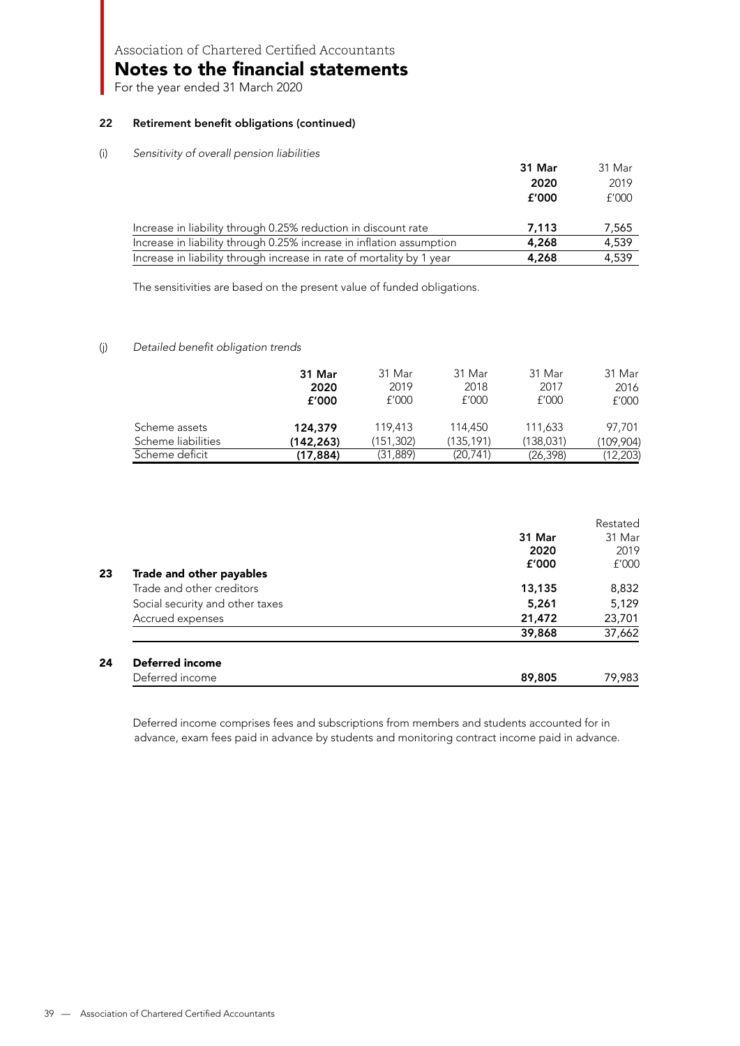### 22 Retirement benefit obligations (continued)

(i) *Sensitivity of overall pension liabilities*

| | **31 Mar 2020 £'000** | 31 Mar 2019 £'000 |
|---|---|---|
| Increase in liability through 0.25% reduction in discount rate | **7,113** | 7,565 |
| Increase in liability through 0.25% increase in inflation assumption | **4,268** | 4,539 |
| Increase in liability through increase in rate of mortality by 1 year | **4,268** | 4,539 |

The sensitivities are based on the present value of funded obligations.

(j) *Detailed benefit obligation trends*

| | **31 Mar 2020 £'000** | 31 Mar 2019 £'000 | 31 Mar 2018 £'000 | 31 Mar 2017 £'000 | 31 Mar 2016 £'000 |
|---|---|---|---|---|---|
| Scheme assets | **124,379** | 119,413 | 114,450 | 111,633 | 97,701 |
| Scheme liabilities | **(142,263)** | (151,302) | (135,191) | (138,031) | (109,904) |
| Scheme deficit | **(17,884)** | (31,889) | (20,741) | (26,398) | (12,203) |

### 23 Trade and other payables

| | **31 Mar 2020 £'000** | Restated 31 Mar 2019 £'000 |
|---|---|---|
| Trade and other creditors | **13,135** | 8,832 |
| Social security and other taxes | **5,261** | 5,129 |
| Accrued expenses | **21,472** | 23,701 |
| | **39,868** | 37,662 |

### 24 Deferred income

| | **31 Mar 2020 £'000** | Restated 31 Mar 2019 £'000 |
|---|---|---|
| Deferred income | **89,805** | 79,983 |

Deferred income comprises fees and subscriptions from members and students accounted for in advance, exam fees paid in advance by students and monitoring contract income paid in advance.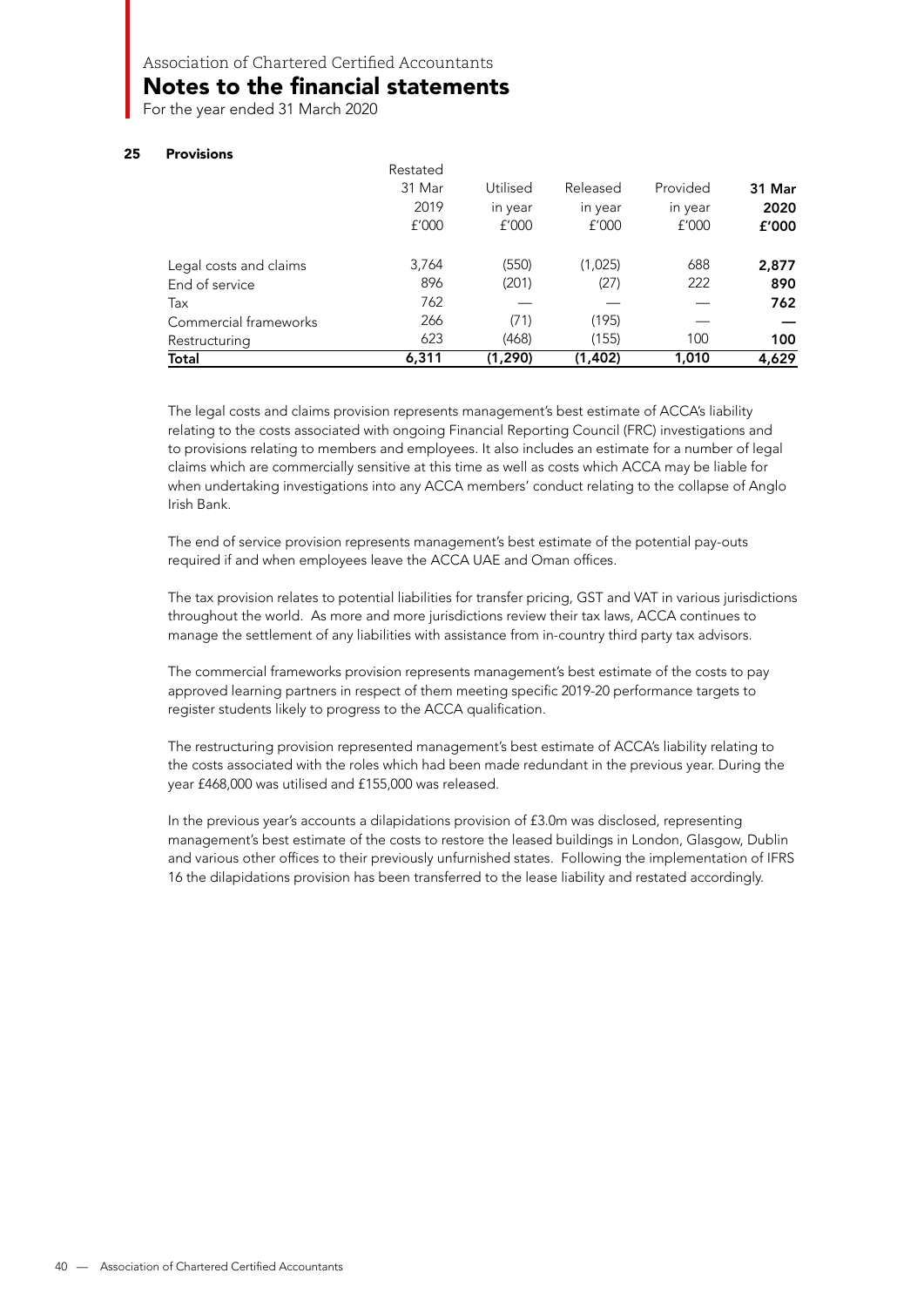Association of Chartered Certified Accountants

# Notes to the financial statements

For the year ended 31 March 2020

## 25 Provisions

| | Restated 31 Mar 2019 £'000 | Utilised in year £'000 | Released in year £'000 | Provided in year £'000 | **31 Mar 2020 £'000** |
|---|---|---|---|---|---|
| Legal costs and claims | 3,764 | (550) | (1,025) | 688 | **2,877** |
| End of service | 896 | (201) | (27) | 222 | **890** |
| Tax | 762 | — | — | — | **762** |
| Commercial frameworks | 266 | (71) | (195) | — | **—** |
| Restructuring | 623 | (468) | (155) | 100 | **100** |
| **Total** | **6,311** | **(1,290)** | **(1,402)** | **1,010** | **4,629** |

The legal costs and claims provision represents management's best estimate of ACCA's liability relating to the costs associated with ongoing Financial Reporting Council (FRC) investigations and to provisions relating to members and employees. It also includes an estimate for a number of legal claims which are commercially sensitive at this time as well as costs which ACCA may be liable for when undertaking investigations into any ACCA members' conduct relating to the collapse of Anglo Irish Bank.

The end of service provision represents management's best estimate of the potential pay-outs required if and when employees leave the ACCA UAE and Oman offices.

The tax provision relates to potential liabilities for transfer pricing, GST and VAT in various jurisdictions throughout the world. As more and more jurisdictions review their tax laws, ACCA continues to manage the settlement of any liabilities with assistance from in-country third party tax advisors.

The commercial frameworks provision represents management's best estimate of the costs to pay approved learning partners in respect of them meeting specific 2019-20 performance targets to register students likely to progress to the ACCA qualification.

The restructuring provision represented management's best estimate of ACCA's liability relating to the costs associated with the roles which had been made redundant in the previous year. During the year £468,000 was utilised and £155,000 was released.

In the previous year's accounts a dilapidations provision of £3.0m was disclosed, representing management's best estimate of the costs to restore the leased buildings in London, Glasgow, Dublin and various other offices to their previously unfurnished states. Following the implementation of IFRS 16 the dilapidations provision has been transferred to the lease liability and restated accordingly.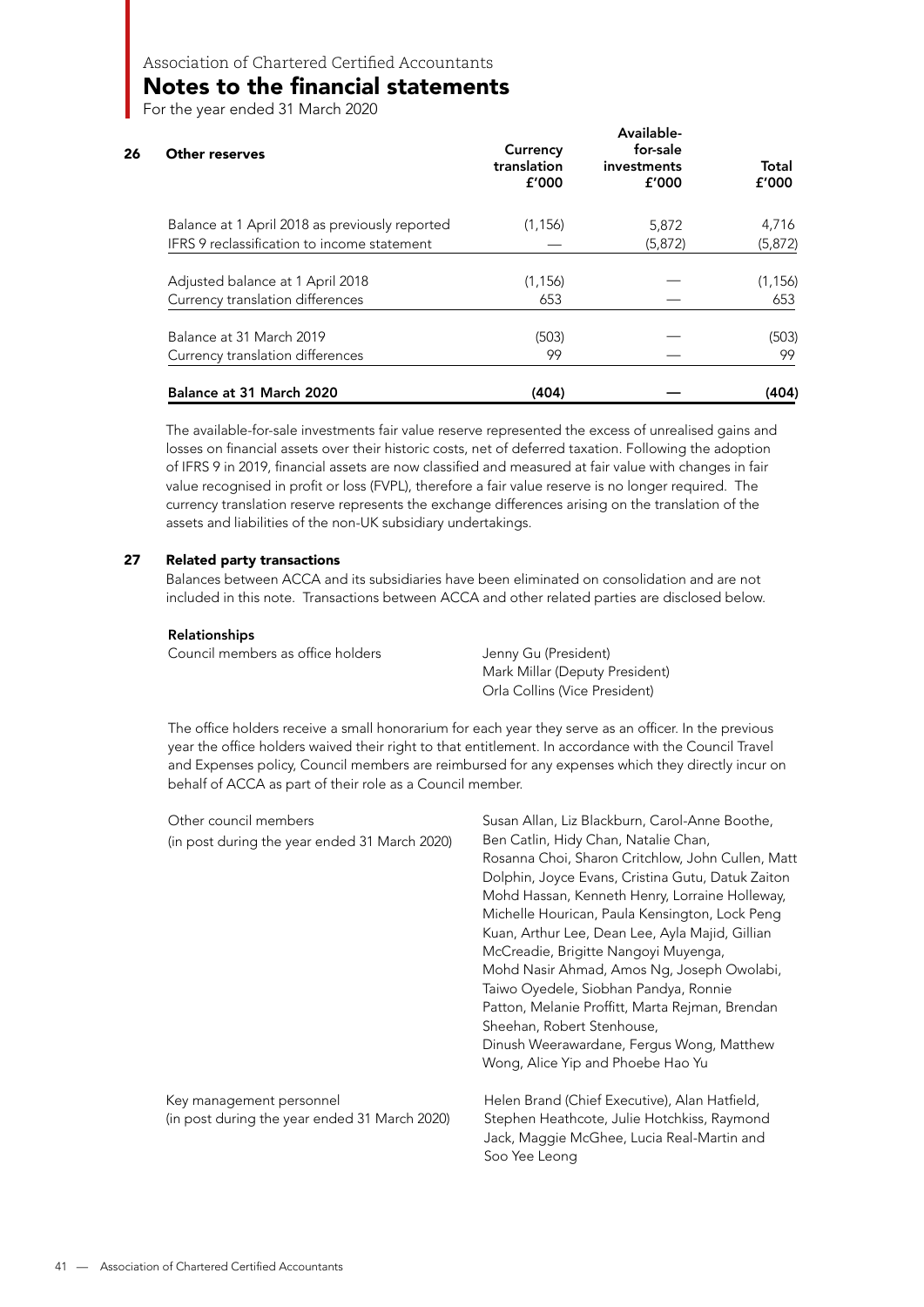## 26 Other reserves

| | Currency translation £'000 | Available-for-sale investments £'000 | Total £'000 |
|---|---|---|---|
| Balance at 1 April 2018 as previously reported | (1,156) | 5,872 | 4,716 |
| IFRS 9 reclassification to income statement | — | (5,872) | (5,872) |
| Adjusted balance at 1 April 2018 | (1,156) | — | (1,156) |
| Currency translation differences | 653 | — | 653 |
| Balance at 31 March 2019 | (503) | — | (503) |
| Currency translation differences | 99 | — | 99 |
| **Balance at 31 March 2020** | **(404)** | **—** | **(404)** |

The available-for-sale investments fair value reserve represented the excess of unrealised gains and losses on financial assets over their historic costs, net of deferred taxation. Following the adoption of IFRS 9 in 2019, financial assets are now classified and measured at fair value with changes in fair value recognised in profit or loss (FVPL), therefore a fair value reserve is no longer required. The currency translation reserve represents the exchange differences arising on the translation of the assets and liabilities of the non-UK subsidiary undertakings.

## 27 Related party transactions

Balances between ACCA and its subsidiaries have been eliminated on consolidation and are not included in this note. Transactions between ACCA and other related parties are disclosed below.

**Relationships**

| | |
|---|---|
| Council members as office holders | Jenny Gu (President)<br>Mark Millar (Deputy President)<br>Orla Collins (Vice President) |

The office holders receive a small honorarium for each year they serve as an officer. In the previous year the office holders waived their right to that entitlement. In accordance with the Council Travel and Expenses policy, Council members are reimbursed for any expenses which they directly incur on behalf of ACCA as part of their role as a Council member.

| | |
|---|---|
| Other council members<br>(in post during the year ended 31 March 2020) | Susan Allan, Liz Blackburn, Carol-Anne Boothe, Ben Catlin, Hidy Chan, Natalie Chan, Rosanna Choi, Sharon Critchlow, John Cullen, Matt Dolphin, Joyce Evans, Cristina Gutu, Datuk Zaiton Mohd Hassan, Kenneth Henry, Lorraine Holleway, Michelle Hourican, Paula Kensington, Lock Peng Kuan, Arthur Lee, Dean Lee, Ayla Majid, Gillian McCreadie, Brigitte Nangoyi Muyenga, Mohd Nasir Ahmad, Amos Ng, Joseph Owolabi, Taiwo Oyedele, Siobhan Pandya, Ronnie Patton, Melanie Proffitt, Marta Rejman, Brendan Sheehan, Robert Stenhouse, Dinush Weerawardane, Fergus Wong, Matthew Wong, Alice Yip and Phoebe Hao Yu |
| Key management personnel<br>(in post during the year ended 31 March 2020) | Helen Brand (Chief Executive), Alan Hatfield, Stephen Heathcote, Julie Hotchkiss, Raymond Jack, Maggie McGhee, Lucia Real-Martin and Soo Yee Leong |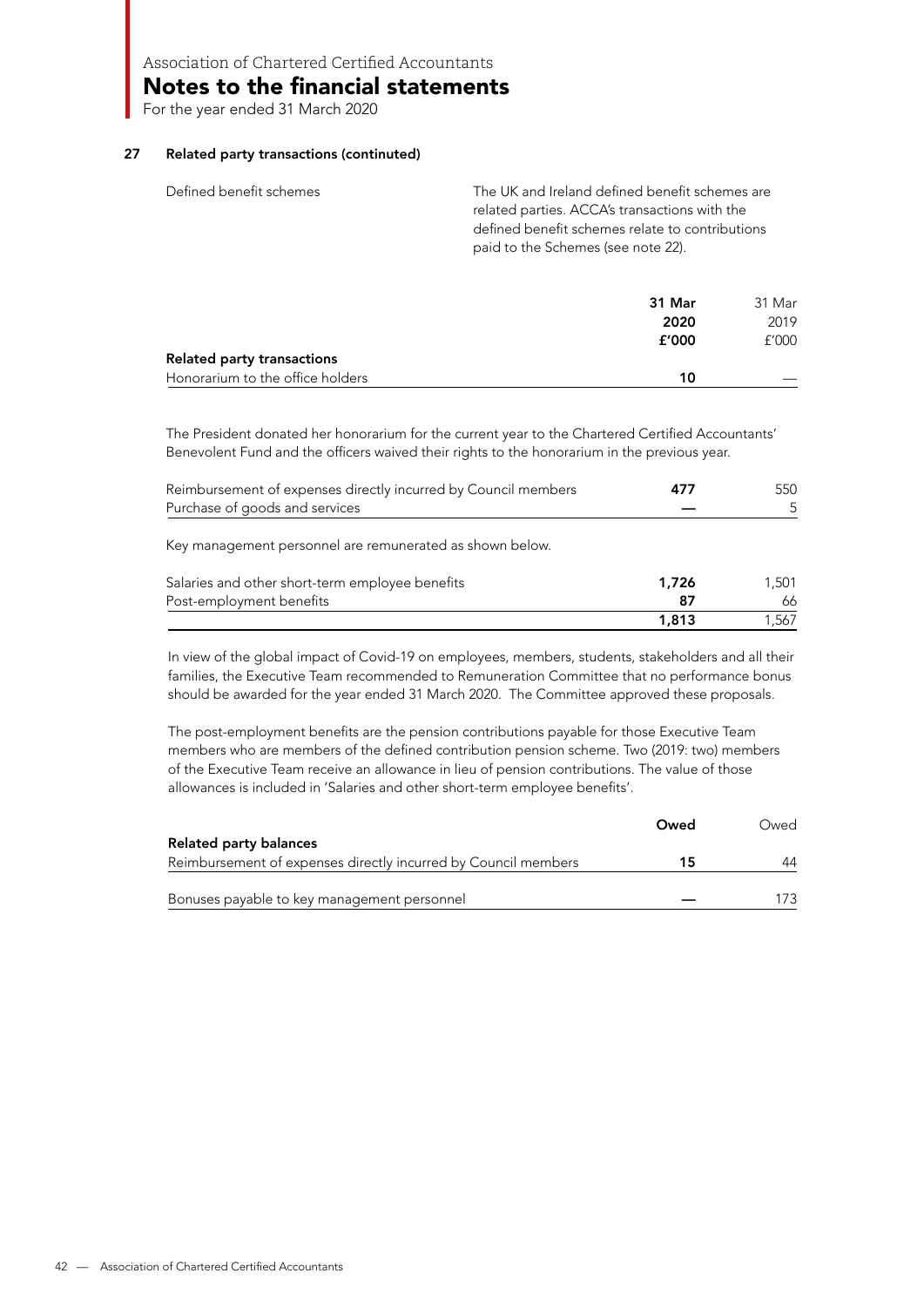## 27 Related party transactions (continued)

Defined benefit schemes

The UK and Ireland defined benefit schemes are related parties. ACCA's transactions with the defined benefit schemes relate to contributions paid to the Schemes (see note 22).

| | **31 Mar 2020 £'000** | 31 Mar 2019 £'000 |
|---|---|---|
| **Related party transactions** | | |
| Honorarium to the office holders | **10** | — |

The President donated her honorarium for the current year to the Chartered Certified Accountants' Benevolent Fund and the officers waived their rights to the honorarium in the previous year.

| | | |
|---|---|---|
| Reimbursement of expenses directly incurred by Council members | **477** | 550 |
| Purchase of goods and services | **—** | 5 |

Key management personnel are remunerated as shown below.

| | | |
|---|---|---|
| Salaries and other short-term employee benefits | **1,726** | 1,501 |
| Post-employment benefits | **87** | 66 |
| | **1,813** | 1,567 |

In view of the global impact of Covid-19 on employees, members, students, stakeholders and all their families, the Executive Team recommended to Remuneration Committee that no performance bonus should be awarded for the year ended 31 March 2020. The Committee approved these proposals.

The post-employment benefits are the pension contributions payable for those Executive Team members who are members of the defined contribution pension scheme. Two (2019: two) members of the Executive Team receive an allowance in lieu of pension contributions. The value of those allowances is included in 'Salaries and other short-term employee benefits'.

| | **Owed** | Owed |
|---|---|---|
| **Related party balances** | | |
| Reimbursement of expenses directly incurred by Council members | **15** | 44 |
| Bonuses payable to key management personnel | **—** | 173 |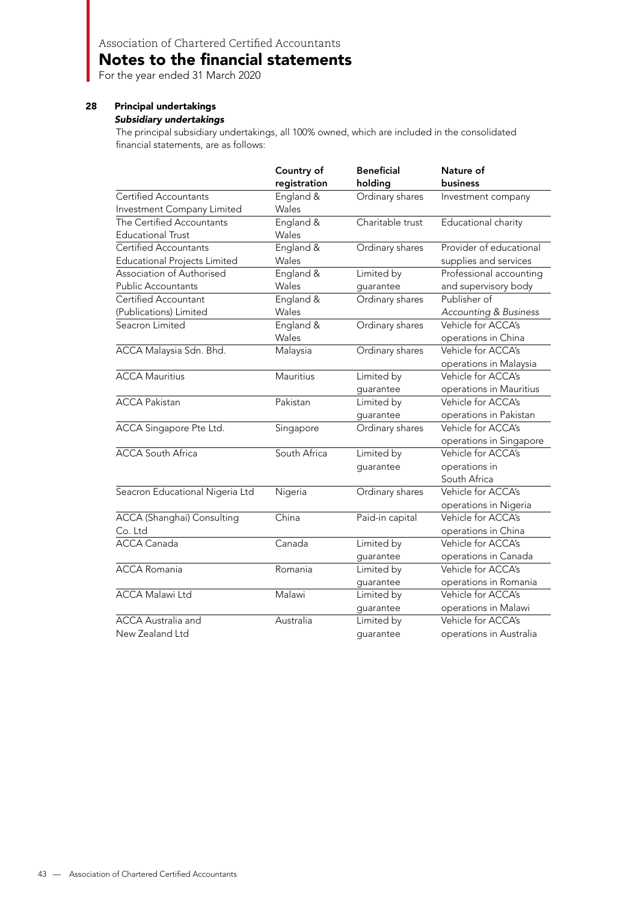# Association of Chartered Certified Accountants

## Notes to the financial statements

For the year ended 31 March 2020

### 28 Principal undertakings

***Subsidiary undertakings***

The principal subsidiary undertakings, all 100% owned, which are included in the consolidated financial statements, are as follows:

| | Country of registration | Beneficial holding | Nature of business |
|---|---|---|---|
| Certified Accountants Investment Company Limited | England & Wales | Ordinary shares | Investment company |
| The Certified Accountants Educational Trust | England & Wales | Charitable trust | Educational charity |
| Certified Accountants Educational Projects Limited | England & Wales | Ordinary shares | Provider of educational supplies and services |
| Association of Authorised Public Accountants | England & Wales | Limited by guarantee | Professional accounting and supervisory body |
| Certified Accountant (Publications) Limited | England & Wales | Ordinary shares | Publisher of *Accounting & Business* |
| Seacron Limited | England & Wales | Ordinary shares | Vehicle for ACCA's operations in China |
| ACCA Malaysia Sdn. Bhd. | Malaysia | Ordinary shares | Vehicle for ACCA's operations in Malaysia |
| ACCA Mauritius | Mauritius | Limited by guarantee | Vehicle for ACCA's operations in Mauritius |
| ACCA Pakistan | Pakistan | Limited by guarantee | Vehicle for ACCA's operations in Pakistan |
| ACCA Singapore Pte Ltd. | Singapore | Ordinary shares | Vehicle for ACCA's operations in Singapore |
| ACCA South Africa | South Africa | Limited by guarantee | Vehicle for ACCA's operations in South Africa |
| Seacron Educational Nigeria Ltd | Nigeria | Ordinary shares | Vehicle for ACCA's operations in Nigeria |
| ACCA (Shanghai) Consulting Co. Ltd | China | Paid-in capital | Vehicle for ACCA's operations in China |
| ACCA Canada | Canada | Limited by guarantee | Vehicle for ACCA's operations in Canada |
| ACCA Romania | Romania | Limited by guarantee | Vehicle for ACCA's operations in Romania |
| ACCA Malawi Ltd | Malawi | Limited by guarantee | Vehicle for ACCA's operations in Malawi |
| ACCA Australia and New Zealand Ltd | Australia | Limited by guarantee | Vehicle for ACCA's operations in Australia |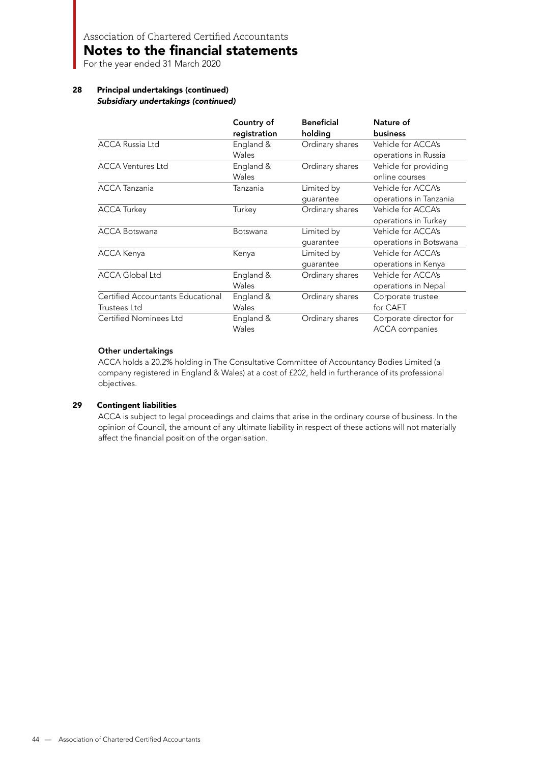# Notes to the financial statements

For the year ended 31 March 2020

## 28 Principal undertakings (continued)

***Subsidiary undertakings (continued)***

| | Country of registration | Beneficial holding | Nature of business |
|---|---|---|---|
| ACCA Russia Ltd | England & Wales | Ordinary shares | Vehicle for ACCA's operations in Russia |
| ACCA Ventures Ltd | England & Wales | Ordinary shares | Vehicle for providing online courses |
| ACCA Tanzania | Tanzania | Limited by guarantee | Vehicle for ACCA's operations in Tanzania |
| ACCA Turkey | Turkey | Ordinary shares | Vehicle for ACCA's operations in Turkey |
| ACCA Botswana | Botswana | Limited by guarantee | Vehicle for ACCA's operations in Botswana |
| ACCA Kenya | Kenya | Limited by guarantee | Vehicle for ACCA's operations in Kenya |
| ACCA Global Ltd | England & Wales | Ordinary shares | Vehicle for ACCA's operations in Nepal |
| Certified Accountants Educational Trustees Ltd | England & Wales | Ordinary shares | Corporate trustee for CAET |
| Certified Nominees Ltd | England & Wales | Ordinary shares | Corporate director for ACCA companies |

**Other undertakings**

ACCA holds a 20.2% holding in The Consultative Committee of Accountancy Bodies Limited (a company registered in England & Wales) at a cost of £202, held in furtherance of its professional objectives.

## 29 Contingent liabilities

ACCA is subject to legal proceedings and claims that arise in the ordinary course of business. In the opinion of Council, the amount of any ultimate liability in respect of these actions will not materially affect the financial position of the organisation.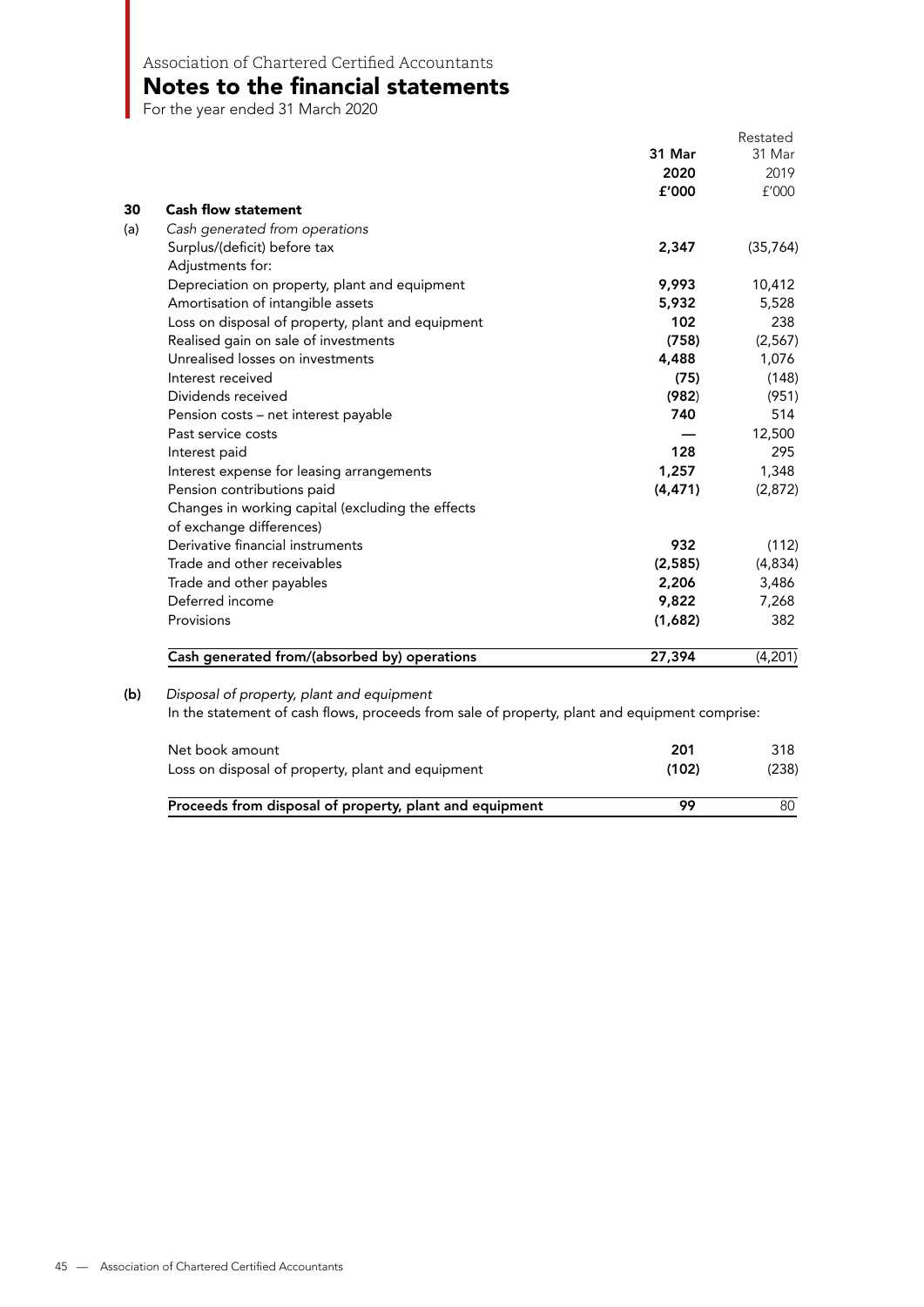Association of Chartered Certified Accountants

# Notes to the financial statements

For the year ended 31 March 2020

| | | 31 Mar 2020 £'000 | Restated 31 Mar 2019 £'000 |
|---|---|---|---|
| **30** | **Cash flow statement** | | |
| (a) | *Cash generated from operations* | | |
| | Surplus/(deficit) before tax | **2,347** | (35,764) |
| | Adjustments for: | | |
| | Depreciation on property, plant and equipment | **9,993** | 10,412 |
| | Amortisation of intangible assets | **5,932** | 5,528 |
| | Loss on disposal of property, plant and equipment | **102** | 238 |
| | Realised gain on sale of investments | **(758)** | (2,567) |
| | Unrealised losses on investments | **4,488** | 1,076 |
| | Interest received | **(75)** | (148) |
| | Dividends received | **(982)** | (951) |
| | Pension costs – net interest payable | **740** | 514 |
| | Past service costs | **—** | 12,500 |
| | Interest paid | **128** | 295 |
| | Interest expense for leasing arrangements | **1,257** | 1,348 |
| | Pension contributions paid | **(4,471)** | (2,872) |
| | Changes in working capital (excluding the effects of exchange differences) | | |
| | Derivative financial instruments | **932** | (112) |
| | Trade and other receivables | **(2,585)** | (4,834) |
| | Trade and other payables | **2,206** | 3,486 |
| | Deferred income | **9,822** | 7,268 |
| | Provisions | **(1,682)** | 382 |
| | **Cash generated from/(absorbed by) operations** | **27,394** | (4,201) |

**(b)** *Disposal of property, plant and equipment*

In the statement of cash flows, proceeds from sale of property, plant and equipment comprise:

| | 31 Mar 2020 £'000 | Restated 31 Mar 2019 £'000 |
|---|---|---|
| Net book amount | **201** | 318 |
| Loss on disposal of property, plant and equipment | **(102)** | (238) |
| **Proceeds from disposal of property, plant and equipment** | **99** | 80 |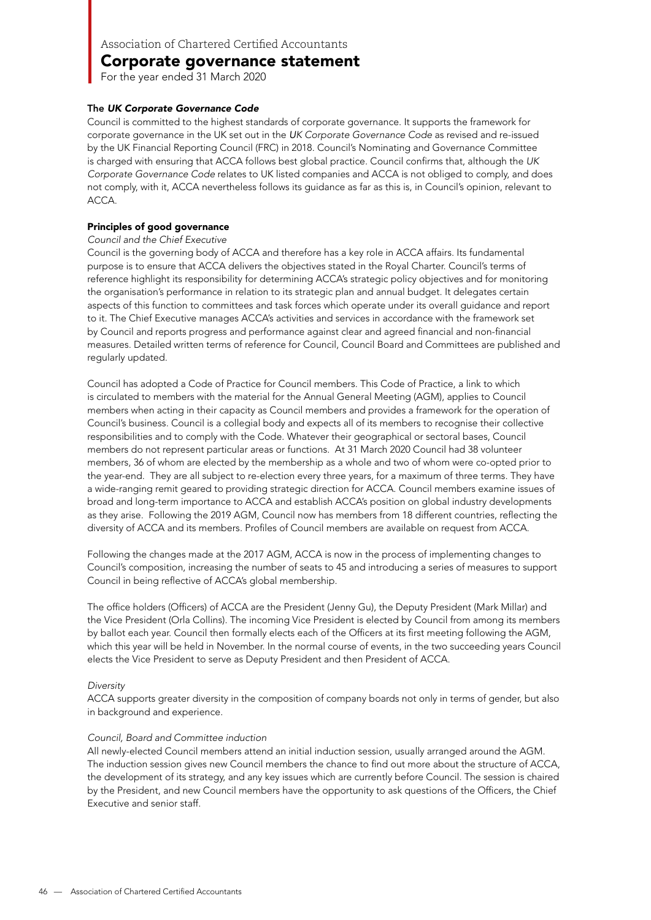Association of Chartered Certified Accountants

# Corporate governance statement

For the year ended 31 March 2020

### The *UK Corporate Governance Code*

Council is committed to the highest standards of corporate governance. It supports the framework for corporate governance in the UK set out in the *UK Corporate Governance Code* as revised and re-issued by the UK Financial Reporting Council (FRC) in 2018. Council's Nominating and Governance Committee is charged with ensuring that ACCA follows best global practice. Council confirms that, although the *UK Corporate Governance Code* relates to UK listed companies and ACCA is not obliged to comply, and does not comply, with it, ACCA nevertheless follows its guidance as far as this is, in Council's opinion, relevant to ACCA.

### Principles of good governance

*Council and the Chief Executive*

Council is the governing body of ACCA and therefore has a key role in ACCA affairs. Its fundamental purpose is to ensure that ACCA delivers the objectives stated in the Royal Charter. Council's terms of reference highlight its responsibility for determining ACCA's strategic policy objectives and for monitoring the organisation's performance in relation to its strategic plan and annual budget. It delegates certain aspects of this function to committees and task forces which operate under its overall guidance and report to it. The Chief Executive manages ACCA's activities and services in accordance with the framework set by Council and reports progress and performance against clear and agreed financial and non-financial measures. Detailed written terms of reference for Council, Council Board and Committees are published and regularly updated.

Council has adopted a Code of Practice for Council members. This Code of Practice, a link to which is circulated to members with the material for the Annual General Meeting (AGM), applies to Council members when acting in their capacity as Council members and provides a framework for the operation of Council's business. Council is a collegial body and expects all of its members to recognise their collective responsibilities and to comply with the Code. Whatever their geographical or sectoral bases, Council members do not represent particular areas or functions. At 31 March 2020 Council had 38 volunteer members, 36 of whom are elected by the membership as a whole and two of whom were co-opted prior to the year-end. They are all subject to re-election every three years, for a maximum of three terms. They have a wide-ranging remit geared to providing strategic direction for ACCA. Council members examine issues of broad and long-term importance to ACCA and establish ACCA's position on global industry developments as they arise. Following the 2019 AGM, Council now has members from 18 different countries, reflecting the diversity of ACCA and its members. Profiles of Council members are available on request from ACCA.

Following the changes made at the 2017 AGM, ACCA is now in the process of implementing changes to Council's composition, increasing the number of seats to 45 and introducing a series of measures to support Council in being reflective of ACCA's global membership.

The office holders (Officers) of ACCA are the President (Jenny Gu), the Deputy President (Mark Millar) and the Vice President (Orla Collins). The incoming Vice President is elected by Council from among its members by ballot each year. Council then formally elects each of the Officers at its first meeting following the AGM, which this year will be held in November. In the normal course of events, in the two succeeding years Council elects the Vice President to serve as Deputy President and then President of ACCA.

*Diversity*

ACCA supports greater diversity in the composition of company boards not only in terms of gender, but also in background and experience.

*Council, Board and Committee induction*

All newly-elected Council members attend an initial induction session, usually arranged around the AGM. The induction session gives new Council members the chance to find out more about the structure of ACCA, the development of its strategy, and any key issues which are currently before Council. The session is chaired by the President, and new Council members have the opportunity to ask questions of the Officers, the Chief Executive and senior staff.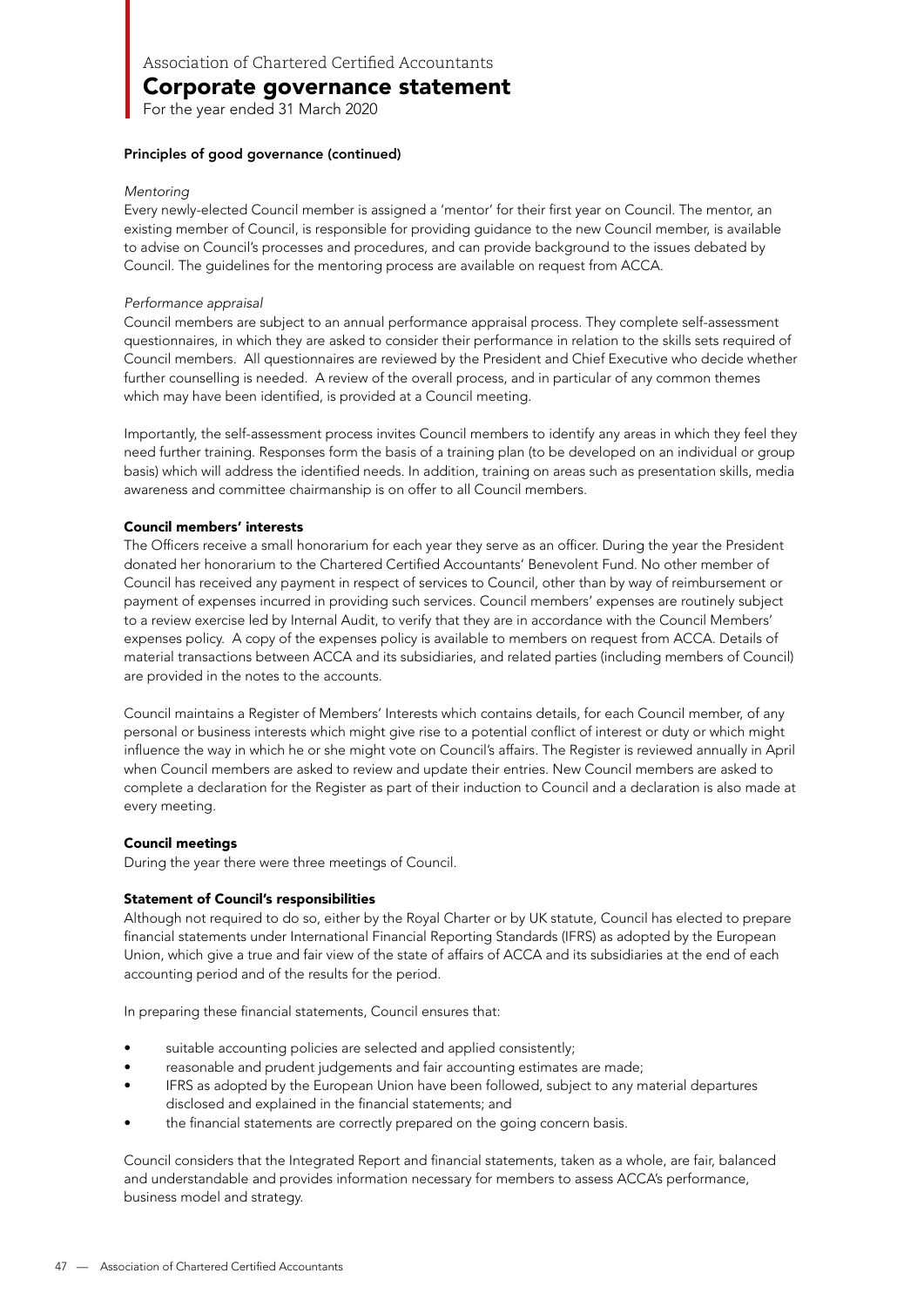### Principles of good governance (continued)

*Mentoring*

Every newly-elected Council member is assigned a 'mentor' for their first year on Council. The mentor, an existing member of Council, is responsible for providing guidance to the new Council member, is available to advise on Council's processes and procedures, and can provide background to the issues debated by Council. The guidelines for the mentoring process are available on request from ACCA.

*Performance appraisal*

Council members are subject to an annual performance appraisal process. They complete self-assessment questionnaires, in which they are asked to consider their performance in relation to the skills sets required of Council members. All questionnaires are reviewed by the President and Chief Executive who decide whether further counselling is needed. A review of the overall process, and in particular of any common themes which may have been identified, is provided at a Council meeting.

Importantly, the self-assessment process invites Council members to identify any areas in which they feel they need further training. Responses form the basis of a training plan (to be developed on an individual or group basis) which will address the identified needs. In addition, training on areas such as presentation skills, media awareness and committee chairmanship is on offer to all Council members.

### Council members' interests

The Officers receive a small honorarium for each year they serve as an officer. During the year the President donated her honorarium to the Chartered Certified Accountants' Benevolent Fund. No other member of Council has received any payment in respect of services to Council, other than by way of reimbursement or payment of expenses incurred in providing such services. Council members' expenses are routinely subject to a review exercise led by Internal Audit, to verify that they are in accordance with the Council Members' expenses policy. A copy of the expenses policy is available to members on request from ACCA. Details of material transactions between ACCA and its subsidiaries, and related parties (including members of Council) are provided in the notes to the accounts.

Council maintains a Register of Members' Interests which contains details, for each Council member, of any personal or business interests which might give rise to a potential conflict of interest or duty or which might influence the way in which he or she might vote on Council's affairs. The Register is reviewed annually in April when Council members are asked to review and update their entries. New Council members are asked to complete a declaration for the Register as part of their induction to Council and a declaration is also made at every meeting.

### Council meetings

During the year there were three meetings of Council.

### Statement of Council's responsibilities

Although not required to do so, either by the Royal Charter or by UK statute, Council has elected to prepare financial statements under International Financial Reporting Standards (IFRS) as adopted by the European Union, which give a true and fair view of the state of affairs of ACCA and its subsidiaries at the end of each accounting period and of the results for the period.

In preparing these financial statements, Council ensures that:

- suitable accounting policies are selected and applied consistently;
- reasonable and prudent judgements and fair accounting estimates are made;
- IFRS as adopted by the European Union have been followed, subject to any material departures disclosed and explained in the financial statements; and
- the financial statements are correctly prepared on the going concern basis.

Council considers that the Integrated Report and financial statements, taken as a whole, are fair, balanced and understandable and provides information necessary for members to assess ACCA's performance, business model and strategy.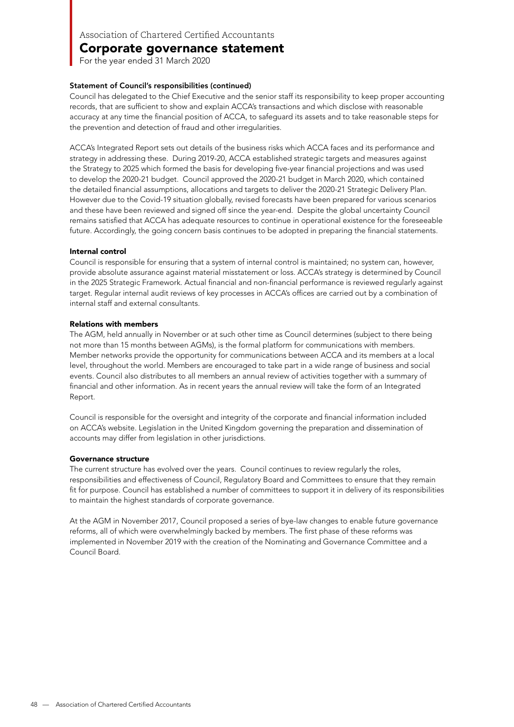Association of Chartered Certified Accountants

# Corporate governance statement

For the year ended 31 March 2020

### Statement of Council's responsibilities (continued)

Council has delegated to the Chief Executive and the senior staff its responsibility to keep proper accounting records, that are sufficient to show and explain ACCA's transactions and which disclose with reasonable accuracy at any time the financial position of ACCA, to safeguard its assets and to take reasonable steps for the prevention and detection of fraud and other irregularities.

ACCA's Integrated Report sets out details of the business risks which ACCA faces and its performance and strategy in addressing these. During 2019-20, ACCA established strategic targets and measures against the Strategy to 2025 which formed the basis for developing five-year financial projections and was used to develop the 2020-21 budget. Council approved the 2020-21 budget in March 2020, which contained the detailed financial assumptions, allocations and targets to deliver the 2020-21 Strategic Delivery Plan. However due to the Covid-19 situation globally, revised forecasts have been prepared for various scenarios and these have been reviewed and signed off since the year-end. Despite the global uncertainty Council remains satisfied that ACCA has adequate resources to continue in operational existence for the foreseeable future. Accordingly, the going concern basis continues to be adopted in preparing the financial statements.

### Internal control

Council is responsible for ensuring that a system of internal control is maintained; no system can, however, provide absolute assurance against material misstatement or loss. ACCA's strategy is determined by Council in the 2025 Strategic Framework. Actual financial and non-financial performance is reviewed regularly against target. Regular internal audit reviews of key processes in ACCA's offices are carried out by a combination of internal staff and external consultants.

### Relations with members

The AGM, held annually in November or at such other time as Council determines (subject to there being not more than 15 months between AGMs), is the formal platform for communications with members. Member networks provide the opportunity for communications between ACCA and its members at a local level, throughout the world. Members are encouraged to take part in a wide range of business and social events. Council also distributes to all members an annual review of activities together with a summary of financial and other information. As in recent years the annual review will take the form of an Integrated Report.

Council is responsible for the oversight and integrity of the corporate and financial information included on ACCA's website. Legislation in the United Kingdom governing the preparation and dissemination of accounts may differ from legislation in other jurisdictions.

### Governance structure

The current structure has evolved over the years. Council continues to review regularly the roles, responsibilities and effectiveness of Council, Regulatory Board and Committees to ensure that they remain fit for purpose. Council has established a number of committees to support it in delivery of its responsibilities to maintain the highest standards of corporate governance.

At the AGM in November 2017, Council proposed a series of bye-law changes to enable future governance reforms, all of which were overwhelmingly backed by members. The first phase of these reforms was implemented in November 2019 with the creation of the Nominating and Governance Committee and a Council Board.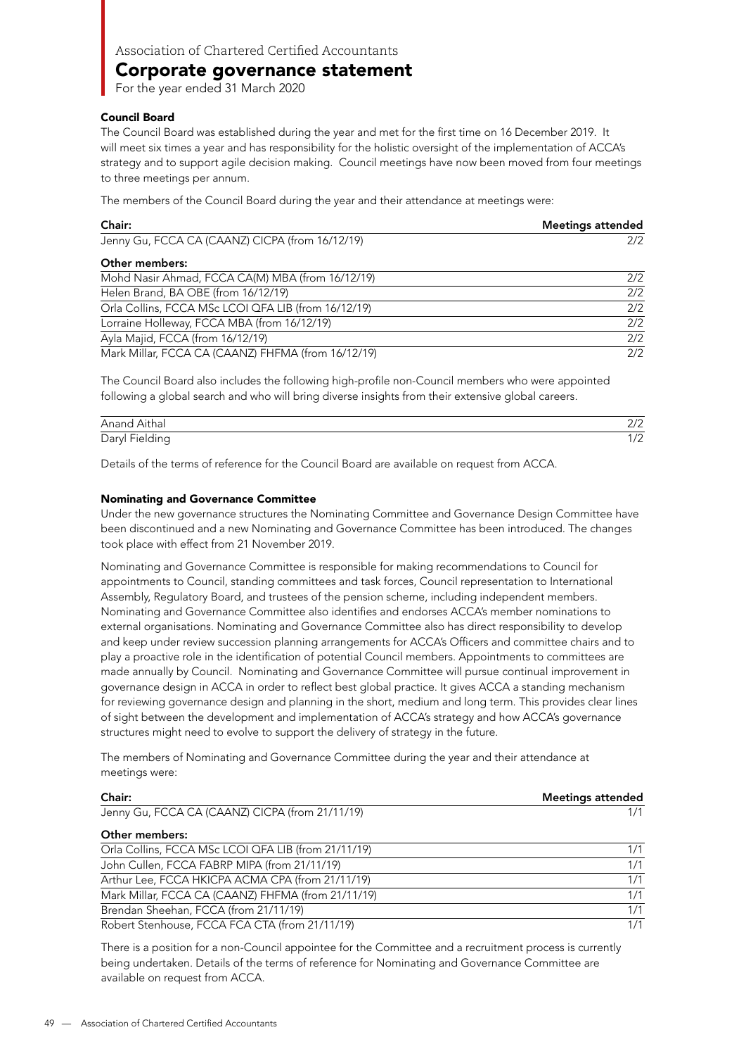# Association of Chartered Certified Accountants

## Corporate governance statement

For the year ended 31 March 2020

### Council Board

The Council Board was established during the year and met for the first time on 16 December 2019. It will meet six times a year and has responsibility for the holistic oversight of the implementation of ACCA's strategy and to support agile decision making. Council meetings have now been moved from four meetings to three meetings per annum.

The members of the Council Board during the year and their attendance at meetings were:

| Chair: | Meetings attended |
|---|---|
| Jenny Gu, FCCA CA (CAANZ) CICPA (from 16/12/19) | 2/2 |
| **Other members:** | |
| Mohd Nasir Ahmad, FCCA CA(M) MBA (from 16/12/19) | 2/2 |
| Helen Brand, BA OBE (from 16/12/19) | 2/2 |
| Orla Collins, FCCA MSc LCOI QFA LIB (from 16/12/19) | 2/2 |
| Lorraine Holleway, FCCA MBA (from 16/12/19) | 2/2 |
| Ayla Majid, FCCA (from 16/12/19) | 2/2 |
| Mark Millar, FCCA CA (CAANZ) FHFMA (from 16/12/19) | 2/2 |

The Council Board also includes the following high-profile non-Council members who were appointed following a global search and who will bring diverse insights from their extensive global careers.

| | |
|---|---|
| Anand Aithal | 2/2 |
| Daryl Fielding | 1/2 |

Details of the terms of reference for the Council Board are available on request from ACCA.

### Nominating and Governance Committee

Under the new governance structures the Nominating Committee and Governance Design Committee have been discontinued and a new Nominating and Governance Committee has been introduced. The changes took place with effect from 21 November 2019.

Nominating and Governance Committee is responsible for making recommendations to Council for appointments to Council, standing committees and task forces, Council representation to International Assembly, Regulatory Board, and trustees of the pension scheme, including independent members. Nominating and Governance Committee also identifies and endorses ACCA's member nominations to external organisations. Nominating and Governance Committee also has direct responsibility to develop and keep under review succession planning arrangements for ACCA's Officers and committee chairs and to play a proactive role in the identification of potential Council members. Appointments to committees are made annually by Council. Nominating and Governance Committee will pursue continual improvement in governance design in ACCA in order to reflect best global practice. It gives ACCA a standing mechanism for reviewing governance design and planning in the short, medium and long term. This provides clear lines of sight between the development and implementation of ACCA's strategy and how ACCA's governance structures might need to evolve to support the delivery of strategy in the future.

The members of Nominating and Governance Committee during the year and their attendance at meetings were:

| Chair: | Meetings attended |
|---|---|
| Jenny Gu, FCCA CA (CAANZ) CICPA (from 21/11/19) | 1/1 |
| **Other members:** | |
| Orla Collins, FCCA MSc LCOI QFA LIB (from 21/11/19) | 1/1 |
| John Cullen, FCCA FABRP MIPA (from 21/11/19) | 1/1 |
| Arthur Lee, FCCA HKICPA ACMA CPA (from 21/11/19) | 1/1 |
| Mark Millar, FCCA CA (CAANZ) FHFMA (from 21/11/19) | 1/1 |
| Brendan Sheehan, FCCA (from 21/11/19) | 1/1 |
| Robert Stenhouse, FCCA FCA CTA (from 21/11/19) | 1/1 |

There is a position for a non-Council appointee for the Committee and a recruitment process is currently being undertaken. Details of the terms of reference for Nominating and Governance Committee are available on request from ACCA.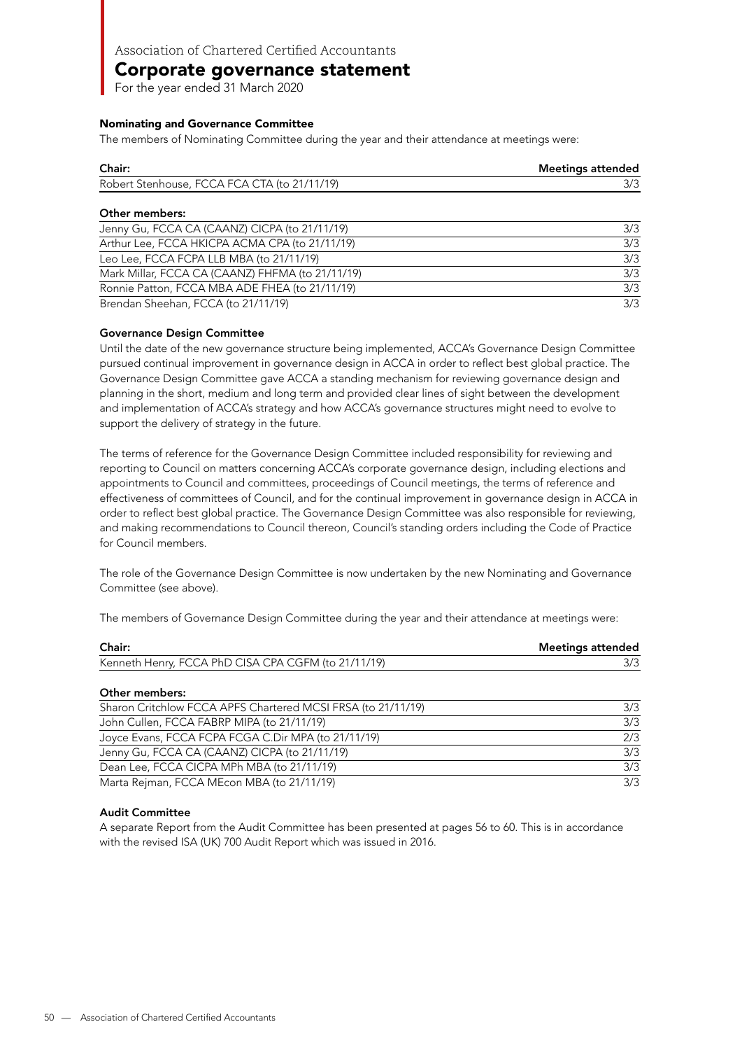# Association of Chartered Certified Accountants

## Corporate governance statement

For the year ended 31 March 2020

### Nominating and Governance Committee

The members of Nominating Committee during the year and their attendance at meetings were:

| Chair: | Meetings attended |
|---|---|
| Robert Stenhouse, FCCA FCA CTA (to 21/11/19) | 3/3 |

| Other members: | |
|---|---|
| Jenny Gu, FCCA CA (CAANZ) CICPA (to 21/11/19) | 3/3 |
| Arthur Lee, FCCA HKICPA ACMA CPA (to 21/11/19) | 3/3 |
| Leo Lee, FCCA FCPA LLB MBA (to 21/11/19) | 3/3 |
| Mark Millar, FCCA CA (CAANZ) FHFMA (to 21/11/19) | 3/3 |
| Ronnie Patton, FCCA MBA ADE FHEA (to 21/11/19) | 3/3 |
| Brendan Sheehan, FCCA (to 21/11/19) | 3/3 |

### Governance Design Committee

Until the date of the new governance structure being implemented, ACCA's Governance Design Committee pursued continual improvement in governance design in ACCA in order to reflect best global practice. The Governance Design Committee gave ACCA a standing mechanism for reviewing governance design and planning in the short, medium and long term and provided clear lines of sight between the development and implementation of ACCA's strategy and how ACCA's governance structures might need to evolve to support the delivery of strategy in the future.

The terms of reference for the Governance Design Committee included responsibility for reviewing and reporting to Council on matters concerning ACCA's corporate governance design, including elections and appointments to Council and committees, proceedings of Council meetings, the terms of reference and effectiveness of committees of Council, and for the continual improvement in governance design in ACCA in order to reflect best global practice. The Governance Design Committee was also responsible for reviewing, and making recommendations to Council thereon, Council's standing orders including the Code of Practice for Council members.

The role of the Governance Design Committee is now undertaken by the new Nominating and Governance Committee (see above).

The members of Governance Design Committee during the year and their attendance at meetings were:

| Chair: | Meetings attended |
|---|---|
| Kenneth Henry, FCCA PhD CISA CPA CGFM (to 21/11/19) | 3/3 |

| Other members: | |
|---|---|
| Sharon Critchlow FCCA APFS Chartered MCSI FRSA (to 21/11/19) | 3/3 |
| John Cullen, FCCA FABRP MIPA (to 21/11/19) | 3/3 |
| Joyce Evans, FCCA FCPA FCGA C.Dir MPA (to 21/11/19) | 2/3 |
| Jenny Gu, FCCA CA (CAANZ) CICPA (to 21/11/19) | 3/3 |
| Dean Lee, FCCA CICPA MPh MBA (to 21/11/19) | 3/3 |
| Marta Rejman, FCCA MEcon MBA (to 21/11/19) | 3/3 |

### Audit Committee

A separate Report from the Audit Committee has been presented at pages 56 to 60. This is in accordance with the revised ISA (UK) 700 Audit Report which was issued in 2016.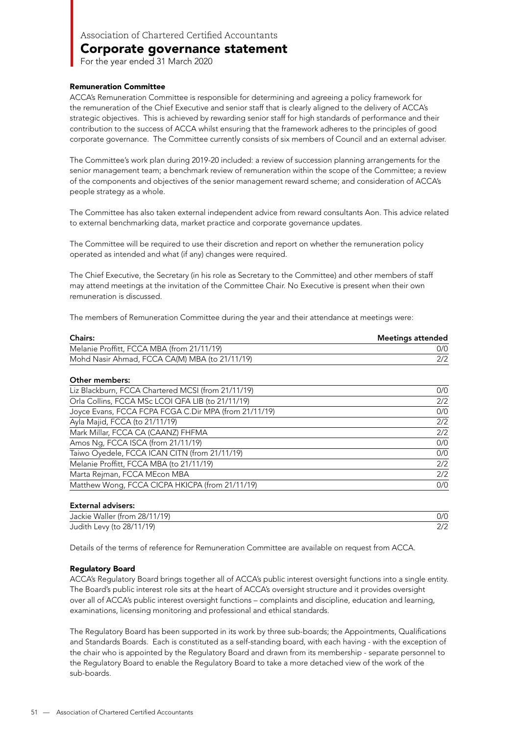Association of Chartered Certified Accountants

# Corporate governance statement

For the year ended 31 March 2020

### Remuneration Committee

ACCA's Remuneration Committee is responsible for determining and agreeing a policy framework for the remuneration of the Chief Executive and senior staff that is clearly aligned to the delivery of ACCA's strategic objectives. This is achieved by rewarding senior staff for high standards of performance and their contribution to the success of ACCA whilst ensuring that the framework adheres to the principles of good corporate governance. The Committee currently consists of six members of Council and an external adviser.

The Committee's work plan during 2019-20 included: a review of succession planning arrangements for the senior management team; a benchmark review of remuneration within the scope of the Committee; a review of the components and objectives of the senior management reward scheme; and consideration of ACCA's people strategy as a whole.

The Committee has also taken external independent advice from reward consultants Aon. This advice related to external benchmarking data, market practice and corporate governance updates.

The Committee will be required to use their discretion and report on whether the remuneration policy operated as intended and what (if any) changes were required.

The Chief Executive, the Secretary (in his role as Secretary to the Committee) and other members of staff may attend meetings at the invitation of the Committee Chair. No Executive is present when their own remuneration is discussed.

The members of Remuneration Committee during the year and their attendance at meetings were:

| Chairs: | Meetings attended |
|---|---|
| Melanie Proffitt, FCCA MBA (from 21/11/19) | 0/0 |
| Mohd Nasir Ahmad, FCCA CA(M) MBA (to 21/11/19) | 2/2 |

| Other members: | |
|---|---|
| Liz Blackburn, FCCA Chartered MCSI (from 21/11/19) | 0/0 |
| Orla Collins, FCCA MSc LCOI QFA LIB (to 21/11/19) | 2/2 |
| Joyce Evans, FCCA FCPA FCGA C.Dir MPA (from 21/11/19) | 0/0 |
| Ayla Majid, FCCA (to 21/11/19) | 2/2 |
| Mark Millar, FCCA CA (CAANZ) FHFMA | 2/2 |
| Amos Ng, FCCA ISCA (from 21/11/19) | 0/0 |
| Taiwo Oyedele, FCCA ICAN CITN (from 21/11/19) | 0/0 |
| Melanie Proffitt, FCCA MBA (to 21/11/19) | 2/2 |
| Marta Rejman, FCCA MEcon MBA | 2/2 |
| Matthew Wong, FCCA CICPA HKICPA (from 21/11/19) | 0/0 |

| External advisers: | |
|---|---|
| Jackie Waller (from 28/11/19) | 0/0 |
| Judith Levy (to 28/11/19) | 2/2 |

Details of the terms of reference for Remuneration Committee are available on request from ACCA.

### Regulatory Board

ACCA's Regulatory Board brings together all of ACCA's public interest oversight functions into a single entity. The Board's public interest role sits at the heart of ACCA's oversight structure and it provides oversight over all of ACCA's public interest oversight functions – complaints and discipline, education and learning, examinations, licensing monitoring and professional and ethical standards.

The Regulatory Board has been supported in its work by three sub-boards; the Appointments, Qualifications and Standards Boards. Each is constituted as a self-standing board, with each having - with the exception of the chair who is appointed by the Regulatory Board and drawn from its membership - separate personnel to the Regulatory Board to enable the Regulatory Board to take a more detached view of the work of the sub-boards.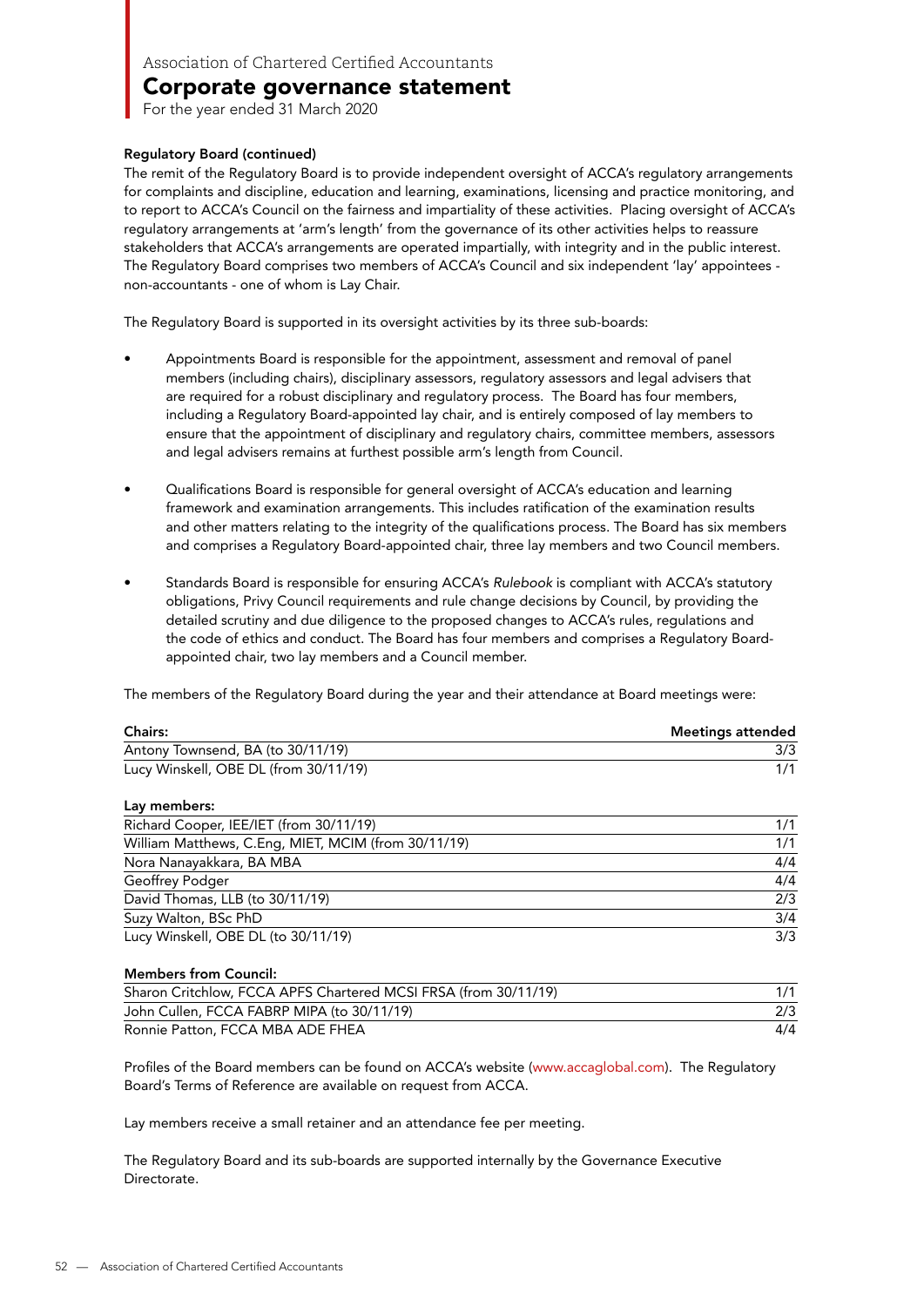Association of Chartered Certified Accountants

# Corporate governance statement

For the year ended 31 March 2020

**Regulatory Board (continued)**

The remit of the Regulatory Board is to provide independent oversight of ACCA's regulatory arrangements for complaints and discipline, education and learning, examinations, licensing and practice monitoring, and to report to ACCA's Council on the fairness and impartiality of these activities. Placing oversight of ACCA's regulatory arrangements at 'arm's length' from the governance of its other activities helps to reassure stakeholders that ACCA's arrangements are operated impartially, with integrity and in the public interest. The Regulatory Board comprises two members of ACCA's Council and six independent 'lay' appointees - non-accountants - one of whom is Lay Chair.

The Regulatory Board is supported in its oversight activities by its three sub-boards:

- Appointments Board is responsible for the appointment, assessment and removal of panel members (including chairs), disciplinary assessors, regulatory assessors and legal advisers that are required for a robust disciplinary and regulatory process. The Board has four members, including a Regulatory Board-appointed lay chair, and is entirely composed of lay members to ensure that the appointment of disciplinary and regulatory chairs, committee members, assessors and legal advisers remains at furthest possible arm's length from Council.

- Qualifications Board is responsible for general oversight of ACCA's education and learning framework and examination arrangements. This includes ratification of the examination results and other matters relating to the integrity of the qualifications process. The Board has six members and comprises a Regulatory Board-appointed chair, three lay members and two Council members.

- Standards Board is responsible for ensuring ACCA's *Rulebook* is compliant with ACCA's statutory obligations, Privy Council requirements and rule change decisions by Council, by providing the detailed scrutiny and due diligence to the proposed changes to ACCA's rules, regulations and the code of ethics and conduct. The Board has four members and comprises a Regulatory Board-appointed chair, two lay members and a Council member.

The members of the Regulatory Board during the year and their attendance at Board meetings were:

| **Chairs:** | **Meetings attended** |
|---|---|
| Antony Townsend, BA (to 30/11/19) | 3/3 |
| Lucy Winskell, OBE DL (from 30/11/19) | 1/1 |
| **Lay members:** | |
| Richard Cooper, IEE/IET (from 30/11/19) | 1/1 |
| William Matthews, C.Eng, MIET, MCIM (from 30/11/19) | 1/1 |
| Nora Nanayakkara, BA MBA | 4/4 |
| Geoffrey Podger | 4/4 |
| David Thomas, LLB (to 30/11/19) | 2/3 |
| Suzy Walton, BSc PhD | 3/4 |
| Lucy Winskell, OBE DL (to 30/11/19) | 3/3 |
| **Members from Council:** | |
| Sharon Critchlow, FCCA APFS Chartered MCSI FRSA (from 30/11/19) | 1/1 |
| John Cullen, FCCA FABRP MIPA (to 30/11/19) | 2/3 |
| Ronnie Patton, FCCA MBA ADE FHEA | 4/4 |

Profiles of the Board members can be found on ACCA's website (www.accaglobal.com). The Regulatory Board's Terms of Reference are available on request from ACCA.

Lay members receive a small retainer and an attendance fee per meeting.

The Regulatory Board and its sub-boards are supported internally by the Governance Executive Directorate.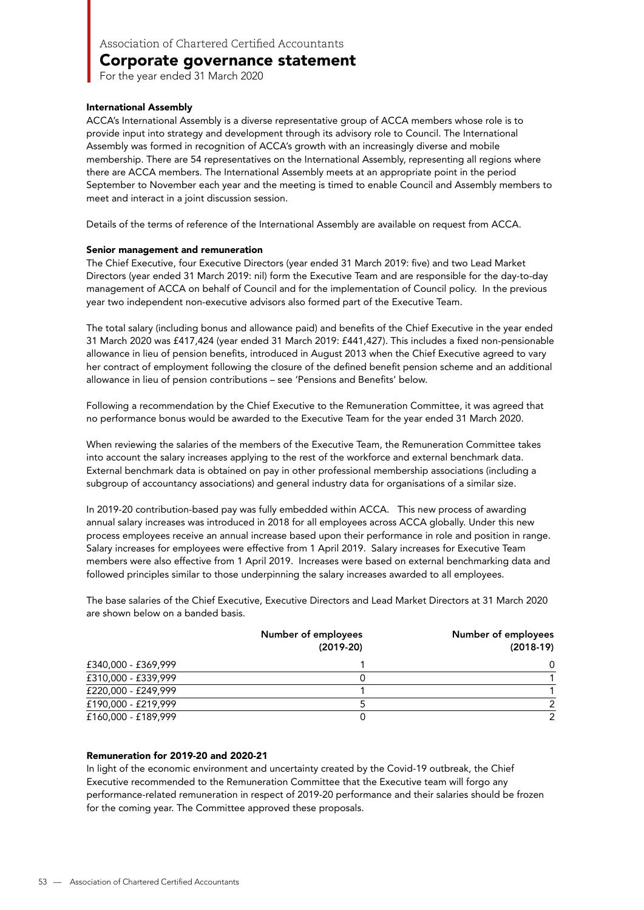## Corporate governance statement

For the year ended 31 March 2020

### International Assembly

ACCA's International Assembly is a diverse representative group of ACCA members whose role is to provide input into strategy and development through its advisory role to Council. The International Assembly was formed in recognition of ACCA's growth with an increasingly diverse and mobile membership. There are 54 representatives on the International Assembly, representing all regions where there are ACCA members. The International Assembly meets at an appropriate point in the period September to November each year and the meeting is timed to enable Council and Assembly members to meet and interact in a joint discussion session.

Details of the terms of reference of the International Assembly are available on request from ACCA.

### Senior management and remuneration

The Chief Executive, four Executive Directors (year ended 31 March 2019: five) and two Lead Market Directors (year ended 31 March 2019: nil) form the Executive Team and are responsible for the day-to-day management of ACCA on behalf of Council and for the implementation of Council policy. In the previous year two independent non-executive advisors also formed part of the Executive Team.

The total salary (including bonus and allowance paid) and benefits of the Chief Executive in the year ended 31 March 2020 was £417,424 (year ended 31 March 2019: £441,427). This includes a fixed non-pensionable allowance in lieu of pension benefits, introduced in August 2013 when the Chief Executive agreed to vary her contract of employment following the closure of the defined benefit pension scheme and an additional allowance in lieu of pension contributions – see 'Pensions and Benefits' below.

Following a recommendation by the Chief Executive to the Remuneration Committee, it was agreed that no performance bonus would be awarded to the Executive Team for the year ended 31 March 2020.

When reviewing the salaries of the members of the Executive Team, the Remuneration Committee takes into account the salary increases applying to the rest of the workforce and external benchmark data. External benchmark data is obtained on pay in other professional membership associations (including a subgroup of accountancy associations) and general industry data for organisations of a similar size.

In 2019-20 contribution-based pay was fully embedded within ACCA. This new process of awarding annual salary increases was introduced in 2018 for all employees across ACCA globally. Under this new process employees receive an annual increase based upon their performance in role and position in range. Salary increases for employees were effective from 1 April 2019. Salary increases for Executive Team members were also effective from 1 April 2019. Increases were based on external benchmarking data and followed principles similar to those underpinning the salary increases awarded to all employees.

The base salaries of the Chief Executive, Executive Directors and Lead Market Directors at 31 March 2020 are shown below on a banded basis.

| | Number of employees (2019-20) | Number of employees (2018-19) |
|---|---|---|
| £340,000 - £369,999 | 1 | 0 |
| £310,000 - £339,999 | 0 | 1 |
| £220,000 - £249,999 | 1 | 1 |
| £190,000 - £219,999 | 5 | 2 |
| £160,000 - £189,999 | 0 | 2 |

### Remuneration for 2019-20 and 2020-21

In light of the economic environment and uncertainty created by the Covid-19 outbreak, the Chief Executive recommended to the Remuneration Committee that the Executive team will forgo any performance-related remuneration in respect of 2019-20 performance and their salaries should be frozen for the coming year. The Committee approved these proposals.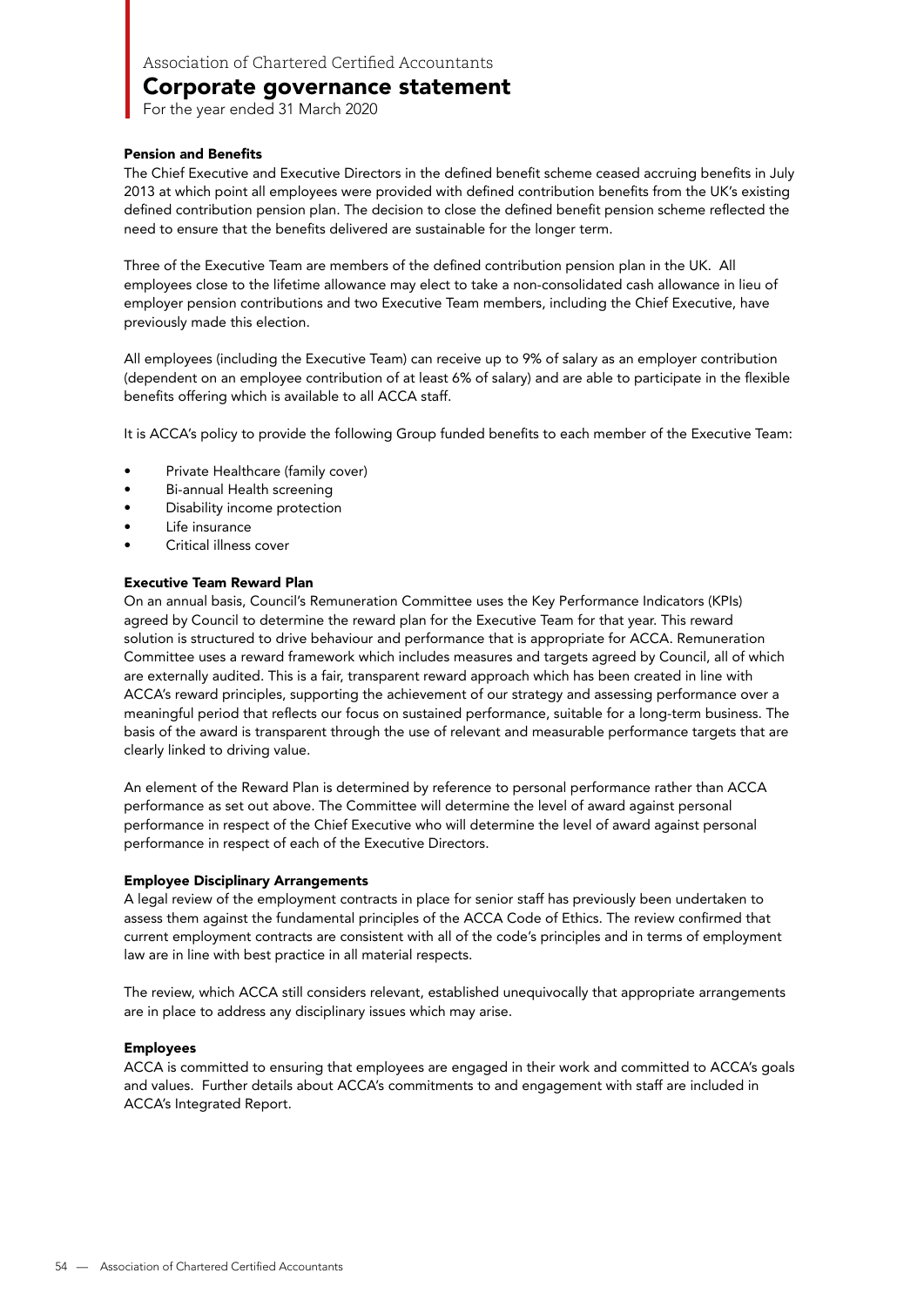### Pension and Benefits

The Chief Executive and Executive Directors in the defined benefit scheme ceased accruing benefits in July 2013 at which point all employees were provided with defined contribution benefits from the UK's existing defined contribution pension plan. The decision to close the defined benefit pension scheme reflected the need to ensure that the benefits delivered are sustainable for the longer term.

Three of the Executive Team are members of the defined contribution pension plan in the UK. All employees close to the lifetime allowance may elect to take a non-consolidated cash allowance in lieu of employer pension contributions and two Executive Team members, including the Chief Executive, have previously made this election.

All employees (including the Executive Team) can receive up to 9% of salary as an employer contribution (dependent on an employee contribution of at least 6% of salary) and are able to participate in the flexible benefits offering which is available to all ACCA staff.

It is ACCA's policy to provide the following Group funded benefits to each member of the Executive Team:

- Private Healthcare (family cover)
- Bi-annual Health screening
- Disability income protection
- Life insurance
- Critical illness cover

### Executive Team Reward Plan

On an annual basis, Council's Remuneration Committee uses the Key Performance Indicators (KPIs) agreed by Council to determine the reward plan for the Executive Team for that year. This reward solution is structured to drive behaviour and performance that is appropriate for ACCA. Remuneration Committee uses a reward framework which includes measures and targets agreed by Council, all of which are externally audited. This is a fair, transparent reward approach which has been created in line with ACCA's reward principles, supporting the achievement of our strategy and assessing performance over a meaningful period that reflects our focus on sustained performance, suitable for a long-term business. The basis of the award is transparent through the use of relevant and measurable performance targets that are clearly linked to driving value.

An element of the Reward Plan is determined by reference to personal performance rather than ACCA performance as set out above. The Committee will determine the level of award against personal performance in respect of the Chief Executive who will determine the level of award against personal performance in respect of each of the Executive Directors.

### Employee Disciplinary Arrangements

A legal review of the employment contracts in place for senior staff has previously been undertaken to assess them against the fundamental principles of the ACCA Code of Ethics. The review confirmed that current employment contracts are consistent with all of the code's principles and in terms of employment law are in line with best practice in all material respects.

The review, which ACCA still considers relevant, established unequivocally that appropriate arrangements are in place to address any disciplinary issues which may arise.

### Employees

ACCA is committed to ensuring that employees are engaged in their work and committed to ACCA's goals and values. Further details about ACCA's commitments to and engagement with staff are included in ACCA's Integrated Report.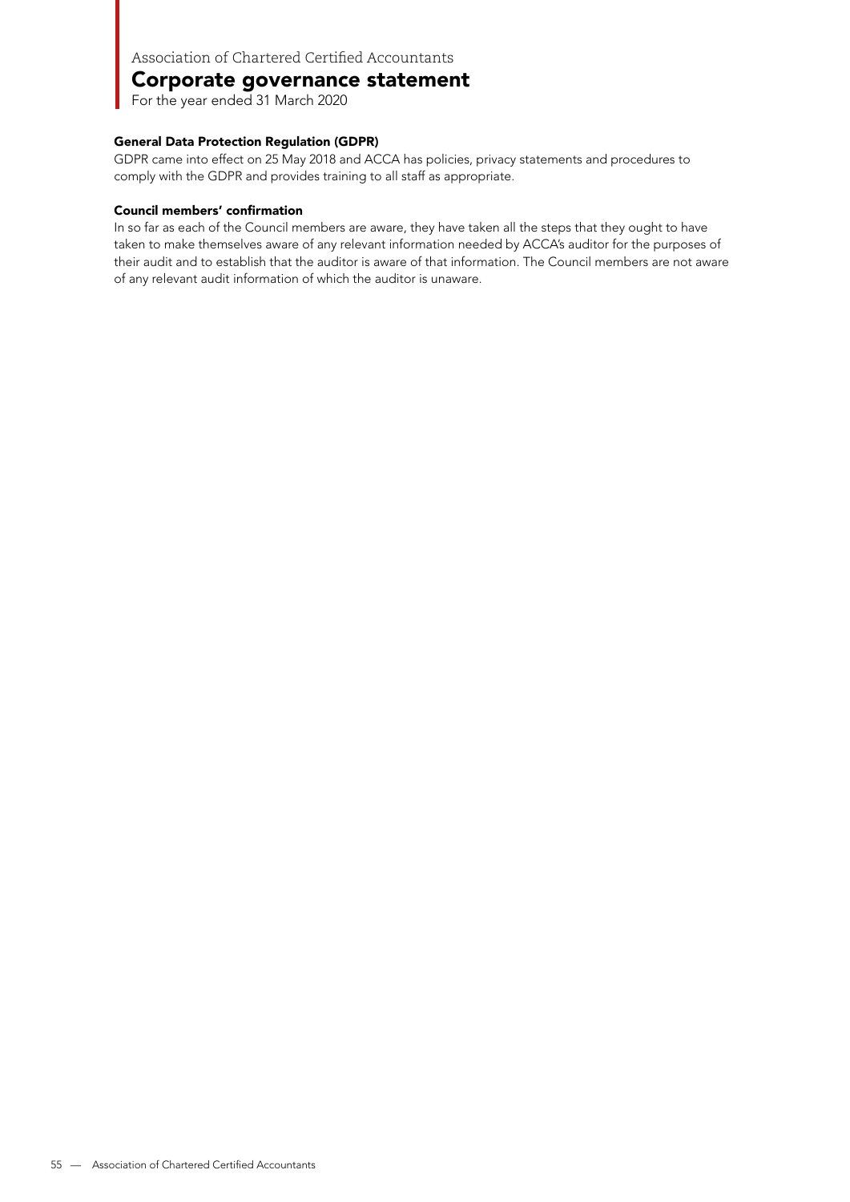## General Data Protection Regulation (GDPR)

GDPR came into effect on 25 May 2018 and ACCA has policies, privacy statements and procedures to comply with the GDPR and provides training to all staff as appropriate.

## Council members' confirmation

In so far as each of the Council members are aware, they have taken all the steps that they ought to have taken to make themselves aware of any relevant information needed by ACCA's auditor for the purposes of their audit and to establish that the auditor is aware of that information. The Council members are not aware of any relevant audit information of which the auditor is unaware.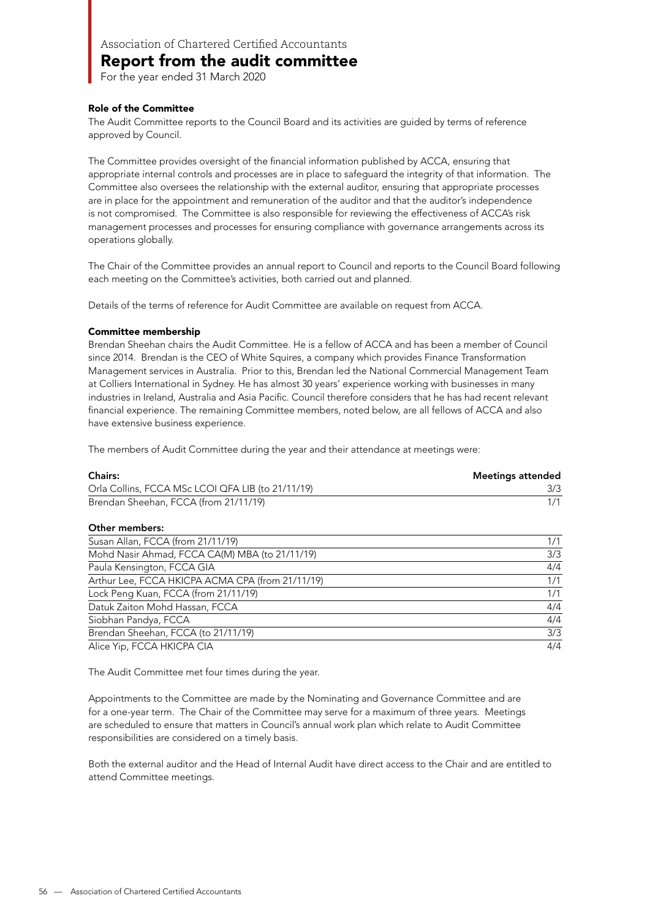Association of Chartered Certified Accountants

# Report from the audit committee

For the year ended 31 March 2020

### Role of the Committee

The Audit Committee reports to the Council Board and its activities are guided by terms of reference approved by Council.

The Committee provides oversight of the financial information published by ACCA, ensuring that appropriate internal controls and processes are in place to safeguard the integrity of that information. The Committee also oversees the relationship with the external auditor, ensuring that appropriate processes are in place for the appointment and remuneration of the auditor and that the auditor's independence is not compromised. The Committee is also responsible for reviewing the effectiveness of ACCA's risk management processes and processes for ensuring compliance with governance arrangements across its operations globally.

The Chair of the Committee provides an annual report to Council and reports to the Council Board following each meeting on the Committee's activities, both carried out and planned.

Details of the terms of reference for Audit Committee are available on request from ACCA.

### Committee membership

Brendan Sheehan chairs the Audit Committee. He is a fellow of ACCA and has been a member of Council since 2014. Brendan is the CEO of White Squires, a company which provides Finance Transformation Management services in Australia. Prior to this, Brendan led the National Commercial Management Team at Colliers International in Sydney. He has almost 30 years' experience working with businesses in many industries in Ireland, Australia and Asia Pacific. Council therefore considers that he has had recent relevant financial experience. The remaining Committee members, noted below, are all fellows of ACCA and also have extensive business experience.

The members of Audit Committee during the year and their attendance at meetings were:

| **Chairs:** | **Meetings attended** |
|---|---|
| Orla Collins, FCCA MSc LCOI QFA LIB (to 21/11/19) | 3/3 |
| Brendan Sheehan, FCCA (from 21/11/19) | 1/1 |
| **Other members:** | |
| Susan Allan, FCCA (from 21/11/19) | 1/1 |
| Mohd Nasir Ahmad, FCCA CA(M) MBA (to 21/11/19) | 3/3 |
| Paula Kensington, FCCA GIA | 4/4 |
| Arthur Lee, FCCA HKICPA ACMA CPA (from 21/11/19) | 1/1 |
| Lock Peng Kuan, FCCA (from 21/11/19) | 1/1 |
| Datuk Zaiton Mohd Hassan, FCCA | 4/4 |
| Siobhan Pandya, FCCA | 4/4 |
| Brendan Sheehan, FCCA (to 21/11/19) | 3/3 |
| Alice Yip, FCCA HKICPA CIA | 4/4 |

The Audit Committee met four times during the year.

Appointments to the Committee are made by the Nominating and Governance Committee and are for a one-year term. The Chair of the Committee may serve for a maximum of three years. Meetings are scheduled to ensure that matters in Council's annual work plan which relate to Audit Committee responsibilities are considered on a timely basis.

Both the external auditor and the Head of Internal Audit have direct access to the Chair and are entitled to attend Committee meetings.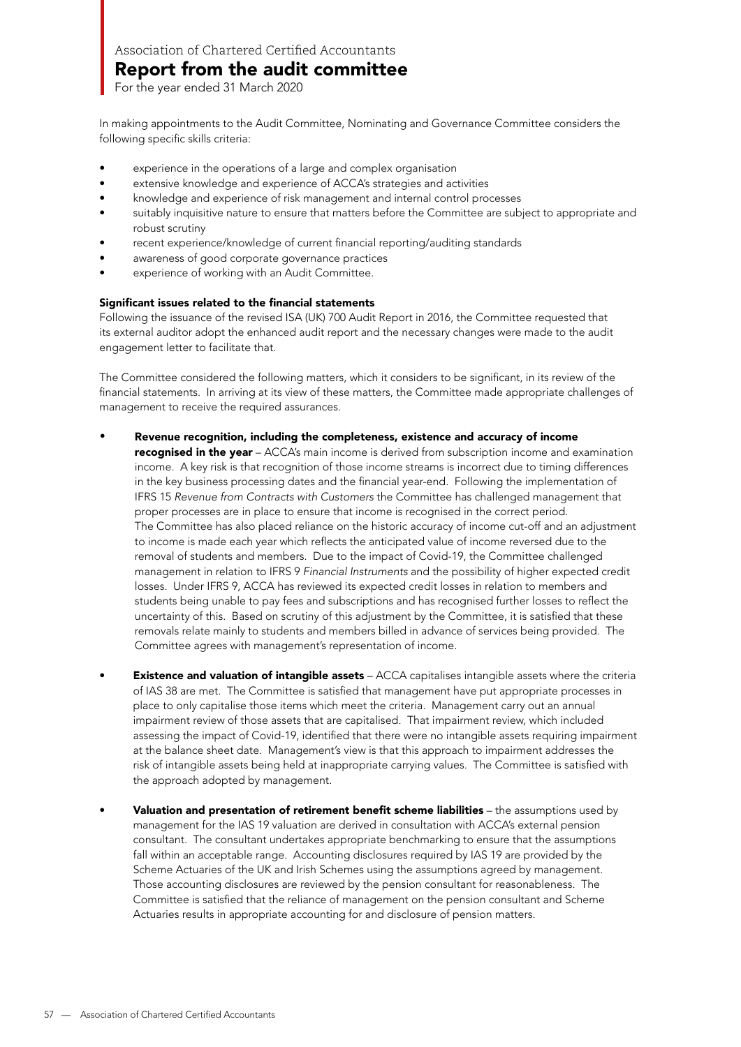In making appointments to the Audit Committee, Nominating and Governance Committee considers the following specific skills criteria:

- experience in the operations of a large and complex organisation
- extensive knowledge and experience of ACCA's strategies and activities
- knowledge and experience of risk management and internal control processes
- suitably inquisitive nature to ensure that matters before the Committee are subject to appropriate and robust scrutiny
- recent experience/knowledge of current financial reporting/auditing standards
- awareness of good corporate governance practices
- experience of working with an Audit Committee.

**Significant issues related to the financial statements**

Following the issuance of the revised ISA (UK) 700 Audit Report in 2016, the Committee requested that its external auditor adopt the enhanced audit report and the necessary changes were made to the audit engagement letter to facilitate that.

The Committee considered the following matters, which it considers to be significant, in its review of the financial statements. In arriving at its view of these matters, the Committee made appropriate challenges of management to receive the required assurances.

- **Revenue recognition, including the completeness, existence and accuracy of income recognised in the year** – ACCA's main income is derived from subscription income and examination income. A key risk is that recognition of those income streams is incorrect due to timing differences in the key business processing dates and the financial year-end. Following the implementation of IFRS 15 *Revenue from Contracts with Customers* the Committee has challenged management that proper processes are in place to ensure that income is recognised in the correct period. The Committee has also placed reliance on the historic accuracy of income cut-off and an adjustment to income is made each year which reflects the anticipated value of income reversed due to the removal of students and members. Due to the impact of Covid-19, the Committee challenged management in relation to IFRS 9 *Financial Instruments* and the possibility of higher expected credit losses. Under IFRS 9, ACCA has reviewed its expected credit losses in relation to members and students being unable to pay fees and subscriptions and has recognised further losses to reflect the uncertainty of this. Based on scrutiny of this adjustment by the Committee, it is satisfied that these removals relate mainly to students and members billed in advance of services being provided. The Committee agrees with management's representation of income.

- **Existence and valuation of intangible assets** – ACCA capitalises intangible assets where the criteria of IAS 38 are met. The Committee is satisfied that management have put appropriate processes in place to only capitalise those items which meet the criteria. Management carry out an annual impairment review of those assets that are capitalised. That impairment review, which included assessing the impact of Covid-19, identified that there were no intangible assets requiring impairment at the balance sheet date. Management's view is that this approach to impairment addresses the risk of intangible assets being held at inappropriate carrying values. The Committee is satisfied with the approach adopted by management.

- **Valuation and presentation of retirement benefit scheme liabilities** – the assumptions used by management for the IAS 19 valuation are derived in consultation with ACCA's external pension consultant. The consultant undertakes appropriate benchmarking to ensure that the assumptions fall within an acceptable range. Accounting disclosures required by IAS 19 are provided by the Scheme Actuaries of the UK and Irish Schemes using the assumptions agreed by management. Those accounting disclosures are reviewed by the pension consultant for reasonableness. The Committee is satisfied that the reliance of management on the pension consultant and Scheme Actuaries results in appropriate accounting for and disclosure of pension matters.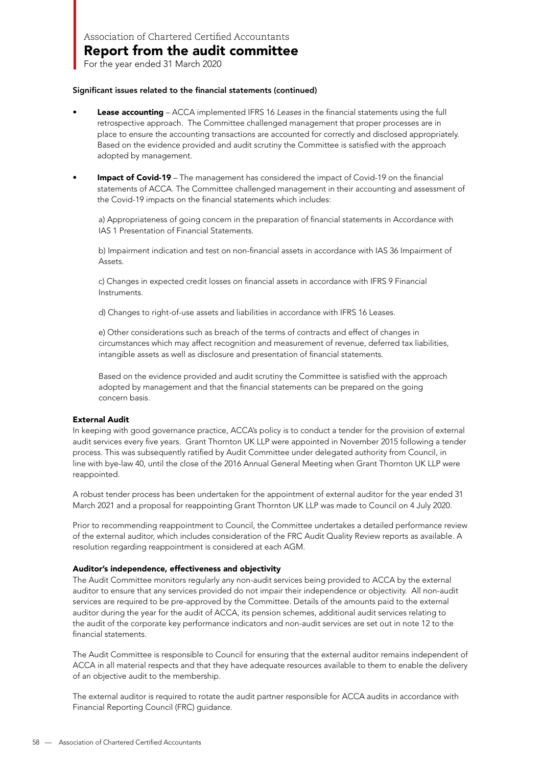#### Significant issues related to the financial statements (continued)

- **Lease accounting** – ACCA implemented IFRS 16 *Leases* in the financial statements using the full retrospective approach. The Committee challenged management that proper processes are in place to ensure the accounting transactions are accounted for correctly and disclosed appropriately. Based on the evidence provided and audit scrutiny the Committee is satisfied with the approach adopted by management.

- **Impact of Covid-19** – The management has considered the impact of Covid-19 on the financial statements of ACCA. The Committee challenged management in their accounting and assessment of the Covid-19 impacts on the financial statements which includes:

  a) Appropriateness of going concern in the preparation of financial statements in Accordance with IAS 1 Presentation of Financial Statements.

  b) Impairment indication and test on non-financial assets in accordance with IAS 36 Impairment of Assets.

  c) Changes in expected credit losses on financial assets in accordance with IFRS 9 Financial Instruments.

  d) Changes to right-of-use assets and liabilities in accordance with IFRS 16 Leases.

  e) Other considerations such as breach of the terms of contracts and effect of changes in circumstances which may affect recognition and measurement of revenue, deferred tax liabilities, intangible assets as well as disclosure and presentation of financial statements.

  Based on the evidence provided and audit scrutiny the Committee is satisfied with the approach adopted by management and that the financial statements can be prepared on the going concern basis.

#### External Audit

In keeping with good governance practice, ACCA's policy is to conduct a tender for the provision of external audit services every five years. Grant Thornton UK LLP were appointed in November 2015 following a tender process. This was subsequently ratified by Audit Committee under delegated authority from Council, in line with bye-law 40, until the close of the 2016 Annual General Meeting when Grant Thornton UK LLP were reappointed.

A robust tender process has been undertaken for the appointment of external auditor for the year ended 31 March 2021 and a proposal for reappointing Grant Thornton UK LLP was made to Council on 4 July 2020.

Prior to recommending reappointment to Council, the Committee undertakes a detailed performance review of the external auditor, which includes consideration of the FRC Audit Quality Review reports as available. A resolution regarding reappointment is considered at each AGM.

#### Auditor's independence, effectiveness and objectivity

The Audit Committee monitors regularly any non-audit services being provided to ACCA by the external auditor to ensure that any services provided do not impair their independence or objectivity. All non-audit services are required to be pre-approved by the Committee. Details of the amounts paid to the external auditor during the year for the audit of ACCA, its pension schemes, additional audit services relating to the audit of the corporate key performance indicators and non-audit services are set out in note 12 to the financial statements.

The Audit Committee is responsible to Council for ensuring that the external auditor remains independent of ACCA in all material respects and that they have adequate resources available to them to enable the delivery of an objective audit to the membership.

The external auditor is required to rotate the audit partner responsible for ACCA audits in accordance with Financial Reporting Council (FRC) guidance.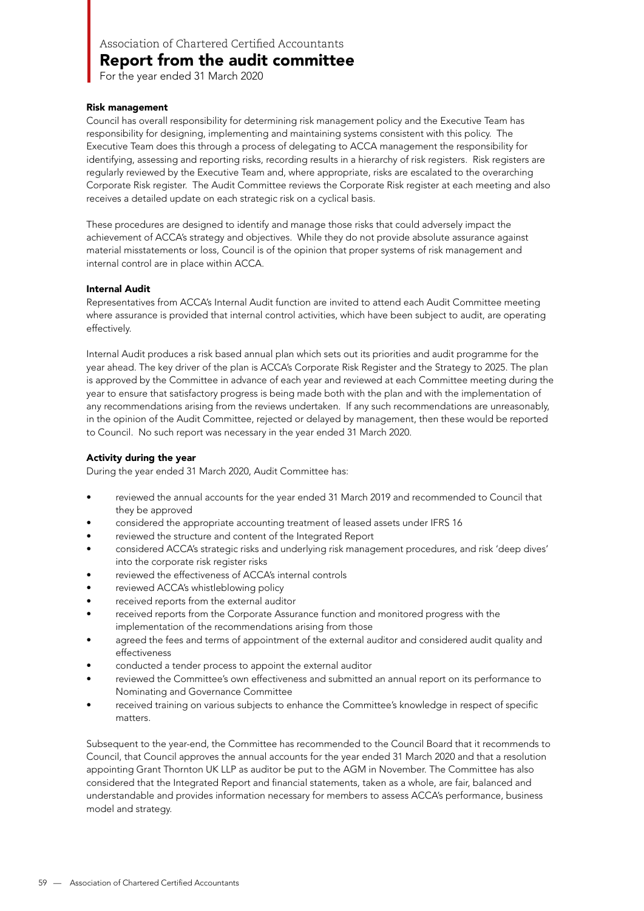Association of Chartered Certified Accountants

# Report from the audit committee

For the year ended 31 March 2020

### Risk management

Council has overall responsibility for determining risk management policy and the Executive Team has responsibility for designing, implementing and maintaining systems consistent with this policy. The Executive Team does this through a process of delegating to ACCA management the responsibility for identifying, assessing and reporting risks, recording results in a hierarchy of risk registers. Risk registers are regularly reviewed by the Executive Team and, where appropriate, risks are escalated to the overarching Corporate Risk register. The Audit Committee reviews the Corporate Risk register at each meeting and also receives a detailed update on each strategic risk on a cyclical basis.

These procedures are designed to identify and manage those risks that could adversely impact the achievement of ACCA's strategy and objectives. While they do not provide absolute assurance against material misstatements or loss, Council is of the opinion that proper systems of risk management and internal control are in place within ACCA.

### Internal Audit

Representatives from ACCA's Internal Audit function are invited to attend each Audit Committee meeting where assurance is provided that internal control activities, which have been subject to audit, are operating effectively.

Internal Audit produces a risk based annual plan which sets out its priorities and audit programme for the year ahead. The key driver of the plan is ACCA's Corporate Risk Register and the Strategy to 2025. The plan is approved by the Committee in advance of each year and reviewed at each Committee meeting during the year to ensure that satisfactory progress is being made both with the plan and with the implementation of any recommendations arising from the reviews undertaken. If any such recommendations are unreasonably, in the opinion of the Audit Committee, rejected or delayed by management, then these would be reported to Council. No such report was necessary in the year ended 31 March 2020.

### Activity during the year

During the year ended 31 March 2020, Audit Committee has:

- reviewed the annual accounts for the year ended 31 March 2019 and recommended to Council that they be approved
- considered the appropriate accounting treatment of leased assets under IFRS 16
- reviewed the structure and content of the Integrated Report
- considered ACCA's strategic risks and underlying risk management procedures, and risk 'deep dives' into the corporate risk register risks
- reviewed the effectiveness of ACCA's internal controls
- reviewed ACCA's whistleblowing policy
- received reports from the external auditor
- received reports from the Corporate Assurance function and monitored progress with the implementation of the recommendations arising from those
- agreed the fees and terms of appointment of the external auditor and considered audit quality and effectiveness
- conducted a tender process to appoint the external auditor
- reviewed the Committee's own effectiveness and submitted an annual report on its performance to Nominating and Governance Committee
- received training on various subjects to enhance the Committee's knowledge in respect of specific matters.

Subsequent to the year-end, the Committee has recommended to the Council Board that it recommends to Council, that Council approves the annual accounts for the year ended 31 March 2020 and that a resolution appointing Grant Thornton UK LLP as auditor be put to the AGM in November. The Committee has also considered that the Integrated Report and financial statements, taken as a whole, are fair, balanced and understandable and provides information necessary for members to assess ACCA's performance, business model and strategy.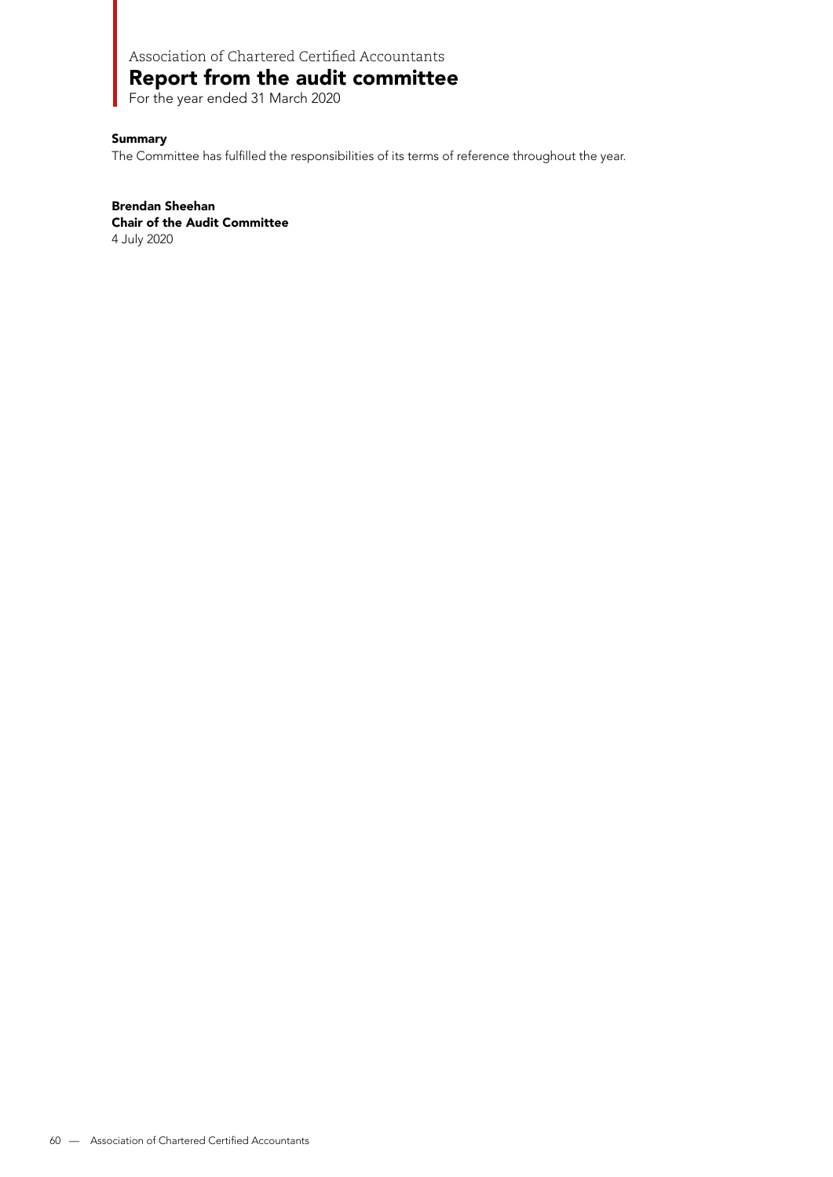Association of Chartered Certified Accountants

# Report from the audit committee

For the year ended 31 March 2020

**Summary**

The Committee has fulfilled the responsibilities of its terms of reference throughout the year.

**Brendan Sheehan**
**Chair of the Audit Committee**
4 July 2020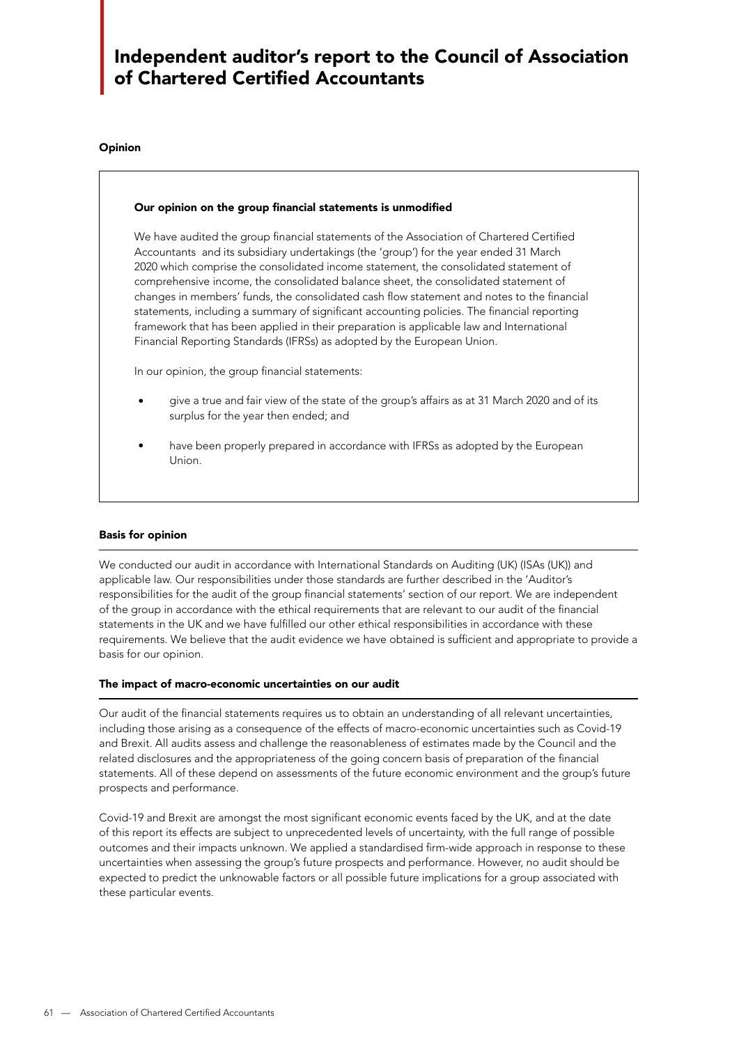# Independent auditor's report to the Council of Association of Chartered Certified Accountants

## Opinion

**Our opinion on the group financial statements is unmodified**

We have audited the group financial statements of the Association of Chartered Certified Accountants and its subsidiary undertakings (the 'group') for the year ended 31 March 2020 which comprise the consolidated income statement, the consolidated statement of comprehensive income, the consolidated balance sheet, the consolidated statement of changes in members' funds, the consolidated cash flow statement and notes to the financial statements, including a summary of significant accounting policies. The financial reporting framework that has been applied in their preparation is applicable law and International Financial Reporting Standards (IFRSs) as adopted by the European Union.

In our opinion, the group financial statements:

- give a true and fair view of the state of the group's affairs as at 31 March 2020 and of its surplus for the year then ended; and
- have been properly prepared in accordance with IFRSs as adopted by the European Union.

## Basis for opinion

We conducted our audit in accordance with International Standards on Auditing (UK) (ISAs (UK)) and applicable law. Our responsibilities under those standards are further described in the 'Auditor's responsibilities for the audit of the group financial statements' section of our report. We are independent of the group in accordance with the ethical requirements that are relevant to our audit of the financial statements in the UK and we have fulfilled our other ethical responsibilities in accordance with these requirements. We believe that the audit evidence we have obtained is sufficient and appropriate to provide a basis for our opinion.

## The impact of macro-economic uncertainties on our audit

Our audit of the financial statements requires us to obtain an understanding of all relevant uncertainties, including those arising as a consequence of the effects of macro-economic uncertainties such as Covid-19 and Brexit. All audits assess and challenge the reasonableness of estimates made by the Council and the related disclosures and the appropriateness of the going concern basis of preparation of the financial statements. All of these depend on assessments of the future economic environment and the group's future prospects and performance.

Covid-19 and Brexit are amongst the most significant economic events faced by the UK, and at the date of this report its effects are subject to unprecedented levels of uncertainty, with the full range of possible outcomes and their impacts unknown. We applied a standardised firm-wide approach in response to these uncertainties when assessing the group's future prospects and performance. However, no audit should be expected to predict the unknowable factors or all possible future implications for a group associated with these particular events.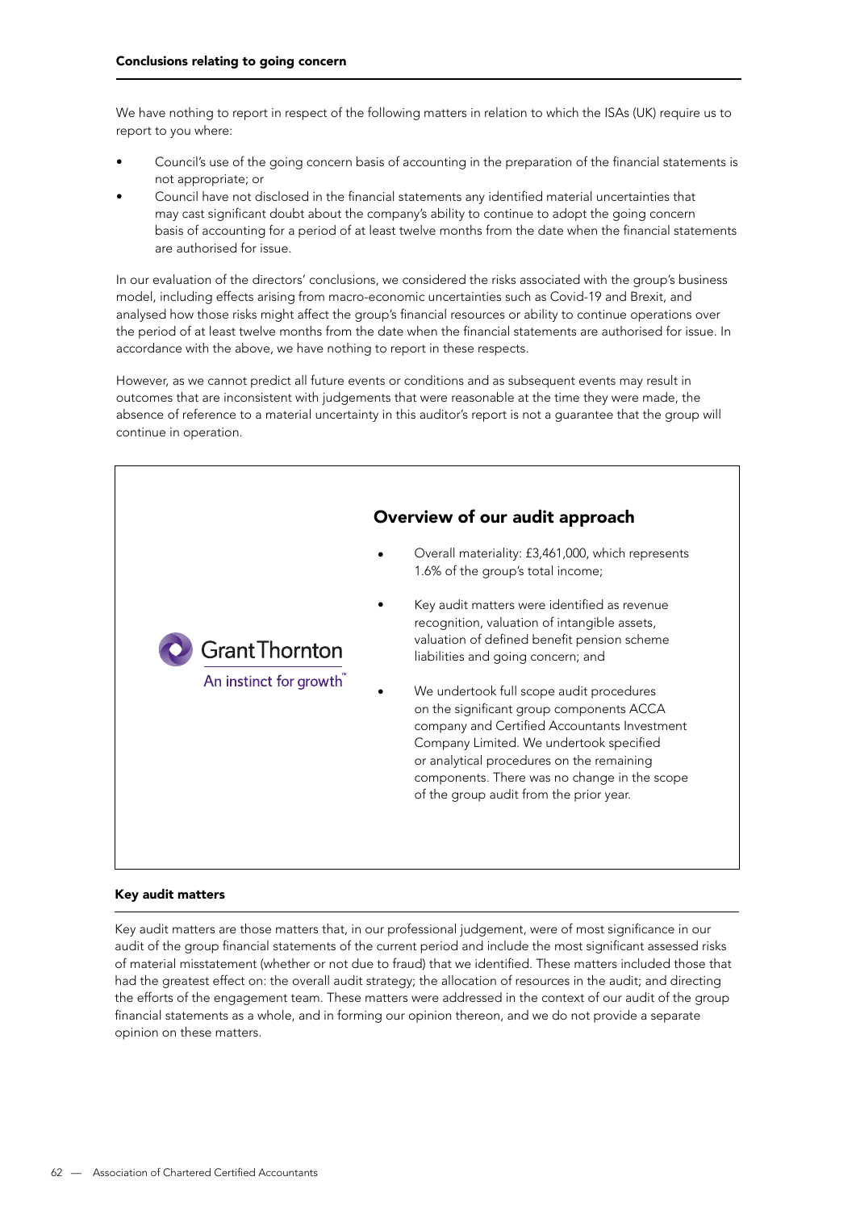## Conclusions relating to going concern

We have nothing to report in respect of the following matters in relation to which the ISAs (UK) require us to report to you where:

- Council's use of the going concern basis of accounting in the preparation of the financial statements is not appropriate; or
- Council have not disclosed in the financial statements any identified material uncertainties that may cast significant doubt about the company's ability to continue to adopt the going concern basis of accounting for a period of at least twelve months from the date when the financial statements are authorised for issue.

In our evaluation of the directors' conclusions, we considered the risks associated with the group's business model, including effects arising from macro-economic uncertainties such as Covid-19 and Brexit, and analysed how those risks might affect the group's financial resources or ability to continue operations over the period of at least twelve months from the date when the financial statements are authorised for issue. In accordance with the above, we have nothing to report in these respects.

However, as we cannot predict all future events or conditions and as subsequent events may result in outcomes that are inconsistent with judgements that were reasonable at the time they were made, the absence of reference to a material uncertainty in this auditor's report is not a guarantee that the group will continue in operation.

Grant Thornton
An instinct for growth™

### Overview of our audit approach

- Overall materiality: £3,461,000, which represents 1.6% of the group's total income;
- Key audit matters were identified as revenue recognition, valuation of intangible assets, valuation of defined benefit pension scheme liabilities and going concern; and
- We undertook full scope audit procedures on the significant group components ACCA company and Certified Accountants Investment Company Limited. We undertook specified or analytical procedures on the remaining components. There was no change in the scope of the group audit from the prior year.

## Key audit matters

Key audit matters are those matters that, in our professional judgement, were of most significance in our audit of the group financial statements of the current period and include the most significant assessed risks of material misstatement (whether or not due to fraud) that we identified. These matters included those that had the greatest effect on: the overall audit strategy; the allocation of resources in the audit; and directing the efforts of the engagement team. These matters were addressed in the context of our audit of the group financial statements as a whole, and in forming our opinion thereon, and we do not provide a separate opinion on these matters.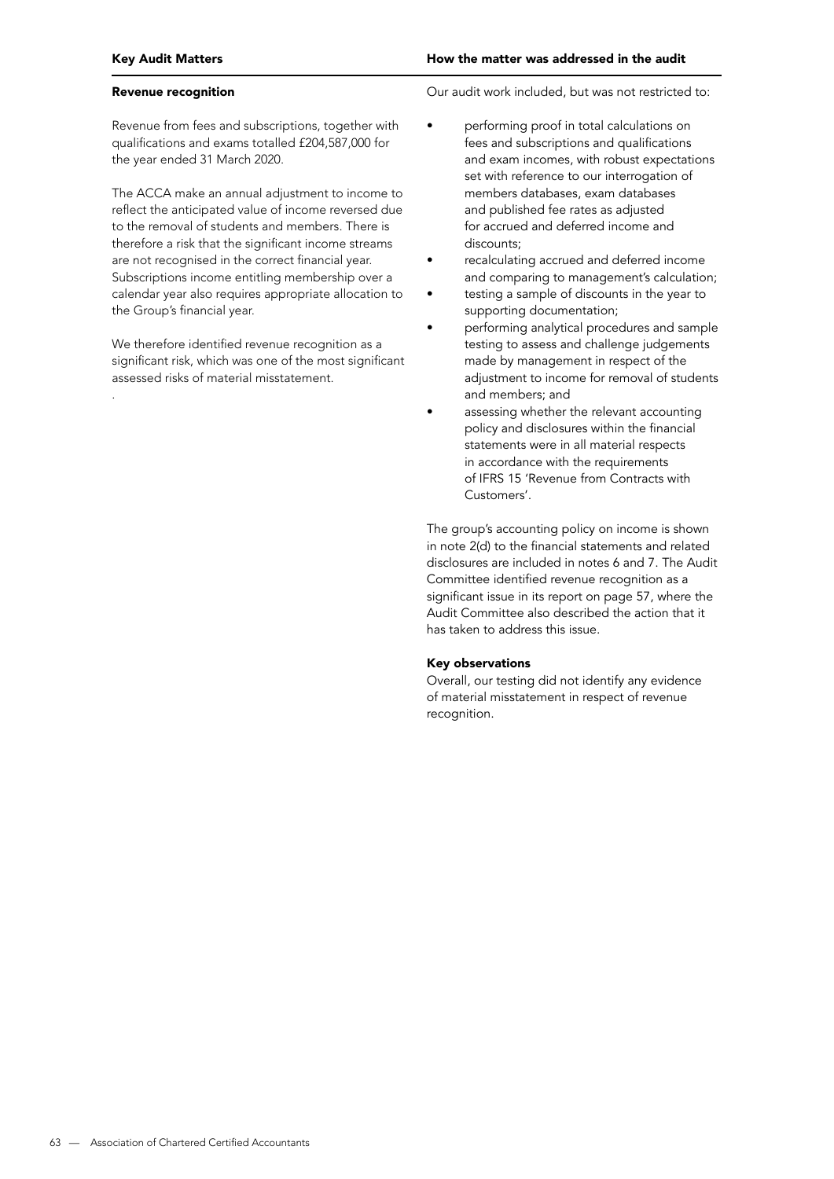| Key Audit Matters | How the matter was addressed in the audit |
|---|---|
| **Revenue recognition**<br><br>Revenue from fees and subscriptions, together with qualifications and exams totalled £204,587,000 for the year ended 31 March 2020.<br><br>The ACCA make an annual adjustment to income to reflect the anticipated value of income reversed due to the removal of students and members. There is therefore a risk that the significant income streams are not recognised in the correct financial year. Subscriptions income entitling membership over a calendar year also requires appropriate allocation to the Group's financial year.<br><br>We therefore identified revenue recognition as a significant risk, which was one of the most significant assessed risks of material misstatement.<br><br>. | Our audit work included, but was not restricted to:<br><br>• performing proof in total calculations on fees and subscriptions and qualifications and exam incomes, with robust expectations set with reference to our interrogation of members databases, exam databases and published fee rates as adjusted for accrued and deferred income and discounts;<br>• recalculating accrued and deferred income and comparing to management's calculation;<br>• testing a sample of discounts in the year to supporting documentation;<br>• performing analytical procedures and sample testing to assess and challenge judgements made by management in respect of the adjustment to income for removal of students and members; and<br>• assessing whether the relevant accounting policy and disclosures within the financial statements were in all material respects in accordance with the requirements of IFRS 15 'Revenue from Contracts with Customers'.<br><br>The group's accounting policy on income is shown in note 2(d) to the financial statements and related disclosures are included in notes 6 and 7. The Audit Committee identified revenue recognition as a significant issue in its report on page 57, where the Audit Committee also described the action that it has taken to address this issue.<br><br>**Key observations**<br>Overall, our testing did not identify any evidence of material misstatement in respect of revenue recognition. |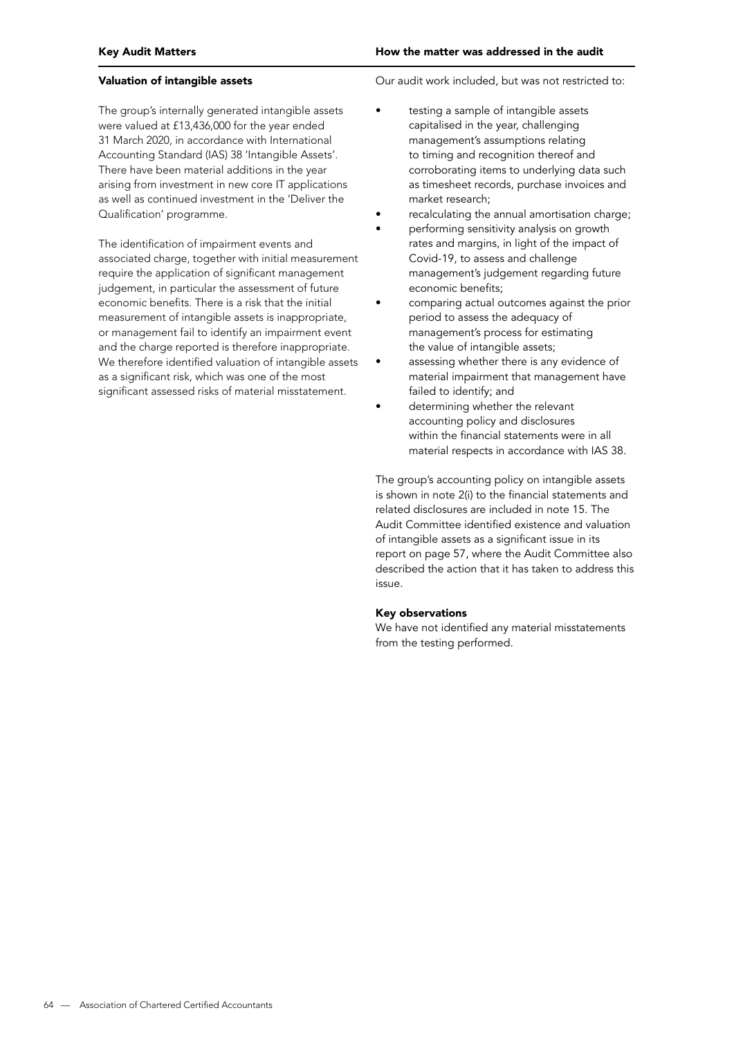| Key Audit Matters | How the matter was addressed in the audit |
| --- | --- |
| **Valuation of intangible assets**<br><br>The group's internally generated intangible assets were valued at £13,436,000 for the year ended 31 March 2020, in accordance with International Accounting Standard (IAS) 38 'Intangible Assets'. There have been material additions in the year arising from investment in new core IT applications as well as continued investment in the 'Deliver the Qualification' programme.<br><br>The identification of impairment events and associated charge, together with initial measurement require the application of significant management judgement, in particular the assessment of future economic benefits. There is a risk that the initial measurement of intangible assets is inappropriate, or management fail to identify an impairment event and the charge reported is therefore inappropriate. We therefore identified valuation of intangible assets as a significant risk, which was one of the most significant assessed risks of material misstatement. | Our audit work included, but was not restricted to:<br><br>• testing a sample of intangible assets capitalised in the year, challenging management's assumptions relating to timing and recognition thereof and corroborating items to underlying data such as timesheet records, purchase invoices and market research;<br>• recalculating the annual amortisation charge;<br>• performing sensitivity analysis on growth rates and margins, in light of the impact of Covid-19, to assess and challenge management's judgement regarding future economic benefits;<br>• comparing actual outcomes against the prior period to assess the adequacy of management's process for estimating the value of intangible assets;<br>• assessing whether there is any evidence of material impairment that management have failed to identify; and<br>• determining whether the relevant accounting policy and disclosures within the financial statements were in all material respects in accordance with IAS 38.<br><br>The group's accounting policy on intangible assets is shown in note 2(i) to the financial statements and related disclosures are included in note 15. The Audit Committee identified existence and valuation of intangible assets as a significant issue in its report on page 57, where the Audit Committee also described the action that it has taken to address this issue.<br><br>**Key observations**<br>We have not identified any material misstatements from the testing performed. |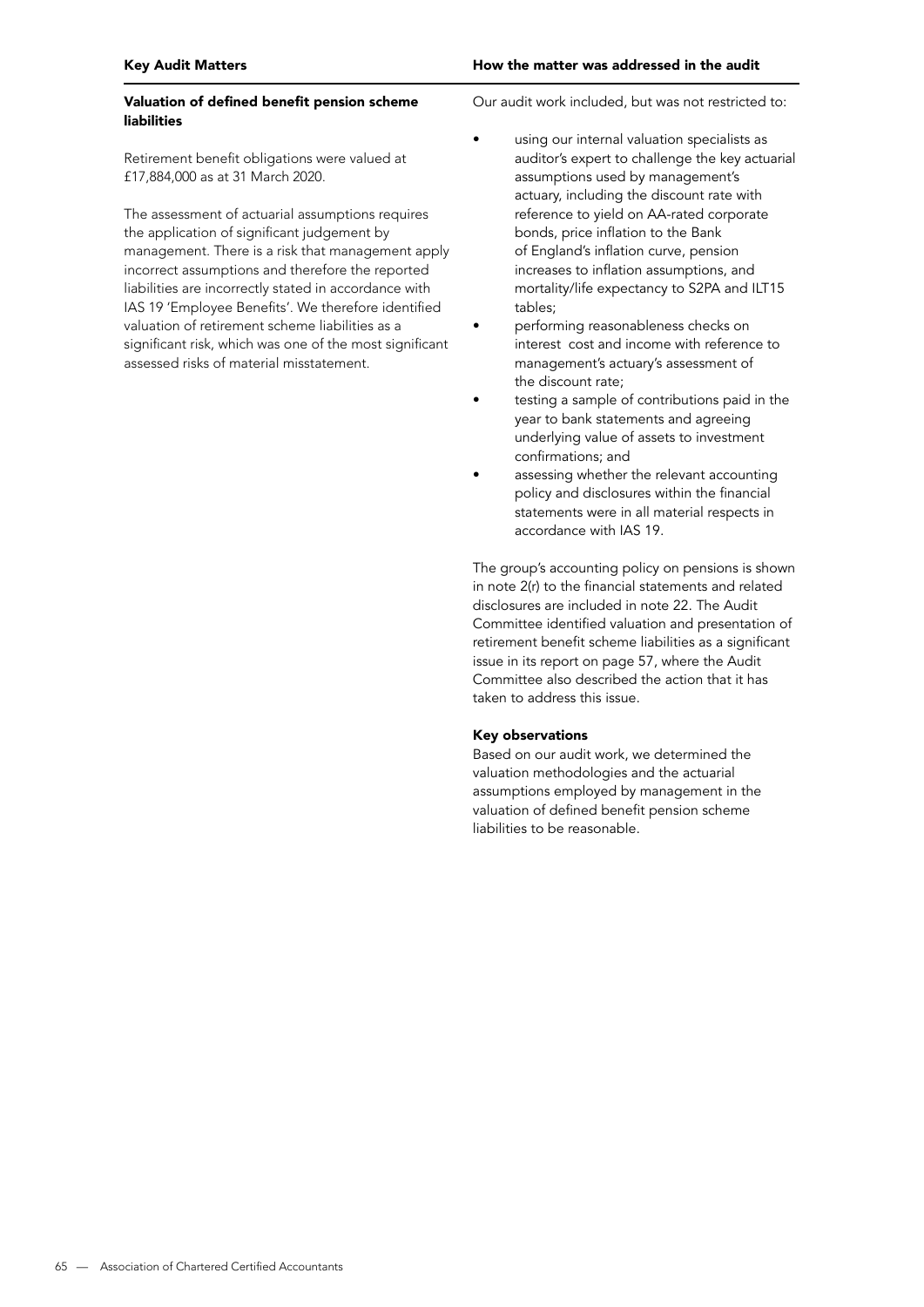| Key Audit Matters | How the matter was addressed in the audit |
| --- | --- |
| **Valuation of defined benefit pension scheme liabilities**<br><br>Retirement benefit obligations were valued at £17,884,000 as at 31 March 2020.<br><br>The assessment of actuarial assumptions requires the application of significant judgement by management. There is a risk that management apply incorrect assumptions and therefore the reported liabilities are incorrectly stated in accordance with IAS 19 'Employee Benefits'. We therefore identified valuation of retirement scheme liabilities as a significant risk, which was one of the most significant assessed risks of material misstatement. | Our audit work included, but was not restricted to:<br><br>• using our internal valuation specialists as auditor's expert to challenge the key actuarial assumptions used by management's actuary, including the discount rate with reference to yield on AA-rated corporate bonds, price inflation to the Bank of England's inflation curve, pension increases to inflation assumptions, and mortality/life expectancy to S2PA and ILT15 tables;<br>• performing reasonableness checks on interest cost and income with reference to management's actuary's assessment of the discount rate;<br>• testing a sample of contributions paid in the year to bank statements and agreeing underlying value of assets to investment confirmations; and<br>• assessing whether the relevant accounting policy and disclosures within the financial statements were in all material respects in accordance with IAS 19.<br><br>The group's accounting policy on pensions is shown in note 2(r) to the financial statements and related disclosures are included in note 22. The Audit Committee identified valuation and presentation of retirement benefit scheme liabilities as a significant issue in its report on page 57, where the Audit Committee also described the action that it has taken to address this issue.<br><br>**Key observations**<br>Based on our audit work, we determined the valuation methodologies and the actuarial assumptions employed by management in the valuation of defined benefit pension scheme liabilities to be reasonable. |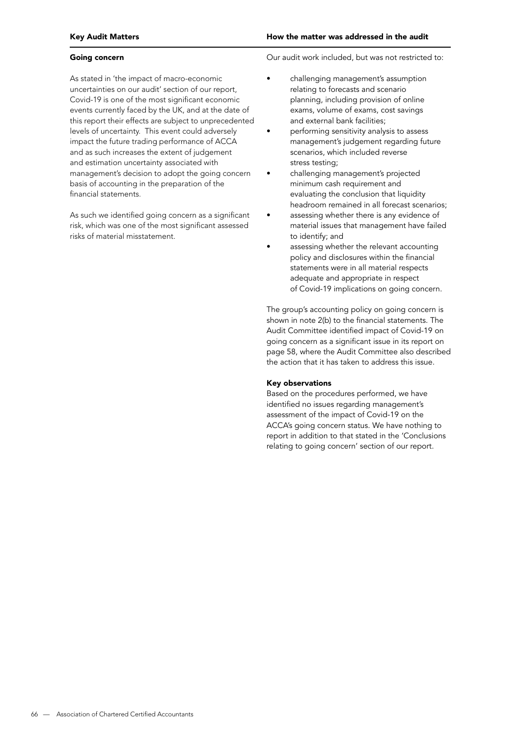| Key Audit Matters | How the matter was addressed in the audit |
|---|---|
| **Going concern**<br><br>As stated in 'the impact of macro-economic uncertainties on our audit' section of our report, Covid-19 is one of the most significant economic events currently faced by the UK, and at the date of this report their effects are subject to unprecedented levels of uncertainty. This event could adversely impact the future trading performance of ACCA and as such increases the extent of judgement and estimation uncertainty associated with management's decision to adopt the going concern basis of accounting in the preparation of the financial statements.<br><br>As such we identified going concern as a significant risk, which was one of the most significant assessed risks of material misstatement. | Our audit work included, but was not restricted to:<br><br>• challenging management's assumption relating to forecasts and scenario planning, including provision of online exams, volume of exams, cost savings and external bank facilities;<br>• performing sensitivity analysis to assess management's judgement regarding future scenarios, which included reverse stress testing;<br>• challenging management's projected minimum cash requirement and evaluating the conclusion that liquidity headroom remained in all forecast scenarios;<br>• assessing whether there is any evidence of material issues that management have failed to identify; and<br>• assessing whether the relevant accounting policy and disclosures within the financial statements were in all material respects adequate and appropriate in respect of Covid-19 implications on going concern.<br><br>The group's accounting policy on going concern is shown in note 2(b) to the financial statements. The Audit Committee identified impact of Covid-19 on going concern as a significant issue in its report on page 58, where the Audit Committee also described the action that it has taken to address this issue.<br><br>**Key observations**<br>Based on the procedures performed, we have identified no issues regarding management's assessment of the impact of Covid-19 on the ACCA's going concern status. We have nothing to report in addition to that stated in the 'Conclusions relating to going concern' section of our report. |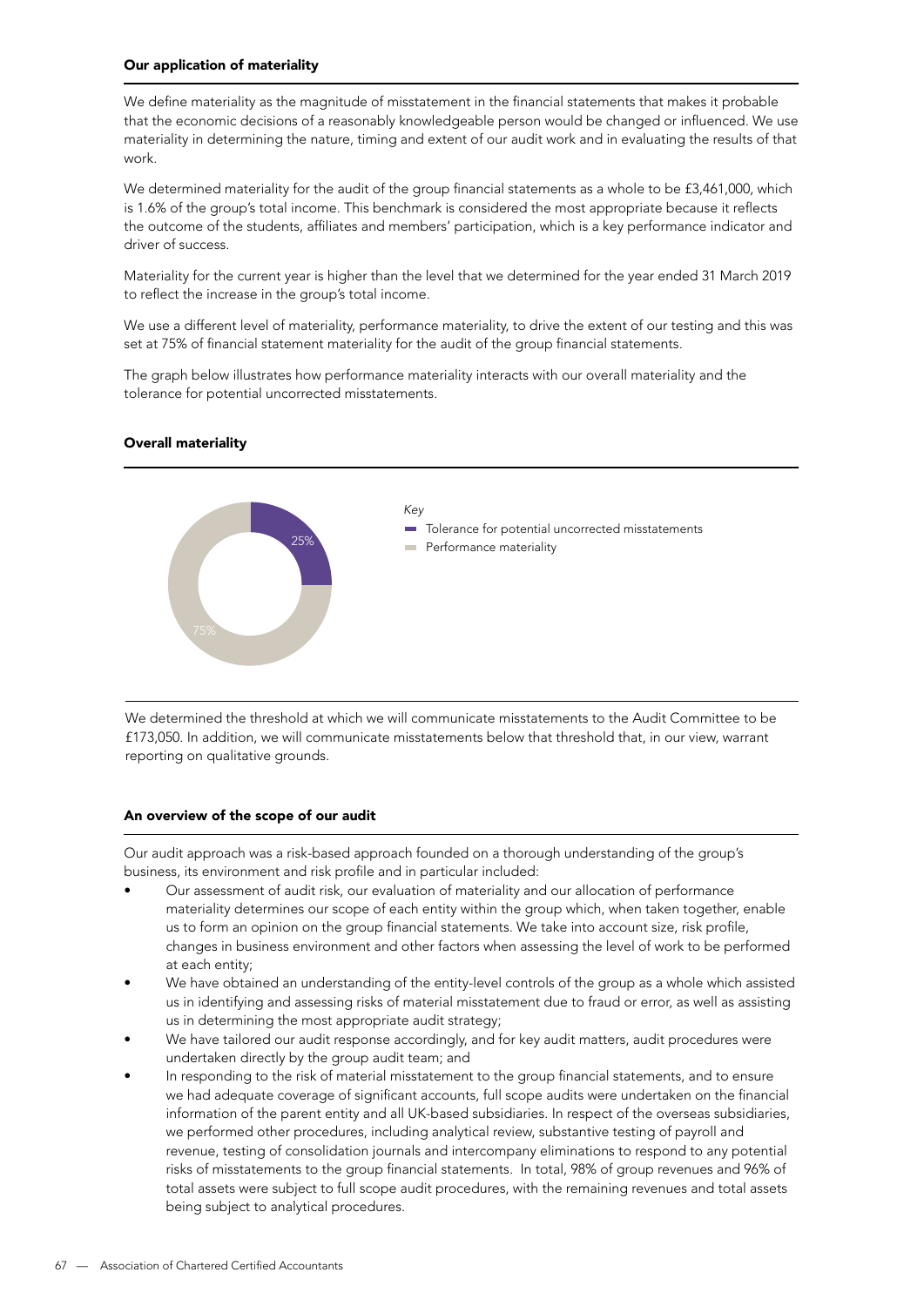### Our application of materiality

We define materiality as the magnitude of misstatement in the financial statements that makes it probable that the economic decisions of a reasonably knowledgeable person would be changed or influenced. We use materiality in determining the nature, timing and extent of our audit work and in evaluating the results of that work.

We determined materiality for the audit of the group financial statements as a whole to be £3,461,000, which is 1.6% of the group's total income. This benchmark is considered the most appropriate because it reflects the outcome of the students, affiliates and members' participation, which is a key performance indicator and driver of success.

Materiality for the current year is higher than the level that we determined for the year ended 31 March 2019 to reflect the increase in the group's total income.

We use a different level of materiality, performance materiality, to drive the extent of our testing and this was set at 75% of financial statement materiality for the audit of the group financial statements.

The graph below illustrates how performance materiality interacts with our overall materiality and the tolerance for potential uncorrected misstatements.

### Overall materiality

*Key*

- Tolerance for potential uncorrected misstatements — 25%
- Performance materiality — 75%

We determined the threshold at which we will communicate misstatements to the Audit Committee to be £173,050. In addition, we will communicate misstatements below that threshold that, in our view, warrant reporting on qualitative grounds.

### An overview of the scope of our audit

Our audit approach was a risk-based approach founded on a thorough understanding of the group's business, its environment and risk profile and in particular included:

- Our assessment of audit risk, our evaluation of materiality and our allocation of performance materiality determines our scope of each entity within the group which, when taken together, enable us to form an opinion on the group financial statements. We take into account size, risk profile, changes in business environment and other factors when assessing the level of work to be performed at each entity;
- We have obtained an understanding of the entity-level controls of the group as a whole which assisted us in identifying and assessing risks of material misstatement due to fraud or error, as well as assisting us in determining the most appropriate audit strategy;
- We have tailored our audit response accordingly, and for key audit matters, audit procedures were undertaken directly by the group audit team; and
- In responding to the risk of material misstatement to the group financial statements, and to ensure we had adequate coverage of significant accounts, full scope audits were undertaken on the financial information of the parent entity and all UK-based subsidiaries. In respect of the overseas subsidiaries, we performed other procedures, including analytical review, substantive testing of payroll and revenue, testing of consolidation journals and intercompany eliminations to respond to any potential risks of misstatements to the group financial statements. In total, 98% of group revenues and 96% of total assets were subject to full scope audit procedures, with the remaining revenues and total assets being subject to analytical procedures.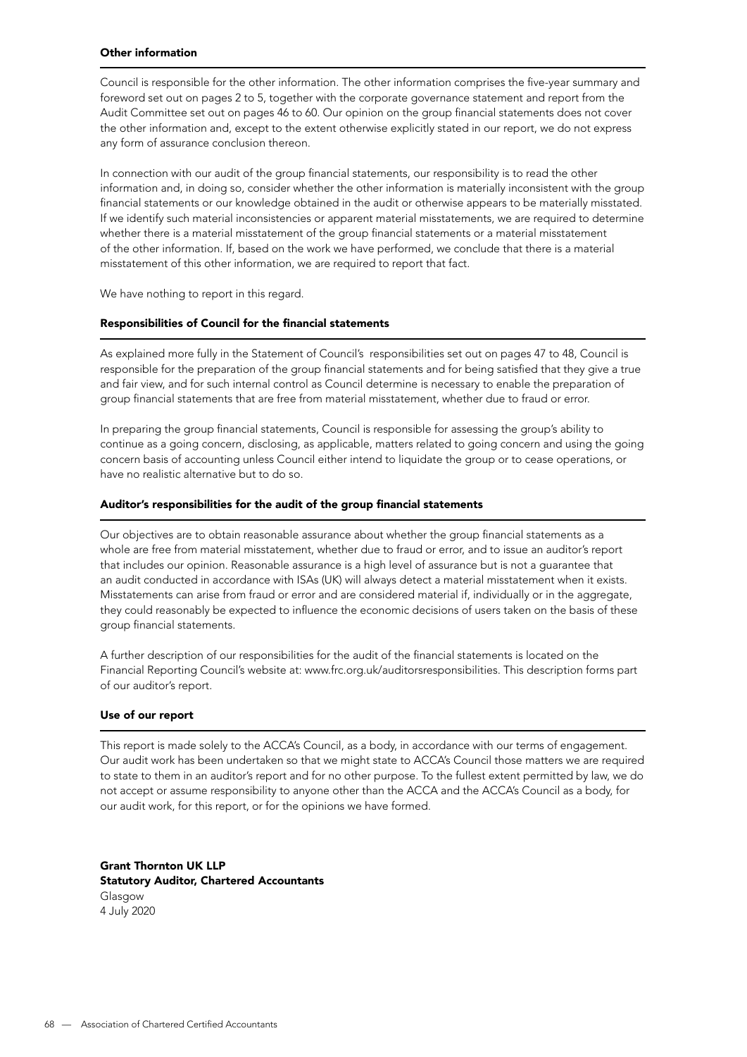#### Other information

Council is responsible for the other information. The other information comprises the five-year summary and foreword set out on pages 2 to 5, together with the corporate governance statement and report from the Audit Committee set out on pages 46 to 60. Our opinion on the group financial statements does not cover the other information and, except to the extent otherwise explicitly stated in our report, we do not express any form of assurance conclusion thereon.

In connection with our audit of the group financial statements, our responsibility is to read the other information and, in doing so, consider whether the other information is materially inconsistent with the group financial statements or our knowledge obtained in the audit or otherwise appears to be materially misstated. If we identify such material inconsistencies or apparent material misstatements, we are required to determine whether there is a material misstatement of the group financial statements or a material misstatement of the other information. If, based on the work we have performed, we conclude that there is a material misstatement of this other information, we are required to report that fact.

We have nothing to report in this regard.

#### Responsibilities of Council for the financial statements

As explained more fully in the Statement of Council's responsibilities set out on pages 47 to 48, Council is responsible for the preparation of the group financial statements and for being satisfied that they give a true and fair view, and for such internal control as Council determine is necessary to enable the preparation of group financial statements that are free from material misstatement, whether due to fraud or error.

In preparing the group financial statements, Council is responsible for assessing the group's ability to continue as a going concern, disclosing, as applicable, matters related to going concern and using the going concern basis of accounting unless Council either intend to liquidate the group or to cease operations, or have no realistic alternative but to do so.

#### Auditor's responsibilities for the audit of the group financial statements

Our objectives are to obtain reasonable assurance about whether the group financial statements as a whole are free from material misstatement, whether due to fraud or error, and to issue an auditor's report that includes our opinion. Reasonable assurance is a high level of assurance but is not a guarantee that an audit conducted in accordance with ISAs (UK) will always detect a material misstatement when it exists. Misstatements can arise from fraud or error and are considered material if, individually or in the aggregate, they could reasonably be expected to influence the economic decisions of users taken on the basis of these group financial statements.

A further description of our responsibilities for the audit of the financial statements is located on the Financial Reporting Council's website at: www.frc.org.uk/auditorsresponsibilities. This description forms part of our auditor's report.

#### Use of our report

This report is made solely to the ACCA's Council, as a body, in accordance with our terms of engagement. Our audit work has been undertaken so that we might state to ACCA's Council those matters we are required to state to them in an auditor's report and for no other purpose. To the fullest extent permitted by law, we do not accept or assume responsibility to anyone other than the ACCA and the ACCA's Council as a body, for our audit work, for this report, or for the opinions we have formed.

**Grant Thornton UK LLP**
**Statutory Auditor, Chartered Accountants**
Glasgow
4 July 2020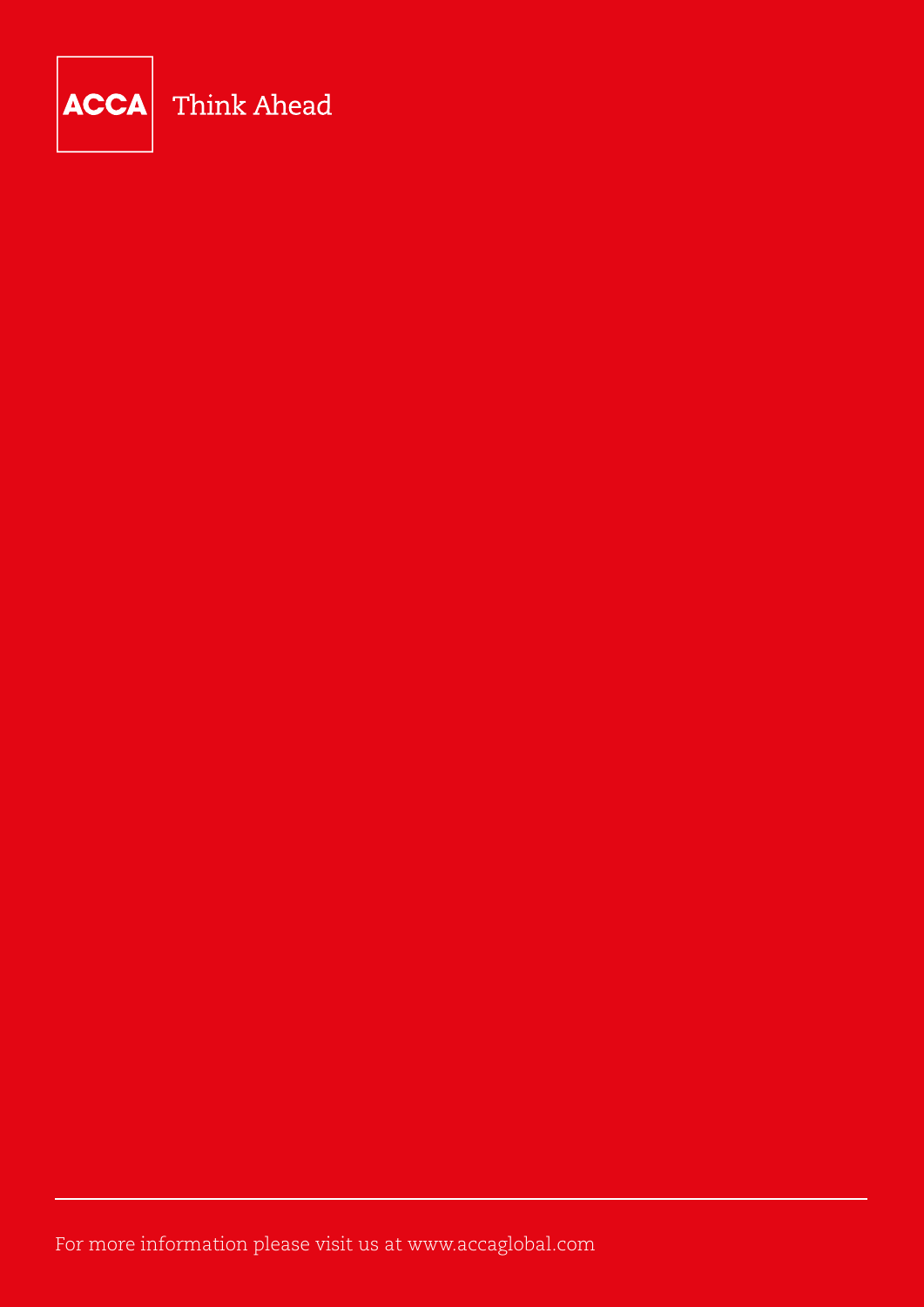ACCA Think Ahead

For more information please visit us at www.accaglobal.com